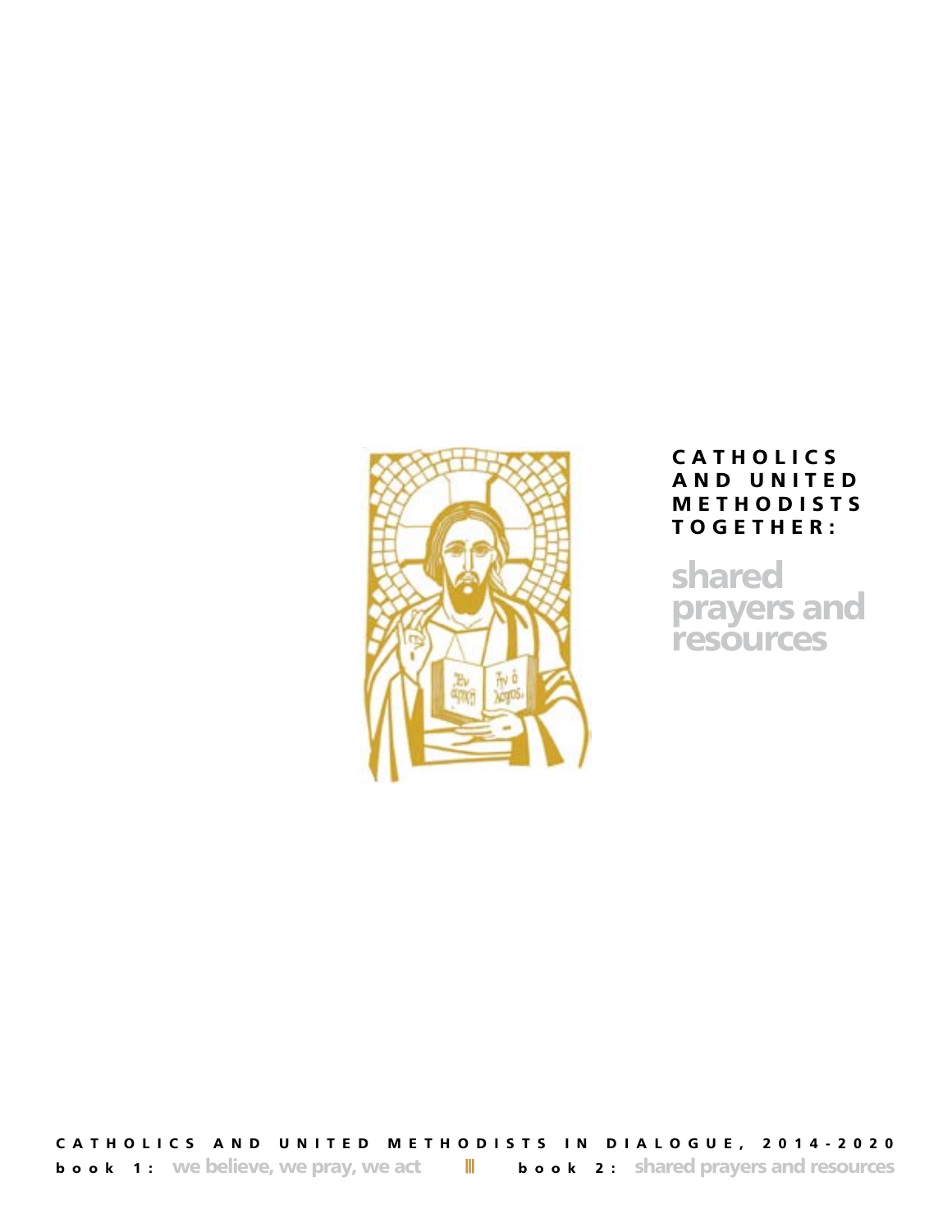# CATHOLICS AND UNITED METHODISTS TOGETHER:

## shared prayers and resources

CATHOLICS AND UNITED METHODISTS IN DIALOGUE, 2014-2020

**book 1:** we believe, we pray, we act ||| **book 2:** shared prayers and resources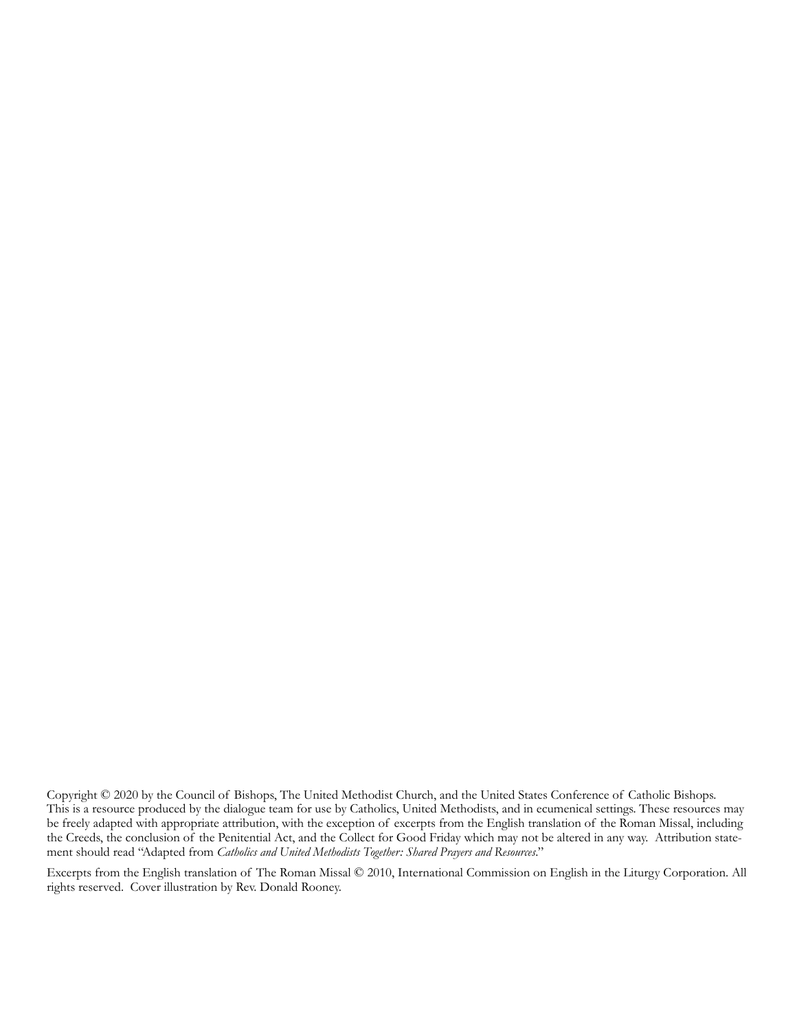Copyright © 2020 by the Council of Bishops, The United Methodist Church, and the United States Conference of Catholic Bishops. This is a resource produced by the dialogue team for use by Catholics, United Methodists, and in ecumenical settings. These resources may be freely adapted with appropriate attribution, with the exception of excerpts from the English translation of the Roman Missal, including the Creeds, the conclusion of the Penitential Act, and the Collect for Good Friday which may not be altered in any way. Attribution statement should read "Adapted from *Catholics and United Methodists Together: Shared Prayers and Resources*."

Excerpts from the English translation of The Roman Missal © 2010, International Commission on English in the Liturgy Corporation. All rights reserved. Cover illustration by Rev. Donald Rooney.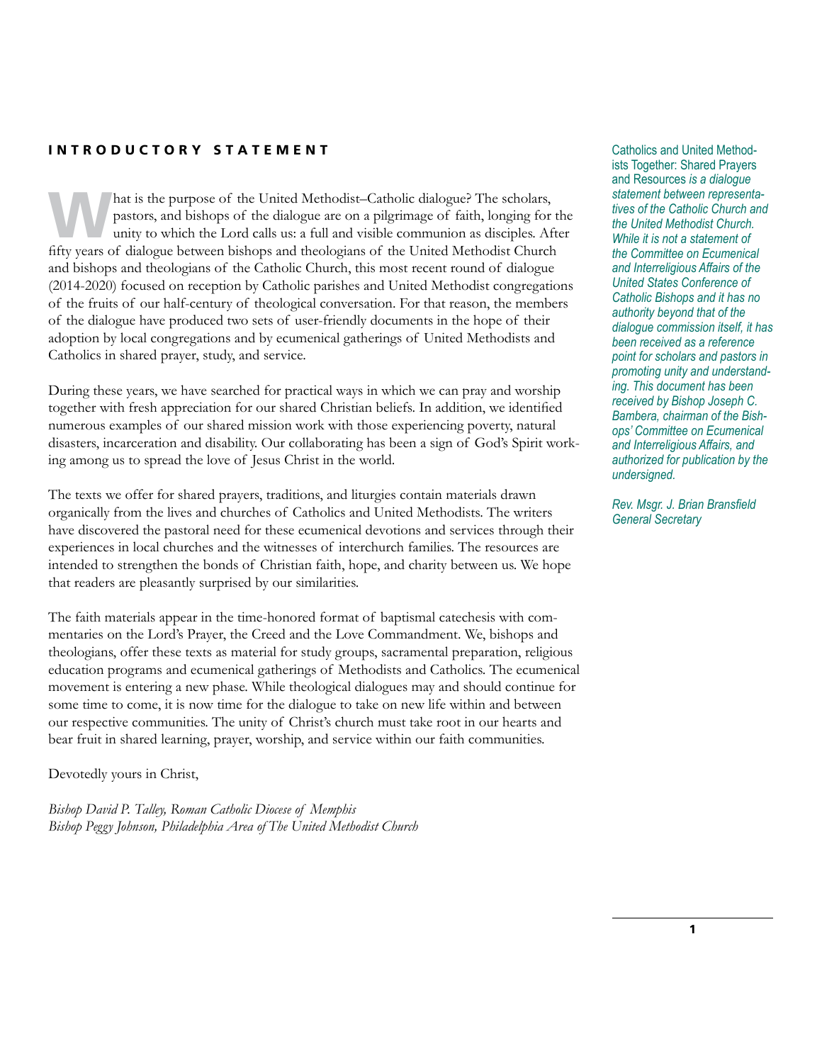## INTRODUCTORY STATEMENT

What is the purpose of the United Methodist–Catholic dialogue? The scholars, pastors, and bishops of the dialogue are on a pilgrimage of faith, longing for the unity to which the Lord calls us: a full and visible communion as disciples. After fifty years of dialogue between bishops and theologians of the United Methodist Church and bishops and theologians of the Catholic Church, this most recent round of dialogue (2014-2020) focused on reception by Catholic parishes and United Methodist congregations of the fruits of our half-century of theological conversation. For that reason, the members of the dialogue have produced two sets of user-friendly documents in the hope of their adoption by local congregations and by ecumenical gatherings of United Methodists and Catholics in shared prayer, study, and service.

During these years, we have searched for practical ways in which we can pray and worship together with fresh appreciation for our shared Christian beliefs. In addition, we identified numerous examples of our shared mission work with those experiencing poverty, natural disasters, incarceration and disability. Our collaborating has been a sign of God's Spirit working among us to spread the love of Jesus Christ in the world.

The texts we offer for shared prayers, traditions, and liturgies contain materials drawn organically from the lives and churches of Catholics and United Methodists. The writers have discovered the pastoral need for these ecumenical devotions and services through their experiences in local churches and the witnesses of interchurch families. The resources are intended to strengthen the bonds of Christian faith, hope, and charity between us. We hope that readers are pleasantly surprised by our similarities.

The faith materials appear in the time-honored format of baptismal catechesis with commentaries on the Lord's Prayer, the Creed and the Love Commandment. We, bishops and theologians, offer these texts as material for study groups, sacramental preparation, religious education programs and ecumenical gatherings of Methodists and Catholics. The ecumenical movement is entering a new phase. While theological dialogues may and should continue for some time to come, it is now time for the dialogue to take on new life within and between our respective communities. The unity of Christ's church must take root in our hearts and bear fruit in shared learning, prayer, worship, and service within our faith communities.

Devotedly yours in Christ,

*Bishop David P. Talley, Roman Catholic Diocese of Memphis*
*Bishop Peggy Johnson, Philadelphia Area of The United Methodist Church*

Catholics and United Methodists Together: Shared Prayers and Resources *is a dialogue statement between representatives of the Catholic Church and the United Methodist Church. While it is not a statement of the Committee on Ecumenical and Interreligious Affairs of the United States Conference of Catholic Bishops and it has no authority beyond that of the dialogue commission itself, it has been received as a reference point for scholars and pastors in promoting unity and understanding. This document has been received by Bishop Joseph C. Bambera, chairman of the Bishops' Committee on Ecumenical and Interreligious Affairs, and authorized for publication by the undersigned.*

*Rev. Msgr. J. Brian Bransfield*
*General Secretary*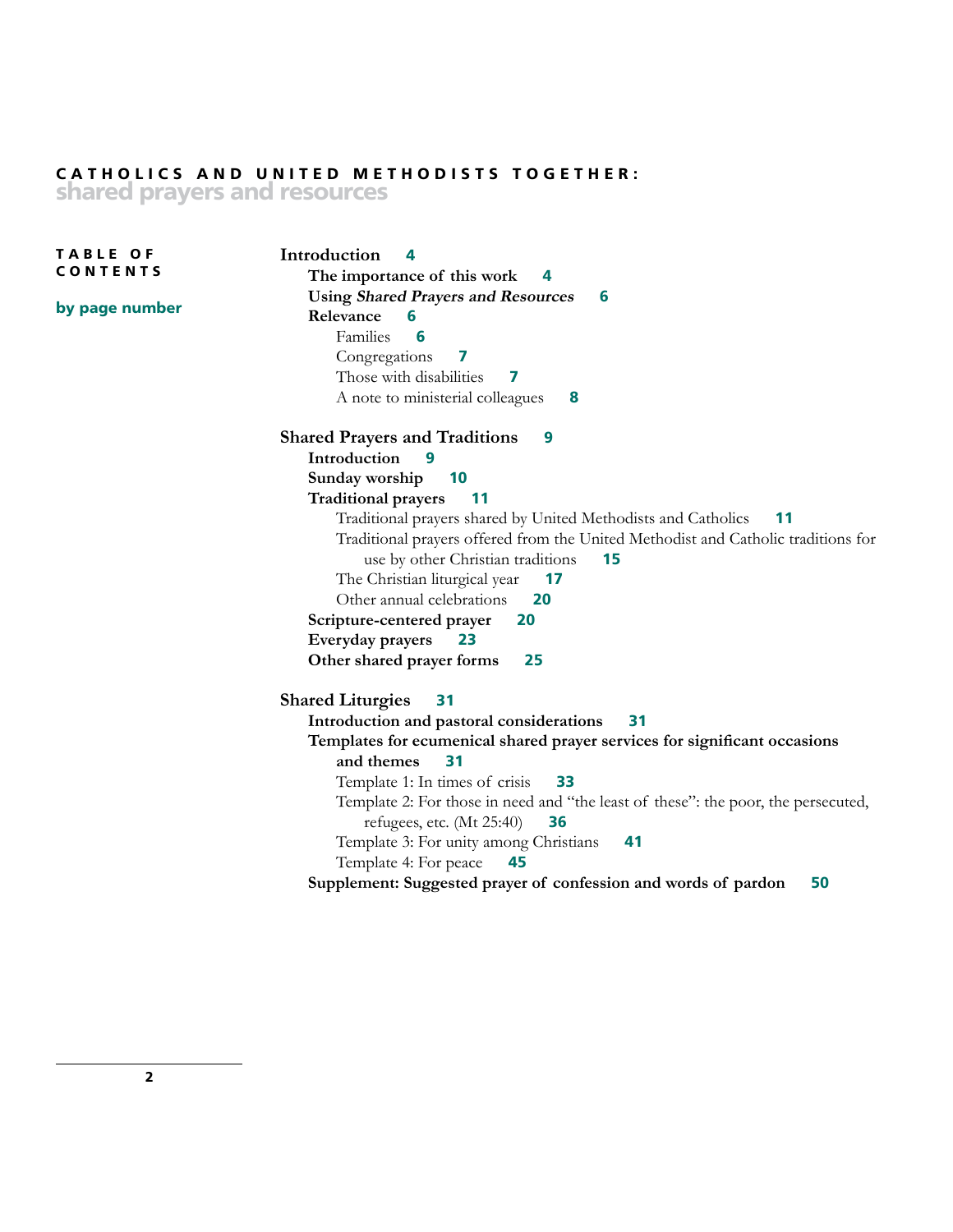**CATHOLICS AND UNITED METHODISTS TOGETHER:**
**shared prayers and resources**

## TABLE OF CONTENTS

**by page number**

**Introduction** 4
- **The importance of this work** 4
- **Using *Shared Prayers and Resources*** 6
- **Relevance** 6
  - Families 6
  - Congregations 7
  - Those with disabilities 7
  - A note to ministerial colleagues 8

**Shared Prayers and Traditions** 9
- **Introduction** 9
- **Sunday worship** 10
- **Traditional prayers** 11
  - Traditional prayers shared by United Methodists and Catholics 11
  - Traditional prayers offered from the United Methodist and Catholic traditions for use by other Christian traditions 15
  - The Christian liturgical year 17
  - Other annual celebrations 20
- **Scripture-centered prayer** 20
- **Everyday prayers** 23
- **Other shared prayer forms** 25

**Shared Liturgies** 31
- **Introduction and pastoral considerations** 31
- **Templates for ecumenical shared prayer services for significant occasions and themes** 31
  - Template 1: In times of crisis 33
  - Template 2: For those in need and "the least of these": the poor, the persecuted, refugees, etc. (Mt 25:40) 36
  - Template 3: For unity among Christians 41
  - Template 4: For peace 45
- **Supplement: Suggested prayer of confession and words of pardon** 50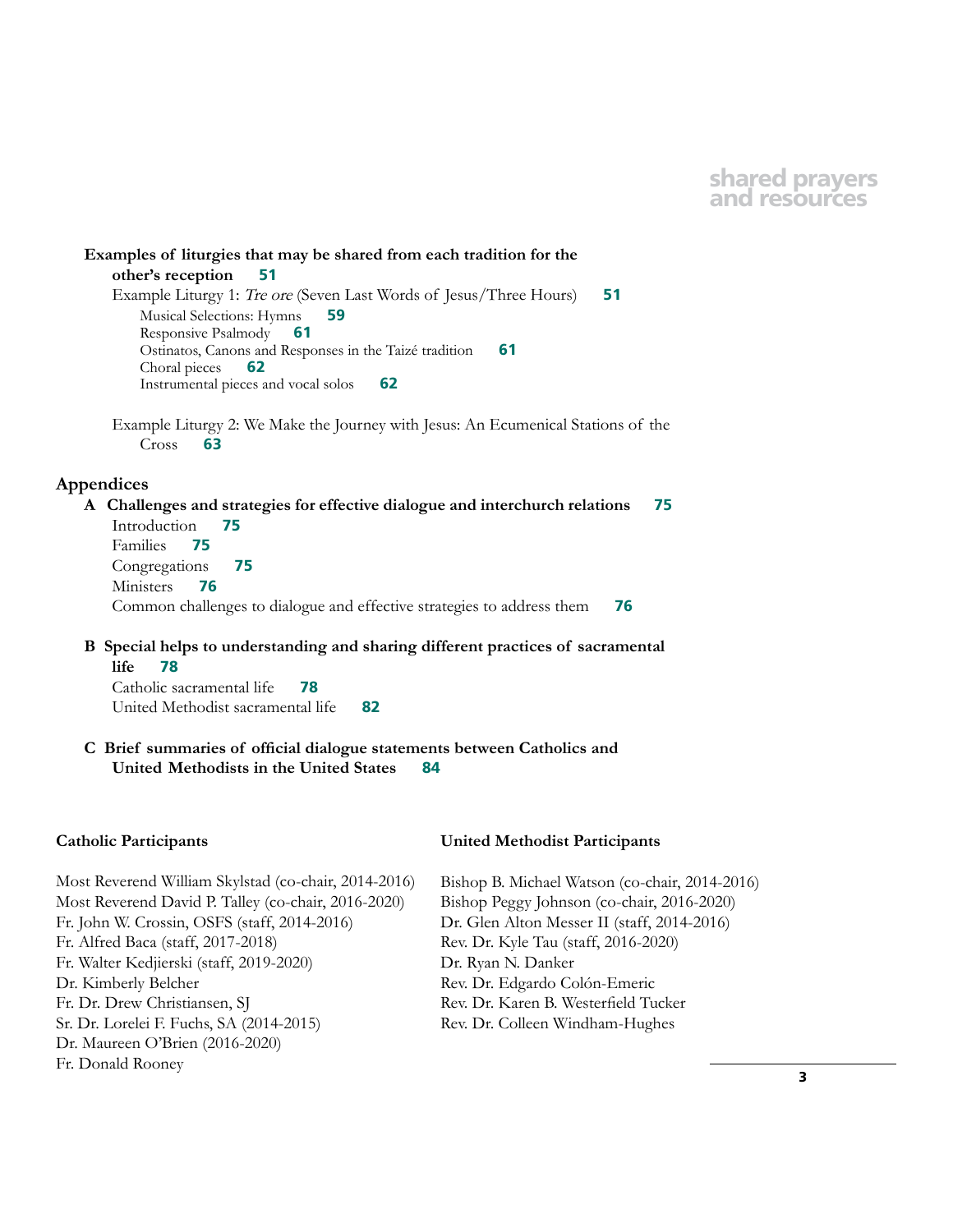**Examples of liturgies that may be shared from each tradition for the other's reception** 51

- Example Liturgy 1: *Tre ore* (Seven Last Words of Jesus/Three Hours) 51
  - Musical Selections: Hymns 59
  - Responsive Psalmody 61
  - Ostinatos, Canons and Responses in the Taizé tradition 61
  - Choral pieces 62
  - Instrumental pieces and vocal solos 62
- Example Liturgy 2: We Make the Journey with Jesus: An Ecumenical Stations of the Cross 63

## Appendices

**A Challenges and strategies for effective dialogue and interchurch relations** 75

- Introduction 75
- Families 75
- Congregations 75
- Ministers 76
- Common challenges to dialogue and effective strategies to address them 76

**B Special helps to understanding and sharing different practices of sacramental life** 78

- Catholic sacramental life 78
- United Methodist sacramental life 82

**C Brief summaries of official dialogue statements between Catholics and United Methodists in the United States** 84

**Catholic Participants**

Most Reverend William Skylstad (co-chair, 2014-2016)
Most Reverend David P. Talley (co-chair, 2016-2020)
Fr. John W. Crossin, OSFS (staff, 2014-2016)
Fr. Alfred Baca (staff, 2017-2018)
Fr. Walter Kedjierski (staff, 2019-2020)
Dr. Kimberly Belcher
Fr. Dr. Drew Christiansen, SJ
Sr. Dr. Lorelei F. Fuchs, SA (2014-2015)
Dr. Maureen O'Brien (2016-2020)
Fr. Donald Rooney

**United Methodist Participants**

Bishop B. Michael Watson (co-chair, 2014-2016)
Bishop Peggy Johnson (co-chair, 2016-2020)
Dr. Glen Alton Messer II (staff, 2014-2016)
Rev. Dr. Kyle Tau (staff, 2016-2020)
Dr. Ryan N. Danker
Rev. Dr. Edgardo Colón-Emeric
Rev. Dr. Karen B. Westerfield Tucker
Rev. Dr. Colleen Windham-Hughes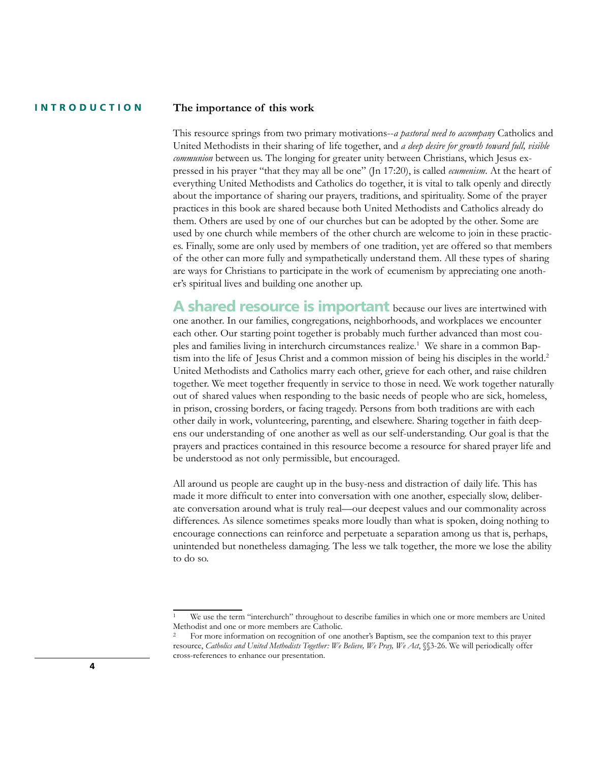## INTRODUCTION

### The importance of this work

This resource springs from two primary motivations--*a pastoral need to accompany* Catholics and United Methodists in their sharing of life together, and *a deep desire for growth toward full, visible communion* between us. The longing for greater unity between Christians, which Jesus expressed in his prayer "that they may all be one" (Jn 17:20), is called *ecumenism*. At the heart of everything United Methodists and Catholics do together, it is vital to talk openly and directly about the importance of sharing our prayers, traditions, and spirituality. Some of the prayer practices in this book are shared because both United Methodists and Catholics already do them. Others are used by one of our churches but can be adopted by the other. Some are used by one church while members of the other church are welcome to join in these practices. Finally, some are only used by members of one tradition, yet are offered so that members of the other can more fully and sympathetically understand them. All these types of sharing are ways for Christians to participate in the work of ecumenism by appreciating one another's spiritual lives and building one another up.

**A shared resource is important** because our lives are intertwined with one another. In our families, congregations, neighborhoods, and workplaces we encounter each other. Our starting point together is probably much further advanced than most couples and families living in interchurch circumstances realize.[1] We share in a common Baptism into the life of Jesus Christ and a common mission of being his disciples in the world.[2] United Methodists and Catholics marry each other, grieve for each other, and raise children together. We meet together frequently in service to those in need. We work together naturally out of shared values when responding to the basic needs of people who are sick, homeless, in prison, crossing borders, or facing tragedy. Persons from both traditions are with each other daily in work, volunteering, parenting, and elsewhere. Sharing together in faith deepens our understanding of one another as well as our self-understanding. Our goal is that the prayers and practices contained in this resource become a resource for shared prayer life and be understood as not only permissible, but encouraged.

All around us people are caught up in the busy-ness and distraction of daily life. This has made it more difficult to enter into conversation with one another, especially slow, deliberate conversation around what is truly real—our deepest values and our commonality across differences. As silence sometimes speaks more loudly than what is spoken, doing nothing to encourage connections can reinforce and perpetuate a separation among us that is, perhaps, unintended but nonetheless damaging. The less we talk together, the more we lose the ability to do so.

---

[1] We use the term "interchurch" throughout to describe families in which one or more members are United Methodist and one or more members are Catholic.

[2] For more information on recognition of one another's Baptism, see the companion text to this prayer resource, *Catholics and United Methodists Together: We Believe, We Pray, We Act*, §§3-26. We will periodically offer cross-references to enhance our presentation.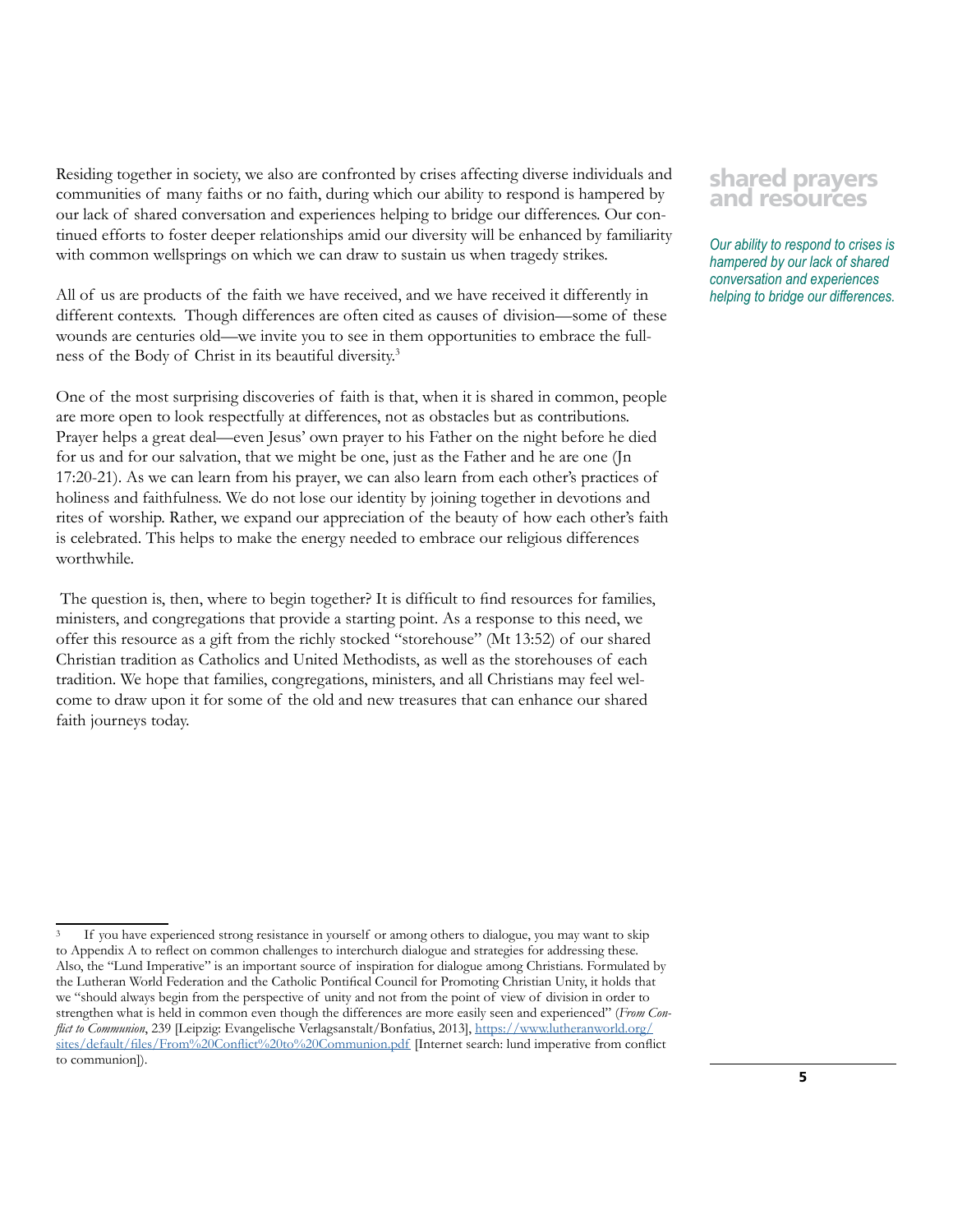Residing together in society, we also are confronted by crises affecting diverse individuals and communities of many faiths or no faith, during which our ability to respond is hampered by our lack of shared conversation and experiences helping to bridge our differences. Our continued efforts to foster deeper relationships amid our diversity will be enhanced by familiarity with common wellsprings on which we can draw to sustain us when tragedy strikes.

## shared prayers and resources

*Our ability to respond to crises is hampered by our lack of shared conversation and experiences helping to bridge our differences.*

All of us are products of the faith we have received, and we have received it differently in different contexts. Though differences are often cited as causes of division—some of these wounds are centuries old—we invite you to see in them opportunities to embrace the fullness of the Body of Christ in its beautiful diversity.[3]

One of the most surprising discoveries of faith is that, when it is shared in common, people are more open to look respectfully at differences, not as obstacles but as contributions. Prayer helps a great deal—even Jesus' own prayer to his Father on the night before he died for us and for our salvation, that we might be one, just as the Father and he are one (Jn 17:20-21). As we can learn from his prayer, we can also learn from each other's practices of holiness and faithfulness. We do not lose our identity by joining together in devotions and rites of worship. Rather, we expand our appreciation of the beauty of how each other's faith is celebrated. This helps to make the energy needed to embrace our religious differences worthwhile.

The question is, then, where to begin together? It is difficult to find resources for families, ministers, and congregations that provide a starting point. As a response to this need, we offer this resource as a gift from the richly stocked "storehouse" (Mt 13:52) of our shared Christian tradition as Catholics and United Methodists, as well as the storehouses of each tradition. We hope that families, congregations, ministers, and all Christians may feel welcome to draw upon it for some of the old and new treasures that can enhance our shared faith journeys today.

---

[3] If you have experienced strong resistance in yourself or among others to dialogue, you may want to skip to Appendix A to reflect on common challenges to interchurch dialogue and strategies for addressing these. Also, the "Lund Imperative" is an important source of inspiration for dialogue among Christians. Formulated by the Lutheran World Federation and the Catholic Pontifical Council for Promoting Christian Unity, it holds that we "should always begin from the perspective of unity and not from the point of view of division in order to strengthen what is held in common even though the differences are more easily seen and experienced" (*From Conflict to Communion*, 239 [Leipzig: Evangelische Verlagsanstalt/Bonfatius, 2013], https://www.lutheranworld.org/sites/default/files/From%20Conflict%20to%20Communion.pdf [Internet search: lund imperative from conflict to communion]).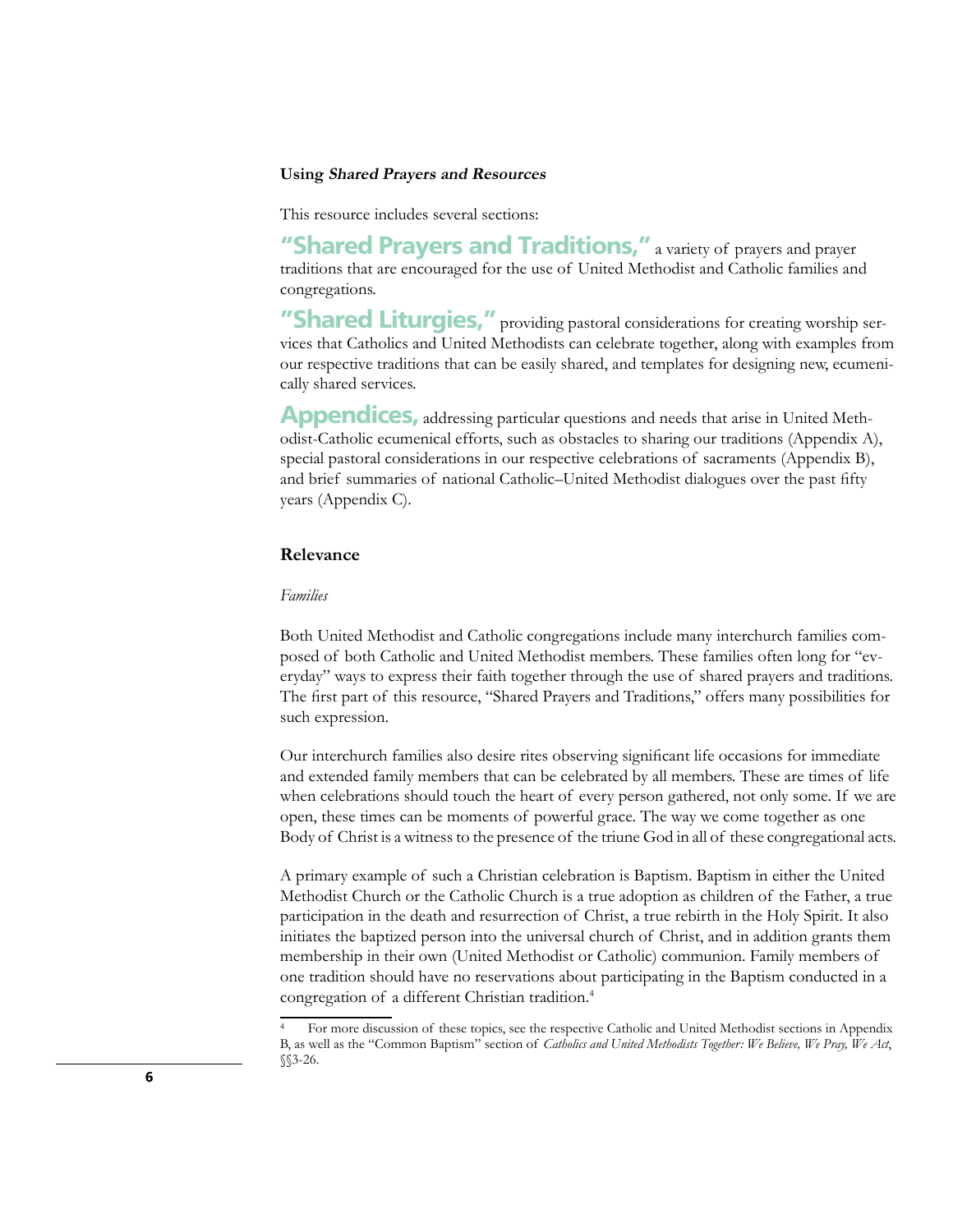### Using *Shared Prayers and Resources*

This resource includes several sections:

**"Shared Prayers and Traditions,"** a variety of prayers and prayer traditions that are encouraged for the use of United Methodist and Catholic families and congregations.

**"Shared Liturgies,"** providing pastoral considerations for creating worship services that Catholics and United Methodists can celebrate together, along with examples from our respective traditions that can be easily shared, and templates for designing new, ecumenically shared services.

**Appendices,** addressing particular questions and needs that arise in United Methodist-Catholic ecumenical efforts, such as obstacles to sharing our traditions (Appendix A), special pastoral considerations in our respective celebrations of sacraments (Appendix B), and brief summaries of national Catholic–United Methodist dialogues over the past fifty years (Appendix C).

### Relevance

*Families*

Both United Methodist and Catholic congregations include many interchurch families composed of both Catholic and United Methodist members. These families often long for "everyday" ways to express their faith together through the use of shared prayers and traditions. The first part of this resource, "Shared Prayers and Traditions," offers many possibilities for such expression.

Our interchurch families also desire rites observing significant life occasions for immediate and extended family members that can be celebrated by all members. These are times of life when celebrations should touch the heart of every person gathered, not only some. If we are open, these times can be moments of powerful grace. The way we come together as one Body of Christ is a witness to the presence of the triune God in all of these congregational acts.

A primary example of such a Christian celebration is Baptism. Baptism in either the United Methodist Church or the Catholic Church is a true adoption as children of the Father, a true participation in the death and resurrection of Christ, a true rebirth in the Holy Spirit. It also initiates the baptized person into the universal church of Christ, and in addition grants them membership in their own (United Methodist or Catholic) communion. Family members of one tradition should have no reservations about participating in the Baptism conducted in a congregation of a different Christian tradition.[4]

[4] For more discussion of these topics, see the respective Catholic and United Methodist sections in Appendix B, as well as the "Common Baptism" section of *Catholics and United Methodists Together: We Believe, We Pray, We Act*, §§3-26.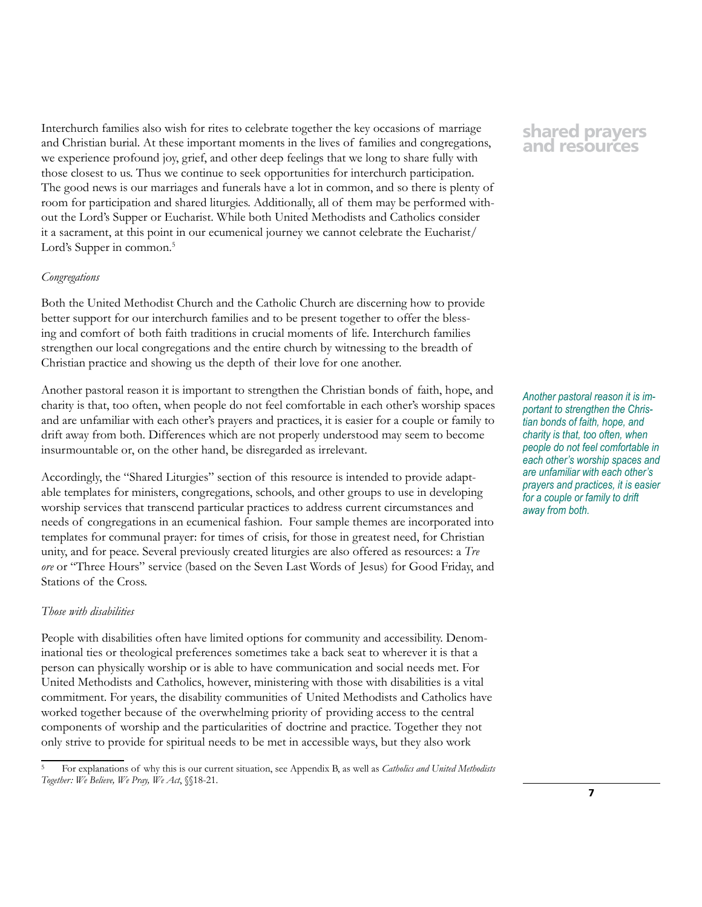Interchurch families also wish for rites to celebrate together the key occasions of marriage and Christian burial. At these important moments in the lives of families and congregations, we experience profound joy, grief, and other deep feelings that we long to share fully with those closest to us. Thus we continue to seek opportunities for interchurch participation. The good news is our marriages and funerals have a lot in common, and so there is plenty of room for participation and shared liturgies. Additionally, all of them may be performed without the Lord's Supper or Eucharist. While both United Methodists and Catholics consider it a sacrament, at this point in our ecumenical journey we cannot celebrate the Eucharist/ Lord's Supper in common.[5]

*Congregations*

Both the United Methodist Church and the Catholic Church are discerning how to provide better support for our interchurch families and to be present together to offer the blessing and comfort of both faith traditions in crucial moments of life. Interchurch families strengthen our local congregations and the entire church by witnessing to the breadth of Christian practice and showing us the depth of their love for one another.

Another pastoral reason it is important to strengthen the Christian bonds of faith, hope, and charity is that, too often, when people do not feel comfortable in each other's worship spaces and are unfamiliar with each other's prayers and practices, it is easier for a couple or family to drift away from both. Differences which are not properly understood may seem to become insurmountable or, on the other hand, be disregarded as irrelevant.

*Another pastoral reason it is important to strengthen the Christian bonds of faith, hope, and charity is that, too often, when people do not feel comfortable in each other's worship spaces and are unfamiliar with each other's prayers and practices, it is easier for a couple or family to drift away from both.*

Accordingly, the "Shared Liturgies" section of this resource is intended to provide adaptable templates for ministers, congregations, schools, and other groups to use in developing worship services that transcend particular practices to address current circumstances and needs of congregations in an ecumenical fashion. Four sample themes are incorporated into templates for communal prayer: for times of crisis, for those in greatest need, for Christian unity, and for peace. Several previously created liturgies are also offered as resources: a *Tre ore* or "Three Hours" service (based on the Seven Last Words of Jesus) for Good Friday, and Stations of the Cross.

*Those with disabilities*

People with disabilities often have limited options for community and accessibility. Denominational ties or theological preferences sometimes take a back seat to wherever it is that a person can physically worship or is able to have communication and social needs met. For United Methodists and Catholics, however, ministering with those with disabilities is a vital commitment. For years, the disability communities of United Methodists and Catholics have worked together because of the overwhelming priority of providing access to the central components of worship and the particularities of doctrine and practice. Together they not only strive to provide for spiritual needs to be met in accessible ways, but they also work

[5] For explanations of why this is our current situation, see Appendix B, as well as *Catholics and United Methodists Together: We Believe, We Pray, We Act*, §§18-21.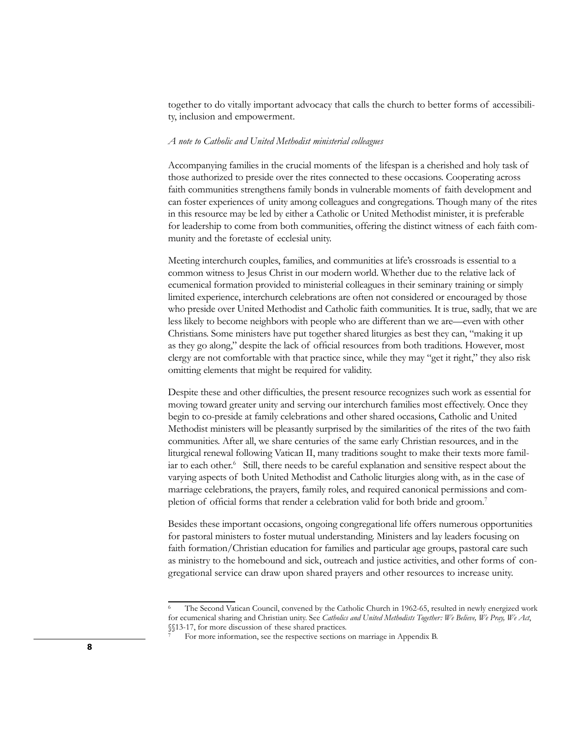together to do vitally important advocacy that calls the church to better forms of accessibility, inclusion and empowerment.

*A note to Catholic and United Methodist ministerial colleagues*

Accompanying families in the crucial moments of the lifespan is a cherished and holy task of those authorized to preside over the rites connected to these occasions. Cooperating across faith communities strengthens family bonds in vulnerable moments of faith development and can foster experiences of unity among colleagues and congregations. Though many of the rites in this resource may be led by either a Catholic or United Methodist minister, it is preferable for leadership to come from both communities, offering the distinct witness of each faith community and the foretaste of ecclesial unity.

Meeting interchurch couples, families, and communities at life's crossroads is essential to a common witness to Jesus Christ in our modern world. Whether due to the relative lack of ecumenical formation provided to ministerial colleagues in their seminary training or simply limited experience, interchurch celebrations are often not considered or encouraged by those who preside over United Methodist and Catholic faith communities. It is true, sadly, that we are less likely to become neighbors with people who are different than we are—even with other Christians. Some ministers have put together shared liturgies as best they can, "making it up as they go along," despite the lack of official resources from both traditions. However, most clergy are not comfortable with that practice since, while they may "get it right," they also risk omitting elements that might be required for validity.

Despite these and other difficulties, the present resource recognizes such work as essential for moving toward greater unity and serving our interchurch families most effectively. Once they begin to co-preside at family celebrations and other shared occasions, Catholic and United Methodist ministers will be pleasantly surprised by the similarities of the rites of the two faith communities. After all, we share centuries of the same early Christian resources, and in the liturgical renewal following Vatican II, many traditions sought to make their texts more familiar to each other.[6] Still, there needs to be careful explanation and sensitive respect about the varying aspects of both United Methodist and Catholic liturgies along with, as in the case of marriage celebrations, the prayers, family roles, and required canonical permissions and completion of official forms that render a celebration valid for both bride and groom.[7]

Besides these important occasions, ongoing congregational life offers numerous opportunities for pastoral ministers to foster mutual understanding. Ministers and lay leaders focusing on faith formation/Christian education for families and particular age groups, pastoral care such as ministry to the homebound and sick, outreach and justice activities, and other forms of congregational service can draw upon shared prayers and other resources to increase unity.

---

[6] The Second Vatican Council, convened by the Catholic Church in 1962-65, resulted in newly energized work for ecumenical sharing and Christian unity. See *Catholics and United Methodists Together: We Believe, We Pray, We Act*, §§13-17, for more discussion of these shared practices.

[7] For more information, see the respective sections on marriage in Appendix B.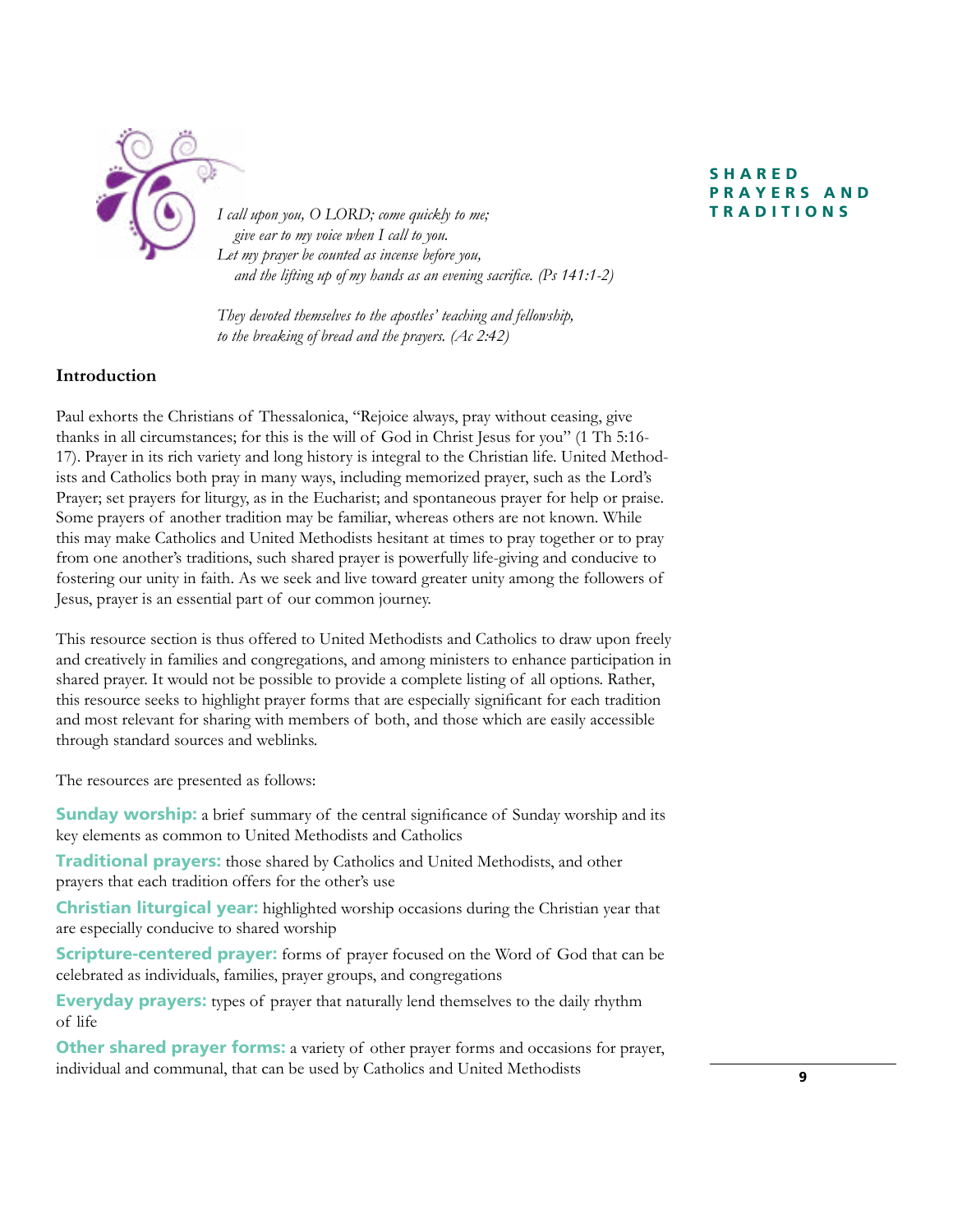# SHARED PRAYERS AND TRADITIONS

*I call upon you, O LORD; come quickly to me;*
*give ear to my voice when I call to you.*
*Let my prayer be counted as incense before you,*
*and the lifting up of my hands as an evening sacrifice. (Ps 141:1-2)*

*They devoted themselves to the apostles' teaching and fellowship,*
*to the breaking of bread and the prayers. (Ac 2:42)*

## Introduction

Paul exhorts the Christians of Thessalonica, "Rejoice always, pray without ceasing, give thanks in all circumstances; for this is the will of God in Christ Jesus for you" (1 Th 5:16-17). Prayer in its rich variety and long history is integral to the Christian life. United Methodists and Catholics both pray in many ways, including memorized prayer, such as the Lord's Prayer; set prayers for liturgy, as in the Eucharist; and spontaneous prayer for help or praise. Some prayers of another tradition may be familiar, whereas others are not known. While this may make Catholics and United Methodists hesitant at times to pray together or to pray from one another's traditions, such shared prayer is powerfully life-giving and conducive to fostering our unity in faith. As we seek and live toward greater unity among the followers of Jesus, prayer is an essential part of our common journey.

This resource section is thus offered to United Methodists and Catholics to draw upon freely and creatively in families and congregations, and among ministers to enhance participation in shared prayer. It would not be possible to provide a complete listing of all options. Rather, this resource seeks to highlight prayer forms that are especially significant for each tradition and most relevant for sharing with members of both, and those which are easily accessible through standard sources and weblinks.

The resources are presented as follows:

**Sunday worship:** a brief summary of the central significance of Sunday worship and its key elements as common to United Methodists and Catholics

**Traditional prayers:** those shared by Catholics and United Methodists, and other prayers that each tradition offers for the other's use

**Christian liturgical year:** highlighted worship occasions during the Christian year that are especially conducive to shared worship

**Scripture-centered prayer:** forms of prayer focused on the Word of God that can be celebrated as individuals, families, prayer groups, and congregations

**Everyday prayers:** types of prayer that naturally lend themselves to the daily rhythm of life

**Other shared prayer forms:** a variety of other prayer forms and occasions for prayer, individual and communal, that can be used by Catholics and United Methodists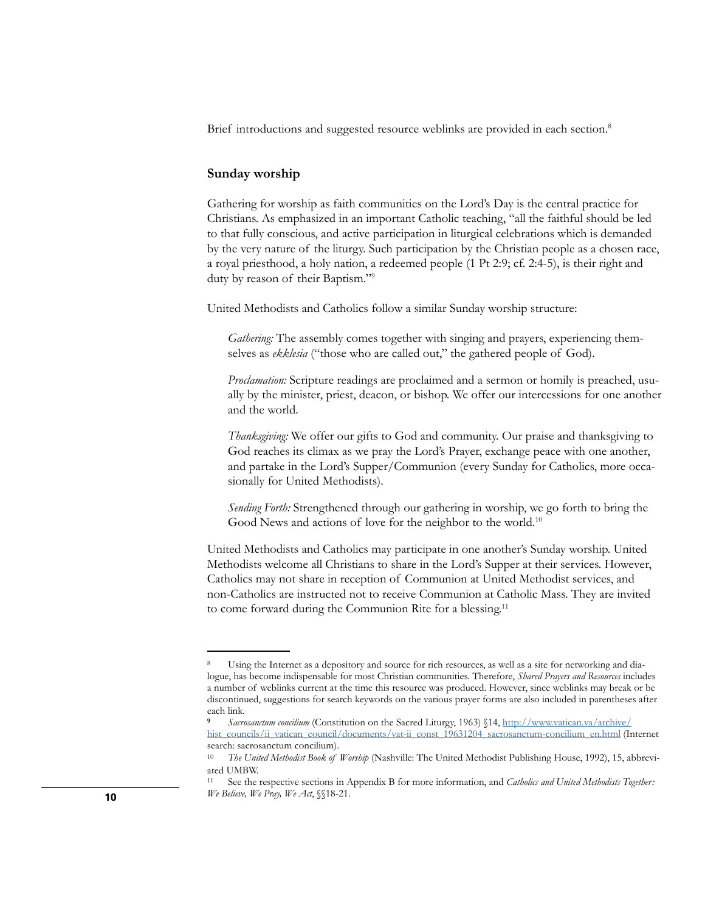Brief introductions and suggested resource weblinks are provided in each section.[8]

### Sunday worship

Gathering for worship as faith communities on the Lord's Day is the central practice for Christians. As emphasized in an important Catholic teaching, "all the faithful should be led to that fully conscious, and active participation in liturgical celebrations which is demanded by the very nature of the liturgy. Such participation by the Christian people as a chosen race, a royal priesthood, a holy nation, a redeemed people (1 Pt 2:9; cf. 2:4-5), is their right and duty by reason of their Baptism."[9]

United Methodists and Catholics follow a similar Sunday worship structure:

> *Gathering:* The assembly comes together with singing and prayers, experiencing themselves as *ekklesia* ("those who are called out," the gathered people of God).
>
> *Proclamation:* Scripture readings are proclaimed and a sermon or homily is preached, usually by the minister, priest, deacon, or bishop. We offer our intercessions for one another and the world.
>
> *Thanksgiving:* We offer our gifts to God and community. Our praise and thanksgiving to God reaches its climax as we pray the Lord's Prayer, exchange peace with one another, and partake in the Lord's Supper/Communion (every Sunday for Catholics, more occasionally for United Methodists).
>
> *Sending Forth:* Strengthened through our gathering in worship, we go forth to bring the Good News and actions of love for the neighbor to the world.[10]

United Methodists and Catholics may participate in one another's Sunday worship. United Methodists welcome all Christians to share in the Lord's Supper at their services. However, Catholics may not share in reception of Communion at United Methodist services, and non-Catholics are instructed not to receive Communion at Catholic Mass. They are invited to come forward during the Communion Rite for a blessing.[11]

---

[8] Using the Internet as a depository and source for rich resources, as well as a site for networking and dialogue, has become indispensable for most Christian communities. Therefore, *Shared Prayers and Resources* includes a number of weblinks current at the time this resource was produced. However, since weblinks may break or be discontinued, suggestions for search keywords on the various prayer forms are also included in parentheses after each link.

[9] *Sacrosanctum concilium* (Constitution on the Sacred Liturgy, 1963) §14, http://www.vatican.va/archive/hist_councils/ii_vatican_council/documents/vat-ii_const_19631204_sacrosanctum-concilium_en.html (Internet search: sacrosanctum concilium).

[10] *The United Methodist Book of Worship* (Nashville: The United Methodist Publishing House, 1992), 15, abbreviated UMBW.

[11] See the respective sections in Appendix B for more information, and *Catholics and United Methodists Together: We Believe, We Pray, We Act*, §§18-21.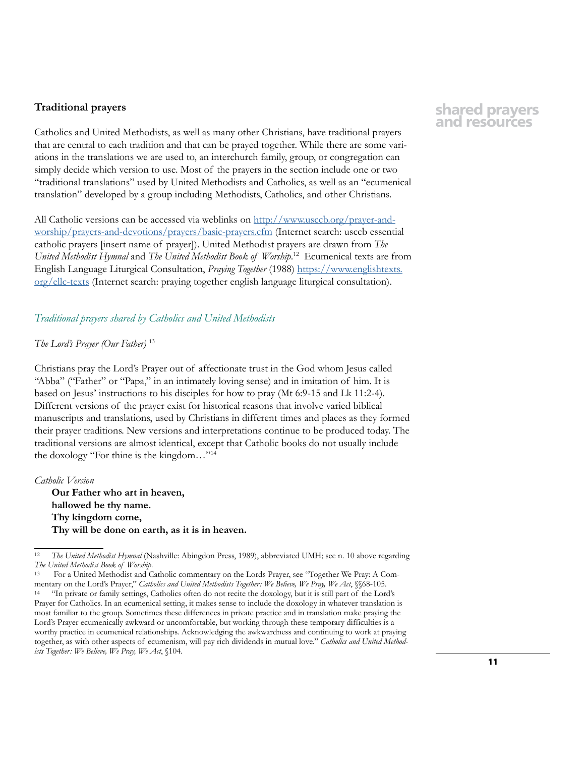## Traditional prayers

Catholics and United Methodists, as well as many other Christians, have traditional prayers that are central to each tradition and that can be prayed together. While there are some variations in the translations we are used to, an interchurch family, group, or congregation can simply decide which version to use. Most of the prayers in the section include one or two "traditional translations" used by United Methodists and Catholics, as well as an "ecumenical translation" developed by a group including Methodists, Catholics, and other Christians.

All Catholic versions can be accessed via weblinks on [http://www.usccb.org/prayer-and-worship/prayers-and-devotions/prayers/basic-prayers.cfm](http://www.usccb.org/prayer-and-worship/prayers-and-devotions/prayers/basic-prayers.cfm) (Internet search: usccb essential catholic prayers [insert name of prayer]). United Methodist prayers are drawn from *The United Methodist Hymnal* and *The United Methodist Book of Worship*.[12] Ecumenical texts are from English Language Liturgical Consultation, *Praying Together* (1988) [https://www.englishtexts.org/ellc-texts](https://www.englishtexts.org/ellc-texts) (Internet search: praying together english language liturgical consultation).

### *Traditional prayers shared by Catholics and United Methodists*

*The Lord's Prayer (Our Father)* [13]

Christians pray the Lord's Prayer out of affectionate trust in the God whom Jesus called "Abba" ("Father" or "Papa," in an intimately loving sense) and in imitation of him. It is based on Jesus' instructions to his disciples for how to pray (Mt 6:9-15 and Lk 11:2-4). Different versions of the prayer exist for historical reasons that involve varied biblical manuscripts and translations, used by Christians in different times and places as they formed their prayer traditions. New versions and interpretations continue to be produced today. The traditional versions are almost identical, except that Catholic books do not usually include the doxology "For thine is the kingdom…"[14]

*Catholic Version*

**Our Father who art in heaven,**
**hallowed be thy name.**
**Thy kingdom come,**
**Thy will be done on earth, as it is in heaven.**

---

[12] *The United Methodist Hymnal* (Nashville: Abingdon Press, 1989), abbreviated UMH; see n. 10 above regarding *The United Methodist Book of Worship*.

[13] For a United Methodist and Catholic commentary on the Lords Prayer, see "Together We Pray: A Commentary on the Lord's Prayer," *Catholics and United Methodists Together: We Believe, We Pray, We Act*, §§68-105.

[14] "In private or family settings, Catholics often do not recite the doxology, but it is still part of the Lord's Prayer for Catholics. In an ecumenical setting, it makes sense to include the doxology in whatever translation is most familiar to the group. Sometimes these differences in private practice and in translation make praying the Lord's Prayer ecumenically awkward or uncomfortable, but working through these temporary difficulties is a worthy practice in ecumenical relationships. Acknowledging the awkwardness and continuing to work at praying together, as with other aspects of ecumenism, will pay rich dividends in mutual love." *Catholics and United Methodists Together: We Believe, We Pray, We Act*, §104.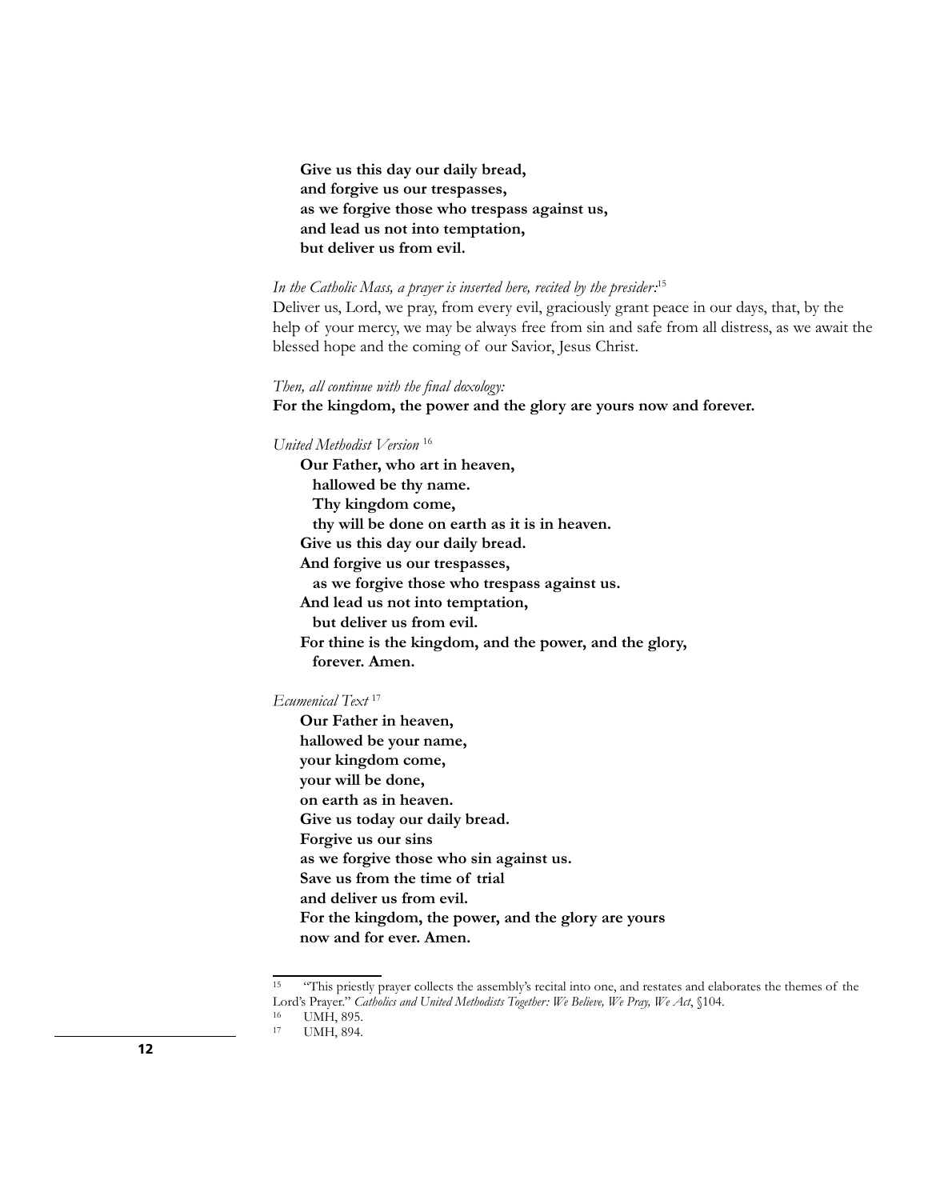**Give us this day our daily bread,**  
**and forgive us our trespasses,**  
**as we forgive those who trespass against us,**  
**and lead us not into temptation,**  
**but deliver us from evil.**

*In the Catholic Mass, a prayer is inserted here, recited by the presider:*[15]

Deliver us, Lord, we pray, from every evil, graciously grant peace in our days, that, by the help of your mercy, we may be always free from sin and safe from all distress, as we await the blessed hope and the coming of our Savior, Jesus Christ.

*Then, all continue with the final doxology:*

**For the kingdom, the power and the glory are yours now and forever.**

*United Methodist Version* [16]

**Our Father, who art in heaven,**  
**hallowed be thy name.**  
**Thy kingdom come,**  
**thy will be done on earth as it is in heaven.**  
**Give us this day our daily bread.**  
**And forgive us our trespasses,**  
**as we forgive those who trespass against us.**  
**And lead us not into temptation,**  
**but deliver us from evil.**  
**For thine is the kingdom, and the power, and the glory,**  
**forever. Amen.**

*Ecumenical Text* [17]

**Our Father in heaven,**  
**hallowed be your name,**  
**your kingdom come,**  
**your will be done,**  
**on earth as in heaven.**  
**Give us today our daily bread.**  
**Forgive us our sins**  
**as we forgive those who sin against us.**  
**Save us from the time of trial**  
**and deliver us from evil.**  
**For the kingdom, the power, and the glory are yours**  
**now and for ever. Amen.**

---

[15] "This priestly prayer collects the assembly's recital into one, and restates and elaborates the themes of the Lord's Prayer." *Catholics and United Methodists Together: We Believe, We Pray, We Act*, §104.

[16] UMH, 895.

[17] UMH, 894.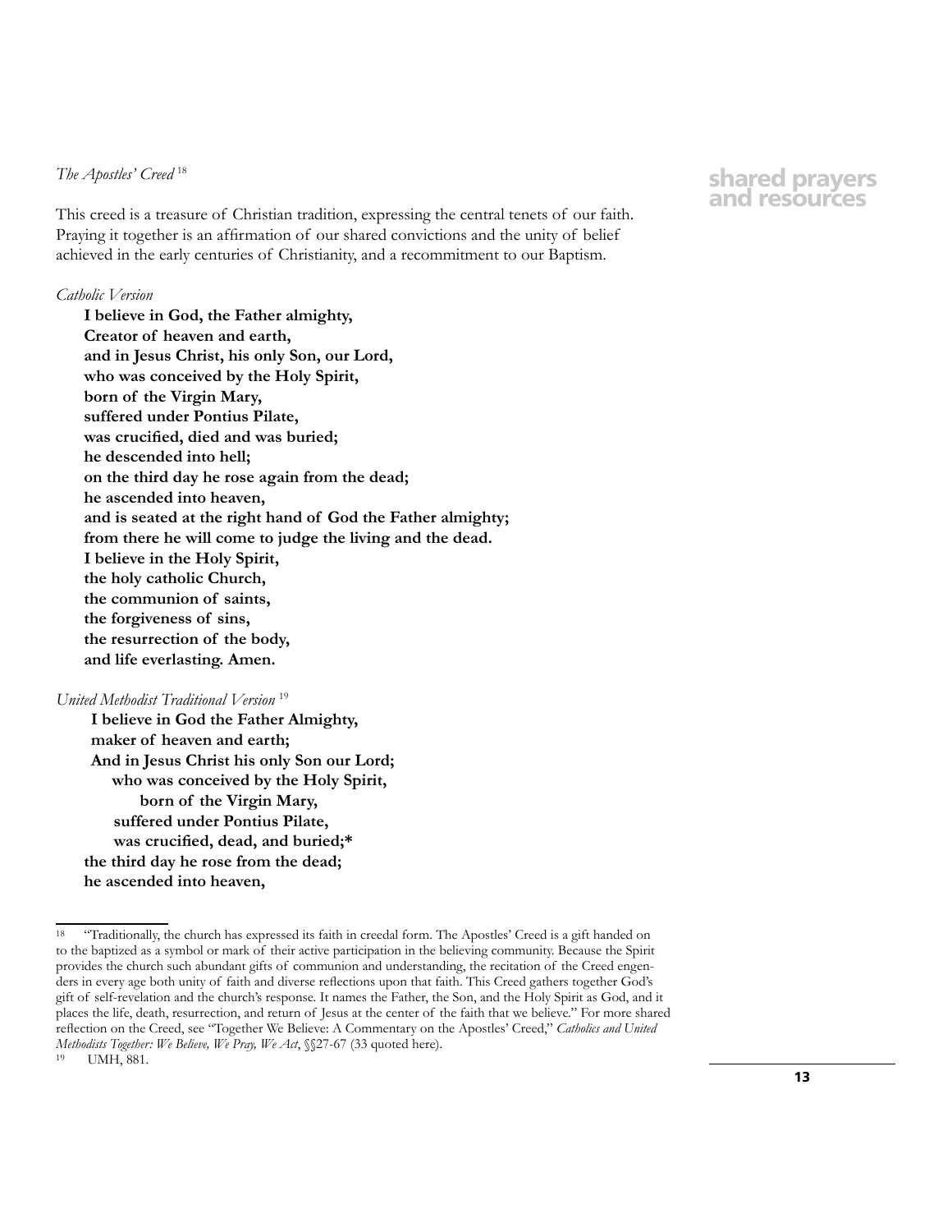*The Apostles' Creed* [18]

This creed is a treasure of Christian tradition, expressing the central tenets of our faith. Praying it together is an affirmation of our shared convictions and the unity of belief achieved in the early centuries of Christianity, and a recommitment to our Baptism.

*Catholic Version*

**I believe in God, the Father almighty,**
**Creator of heaven and earth,**
**and in Jesus Christ, his only Son, our Lord,**
**who was conceived by the Holy Spirit,**
**born of the Virgin Mary,**
**suffered under Pontius Pilate,**
**was crucified, died and was buried;**
**he descended into hell;**
**on the third day he rose again from the dead;**
**he ascended into heaven,**
**and is seated at the right hand of God the Father almighty;**
**from there he will come to judge the living and the dead.**
**I believe in the Holy Spirit,**
**the holy catholic Church,**
**the communion of saints,**
**the forgiveness of sins,**
**the resurrection of the body,**
**and life everlasting. Amen.**

*United Methodist Traditional Version* [19]

**I believe in God the Father Almighty,**
**maker of heaven and earth;**
**And in Jesus Christ his only Son our Lord;**
**who was conceived by the Holy Spirit,**
**born of the Virgin Mary,**
**suffered under Pontius Pilate,**
**was crucified, dead, and buried;***
**the third day he rose from the dead;**
**he ascended into heaven,**

---

[18] "Traditionally, the church has expressed its faith in creedal form. The Apostles' Creed is a gift handed on to the baptized as a symbol or mark of their active participation in the believing community. Because the Spirit provides the church such abundant gifts of communion and understanding, the recitation of the Creed engenders in every age both unity of faith and diverse reflections upon that faith. This Creed gathers together God's gift of self-revelation and the church's response. It names the Father, the Son, and the Holy Spirit as God, and it places the life, death, resurrection, and return of Jesus at the center of the faith that we believe." For more shared reflection on the Creed, see "Together We Believe: A Commentary on the Apostles' Creed," *Catholics and United Methodists Together: We Believe, We Pray, We Act*, §§27-67 (33 quoted here).

[19] UMH, 881.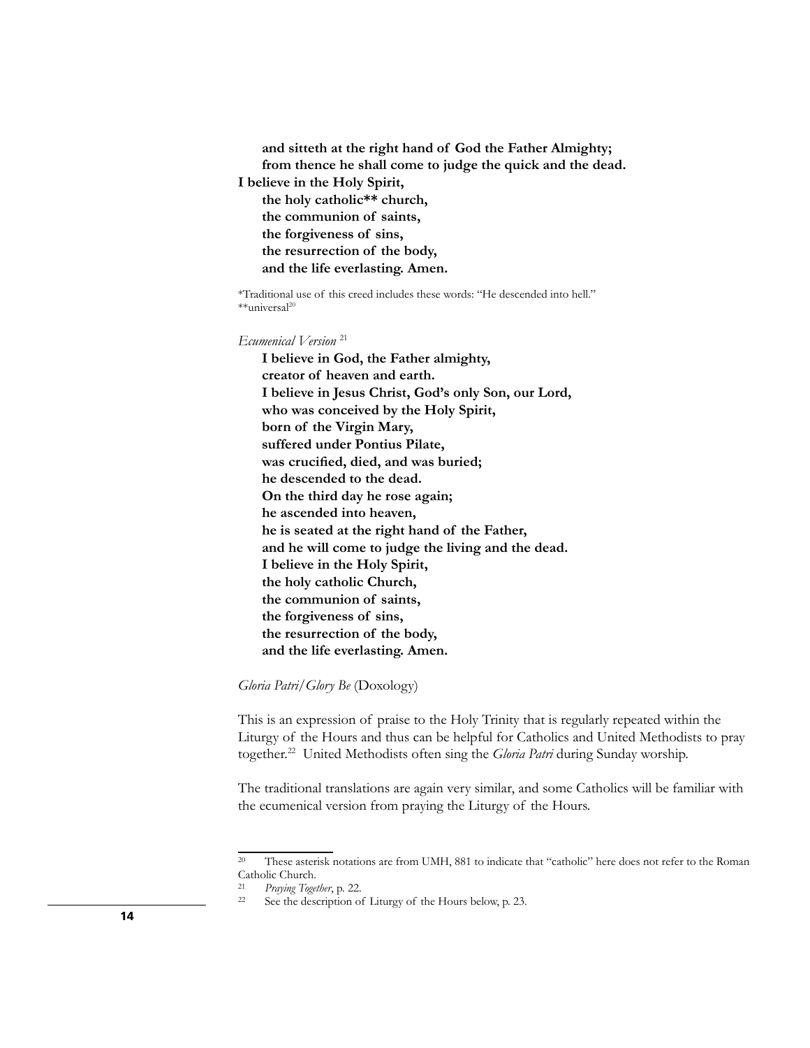**and sitteth at the right hand of God the Father Almighty;**
**from thence he shall come to judge the quick and the dead.**
**I believe in the Holy Spirit,**
**the holy catholic** church,**
**the communion of saints,**
**the forgiveness of sins,**
**the resurrection of the body,**
**and the life everlasting. Amen.**

*Traditional use of this creed includes these words: "He descended into hell."
**universal[20]

*Ecumenical Version* [21]

**I believe in God, the Father almighty,**
**creator of heaven and earth.**
**I believe in Jesus Christ, God's only Son, our Lord,**
**who was conceived by the Holy Spirit,**
**born of the Virgin Mary,**
**suffered under Pontius Pilate,**
**was crucified, died, and was buried;**
**he descended to the dead.**
**On the third day he rose again;**
**he ascended into heaven,**
**he is seated at the right hand of the Father,**
**and he will come to judge the living and the dead.**
**I believe in the Holy Spirit,**
**the holy catholic Church,**
**the communion of saints,**
**the forgiveness of sins,**
**the resurrection of the body,**
**and the life everlasting. Amen.**

*Gloria Patri/Glory Be* (Doxology)

This is an expression of praise to the Holy Trinity that is regularly repeated within the Liturgy of the Hours and thus can be helpful for Catholics and United Methodists to pray together.[22] United Methodists often sing the *Gloria Patri* during Sunday worship.

The traditional translations are again very similar, and some Catholics will be familiar with the ecumenical version from praying the Liturgy of the Hours.

---

[20] These asterisk notations are from UMH, 881 to indicate that "catholic" here does not refer to the Roman Catholic Church.

[21] *Praying Together*, p. 22.

[22] See the description of Liturgy of the Hours below, p. 23.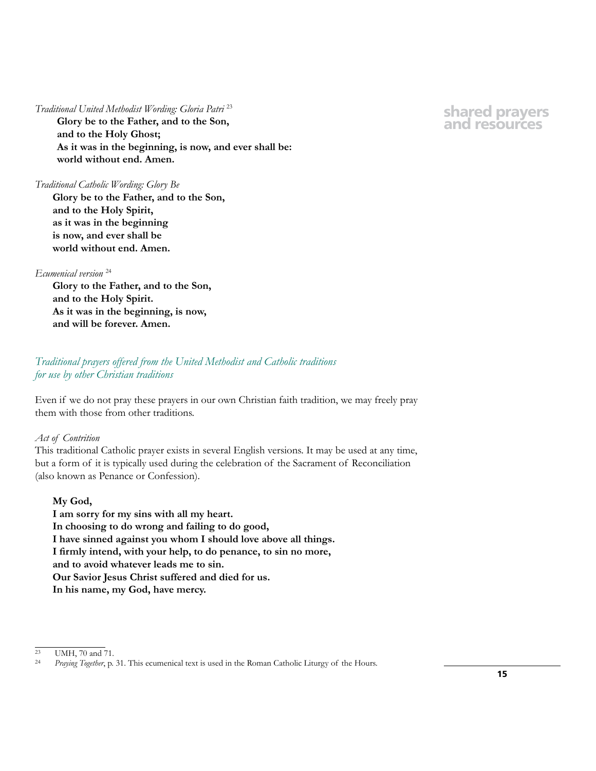*Traditional United Methodist Wording: Gloria Patri* [23]

**Glory be to the Father, and to the Son,**
**and to the Holy Ghost;**
**As it was in the beginning, is now, and ever shall be:**
**world without end. Amen.**

*Traditional Catholic Wording: Glory Be*

**Glory be to the Father, and to the Son,**
**and to the Holy Spirit,**
**as it was in the beginning**
**is now, and ever shall be**
**world without end. Amen.**

*Ecumenical version* [24]

**Glory to the Father, and to the Son,**
**and to the Holy Spirit.**
**As it was in the beginning, is now,**
**and will be forever. Amen.**

## *Traditional prayers offered from the United Methodist and Catholic traditions for use by other Christian traditions*

Even if we do not pray these prayers in our own Christian faith tradition, we may freely pray them with those from other traditions.

*Act of Contrition*

This traditional Catholic prayer exists in several English versions. It may be used at any time, but a form of it is typically used during the celebration of the Sacrament of Reconciliation (also known as Penance or Confession).

**My God,**
**I am sorry for my sins with all my heart.**
**In choosing to do wrong and failing to do good,**
**I have sinned against you whom I should love above all things.**
**I firmly intend, with your help, to do penance, to sin no more,**
**and to avoid whatever leads me to sin.**
**Our Savior Jesus Christ suffered and died for us.**
**In his name, my God, have mercy.**

---

[23] UMH, 70 and 71.

[24] *Praying Together*, p. 31. This ecumenical text is used in the Roman Catholic Liturgy of the Hours.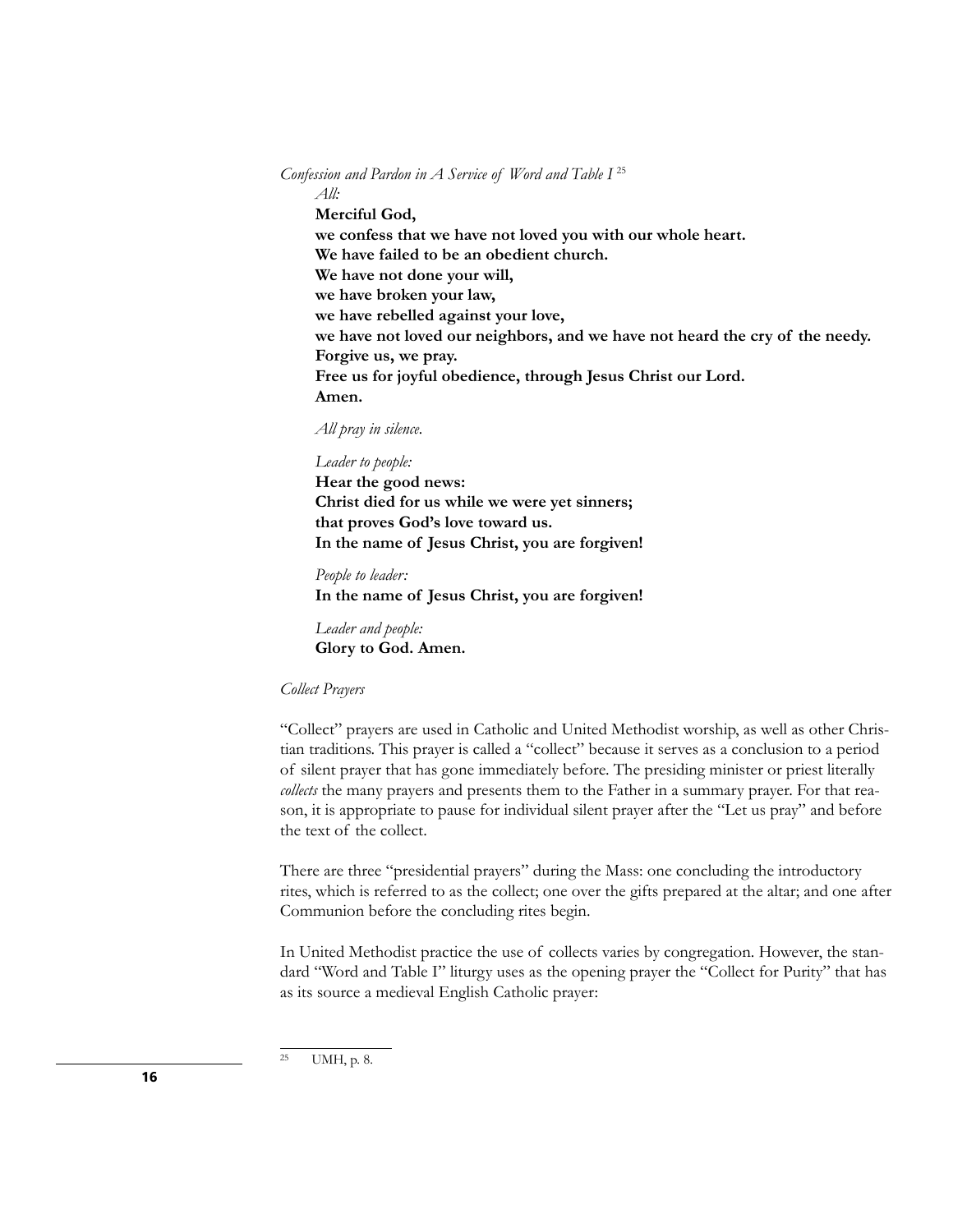*Confession and Pardon in A Service of Word and Table I* [25]

*All:*

**Merciful God,**
**we confess that we have not loved you with our whole heart.**
**We have failed to be an obedient church.**
**We have not done your will,**
**we have broken your law,**
**we have rebelled against your love,**
**we have not loved our neighbors, and we have not heard the cry of the needy.**
**Forgive us, we pray.**
**Free us for joyful obedience, through Jesus Christ our Lord.**
**Amen.**

*All pray in silence.*

*Leader to people:*
**Hear the good news:**
**Christ died for us while we were yet sinners;**
**that proves God's love toward us.**
**In the name of Jesus Christ, you are forgiven!**

*People to leader:*
**In the name of Jesus Christ, you are forgiven!**

*Leader and people:*
**Glory to God. Amen.**

*Collect Prayers*

"Collect" prayers are used in Catholic and United Methodist worship, as well as other Christian traditions. This prayer is called a "collect" because it serves as a conclusion to a period of silent prayer that has gone immediately before. The presiding minister or priest literally *collects* the many prayers and presents them to the Father in a summary prayer. For that reason, it is appropriate to pause for individual silent prayer after the "Let us pray" and before the text of the collect.

There are three "presidential prayers" during the Mass: one concluding the introductory rites, which is referred to as the collect; one over the gifts prepared at the altar; and one after Communion before the concluding rites begin.

In United Methodist practice the use of collects varies by congregation. However, the standard "Word and Table I" liturgy uses as the opening prayer the "Collect for Purity" that has as its source a medieval English Catholic prayer:

[25] UMH, p. 8.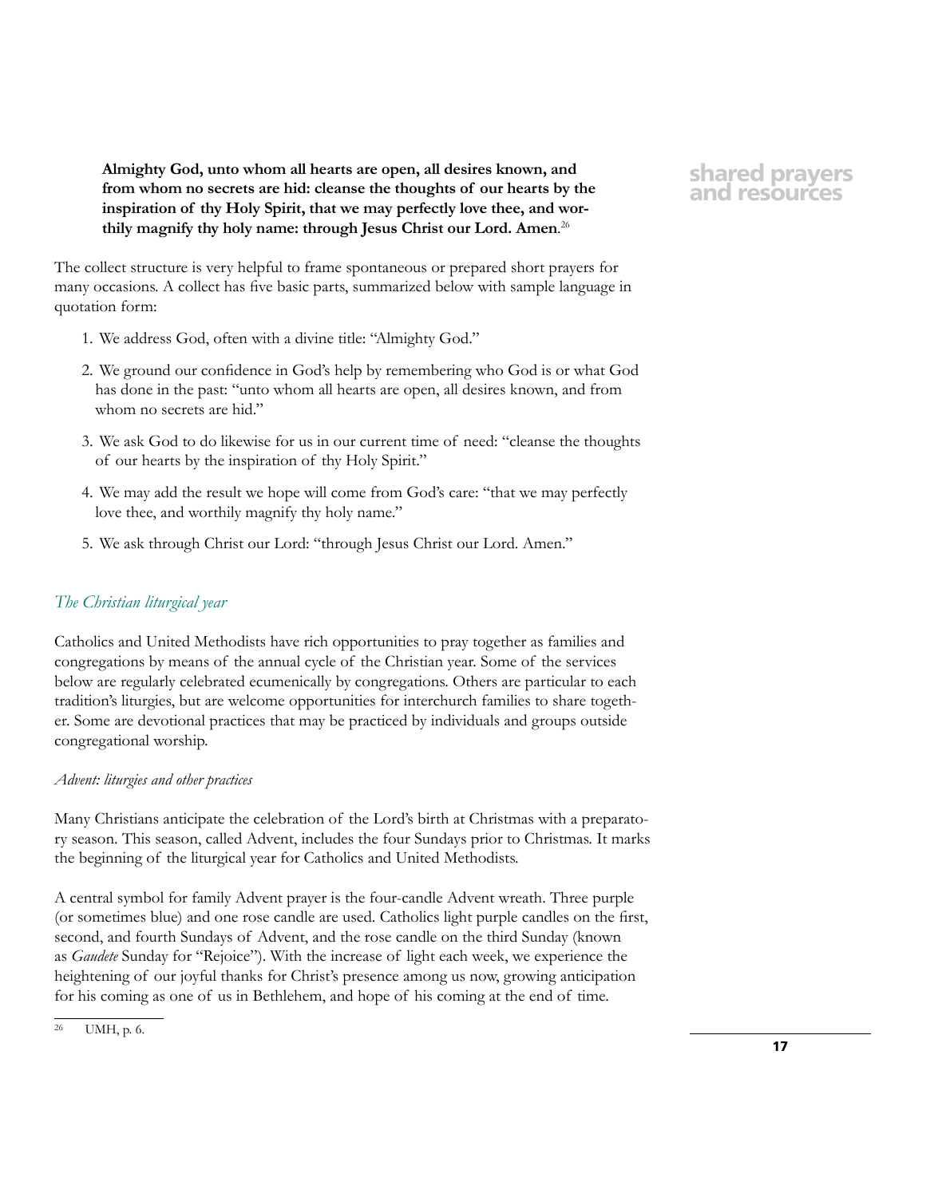**Almighty God, unto whom all hearts are open, all desires known, and from whom no secrets are hid: cleanse the thoughts of our hearts by the inspiration of thy Holy Spirit, that we may perfectly love thee, and worthily magnify thy holy name: through Jesus Christ our Lord. Amen**.[26]

The collect structure is very helpful to frame spontaneous or prepared short prayers for many occasions. A collect has five basic parts, summarized below with sample language in quotation form:

1. We address God, often with a divine title: "Almighty God."
2. We ground our confidence in God's help by remembering who God is or what God has done in the past: "unto whom all hearts are open, all desires known, and from whom no secrets are hid."
3. We ask God to do likewise for us in our current time of need: "cleanse the thoughts of our hearts by the inspiration of thy Holy Spirit."
4. We may add the result we hope will come from God's care: "that we may perfectly love thee, and worthily magnify thy holy name."
5. We ask through Christ our Lord: "through Jesus Christ our Lord. Amen."

## *The Christian liturgical year*

Catholics and United Methodists have rich opportunities to pray together as families and congregations by means of the annual cycle of the Christian year. Some of the services below are regularly celebrated ecumenically by congregations. Others are particular to each tradition's liturgies, but are welcome opportunities for interchurch families to share together. Some are devotional practices that may be practiced by individuals and groups outside congregational worship.

### *Advent: liturgies and other practices*

Many Christians anticipate the celebration of the Lord's birth at Christmas with a preparatory season. This season, called Advent, includes the four Sundays prior to Christmas. It marks the beginning of the liturgical year for Catholics and United Methodists.

A central symbol for family Advent prayer is the four-candle Advent wreath. Three purple (or sometimes blue) and one rose candle are used. Catholics light purple candles on the first, second, and fourth Sundays of Advent, and the rose candle on the third Sunday (known as *Gaudete* Sunday for "Rejoice"). With the increase of light each week, we experience the heightening of our joyful thanks for Christ's presence among us now, growing anticipation for his coming as one of us in Bethlehem, and hope of his coming at the end of time.

[26] UMH, p. 6.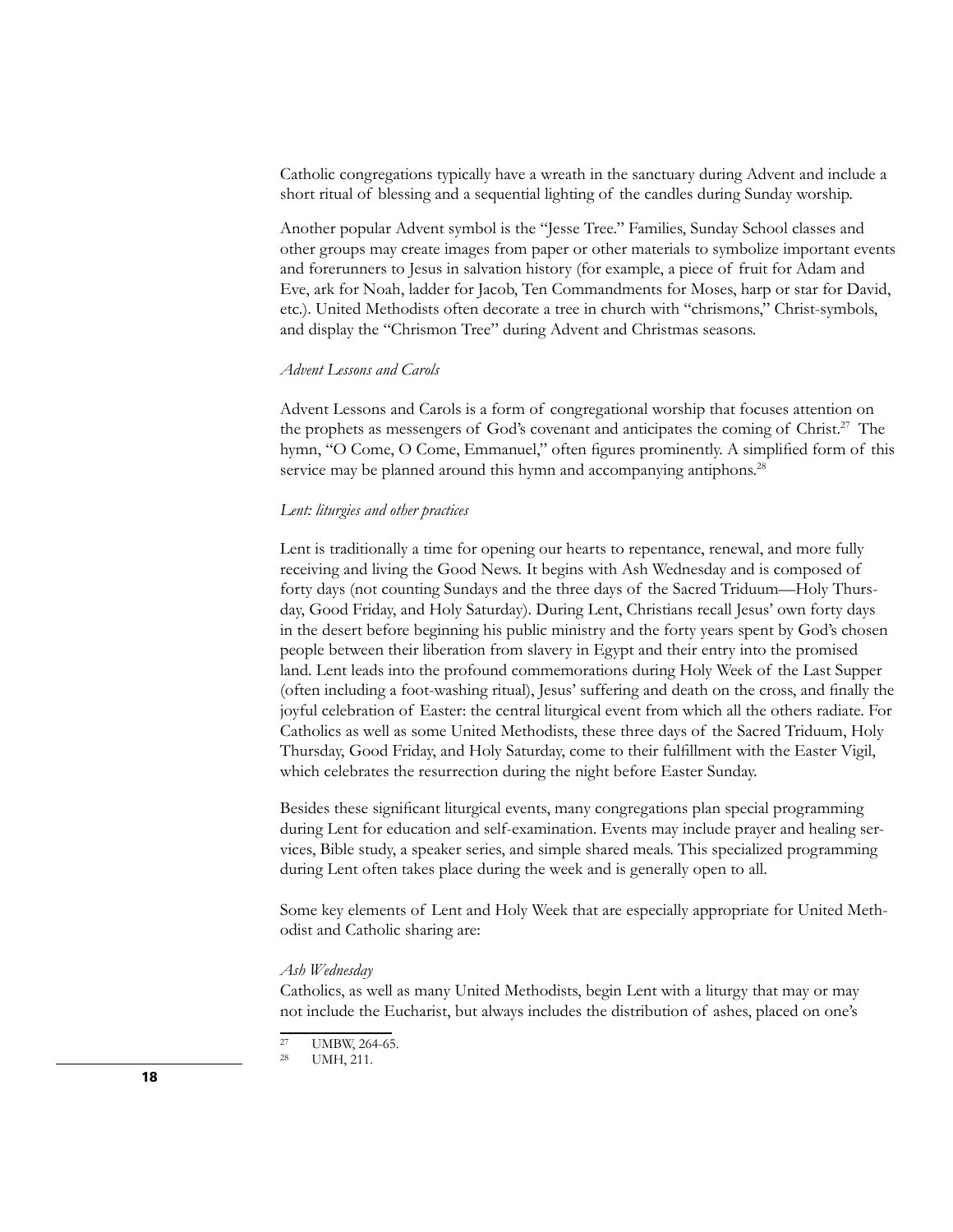Catholic congregations typically have a wreath in the sanctuary during Advent and include a short ritual of blessing and a sequential lighting of the candles during Sunday worship.

Another popular Advent symbol is the "Jesse Tree." Families, Sunday School classes and other groups may create images from paper or other materials to symbolize important events and forerunners to Jesus in salvation history (for example, a piece of fruit for Adam and Eve, ark for Noah, ladder for Jacob, Ten Commandments for Moses, harp or star for David, etc.). United Methodists often decorate a tree in church with "chrismons," Christ-symbols, and display the "Chrismon Tree" during Advent and Christmas seasons.

*Advent Lessons and Carols*

Advent Lessons and Carols is a form of congregational worship that focuses attention on the prophets as messengers of God's covenant and anticipates the coming of Christ.[27] The hymn, "O Come, O Come, Emmanuel," often figures prominently. A simplified form of this service may be planned around this hymn and accompanying antiphons.[28]

*Lent: liturgies and other practices*

Lent is traditionally a time for opening our hearts to repentance, renewal, and more fully receiving and living the Good News. It begins with Ash Wednesday and is composed of forty days (not counting Sundays and the three days of the Sacred Triduum—Holy Thursday, Good Friday, and Holy Saturday). During Lent, Christians recall Jesus' own forty days in the desert before beginning his public ministry and the forty years spent by God's chosen people between their liberation from slavery in Egypt and their entry into the promised land. Lent leads into the profound commemorations during Holy Week of the Last Supper (often including a foot-washing ritual), Jesus' suffering and death on the cross, and finally the joyful celebration of Easter: the central liturgical event from which all the others radiate. For Catholics as well as some United Methodists, these three days of the Sacred Triduum, Holy Thursday, Good Friday, and Holy Saturday, come to their fulfillment with the Easter Vigil, which celebrates the resurrection during the night before Easter Sunday.

Besides these significant liturgical events, many congregations plan special programming during Lent for education and self-examination. Events may include prayer and healing services, Bible study, a speaker series, and simple shared meals. This specialized programming during Lent often takes place during the week and is generally open to all.

Some key elements of Lent and Holy Week that are especially appropriate for United Methodist and Catholic sharing are:

*Ash Wednesday*

Catholics, as well as many United Methodists, begin Lent with a liturgy that may or may not include the Eucharist, but always includes the distribution of ashes, placed on one's

[27] UMBW, 264-65.

[28] UMH, 211.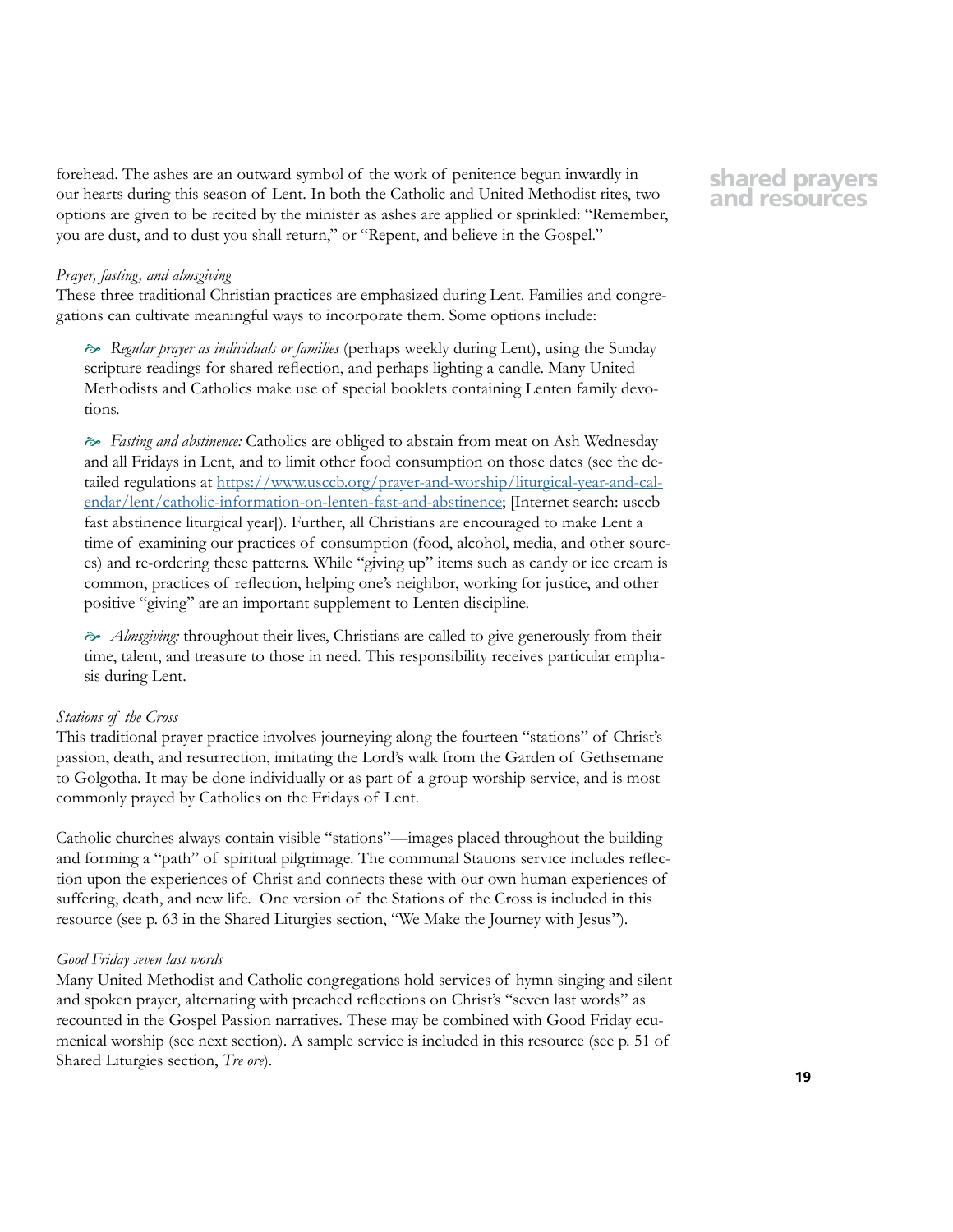forehead. The ashes are an outward symbol of the work of penitence begun inwardly in our hearts during this season of Lent. In both the Catholic and United Methodist rites, two options are given to be recited by the minister as ashes are applied or sprinkled: "Remember, you are dust, and to dust you shall return," or "Repent, and believe in the Gospel."

*Prayer, fasting, and almsgiving*

These three traditional Christian practices are emphasized during Lent. Families and congregations can cultivate meaningful ways to incorporate them. Some options include:

- *Regular prayer as individuals or families* (perhaps weekly during Lent), using the Sunday scripture readings for shared reflection, and perhaps lighting a candle. Many United Methodists and Catholics make use of special booklets containing Lenten family devotions.

- *Fasting and abstinence:* Catholics are obliged to abstain from meat on Ash Wednesday and all Fridays in Lent, and to limit other food consumption on those dates (see the detailed regulations at [https://www.usccb.org/prayer-and-worship/liturgical-year-and-calendar/lent/catholic-information-on-lenten-fast-and-abstinence](https://www.usccb.org/prayer-and-worship/liturgical-year-and-calendar/lent/catholic-information-on-lenten-fast-and-abstinence); [Internet search: usccb fast abstinence liturgical year]). Further, all Christians are encouraged to make Lent a time of examining our practices of consumption (food, alcohol, media, and other sources) and re-ordering these patterns. While "giving up" items such as candy or ice cream is common, practices of reflection, helping one's neighbor, working for justice, and other positive "giving" are an important supplement to Lenten discipline.

- *Almsgiving:* throughout their lives, Christians are called to give generously from their time, talent, and treasure to those in need. This responsibility receives particular emphasis during Lent.

*Stations of the Cross*

This traditional prayer practice involves journeying along the fourteen "stations" of Christ's passion, death, and resurrection, imitating the Lord's walk from the Garden of Gethsemane to Golgotha. It may be done individually or as part of a group worship service, and is most commonly prayed by Catholics on the Fridays of Lent.

Catholic churches always contain visible "stations"—images placed throughout the building and forming a "path" of spiritual pilgrimage. The communal Stations service includes reflection upon the experiences of Christ and connects these with our own human experiences of suffering, death, and new life. One version of the Stations of the Cross is included in this resource (see p. 63 in the Shared Liturgies section, "We Make the Journey with Jesus").

*Good Friday seven last words*

Many United Methodist and Catholic congregations hold services of hymn singing and silent and spoken prayer, alternating with preached reflections on Christ's "seven last words" as recounted in the Gospel Passion narratives. These may be combined with Good Friday ecumenical worship (see next section). A sample service is included in this resource (see p. 51 of Shared Liturgies section, *Tre ore*).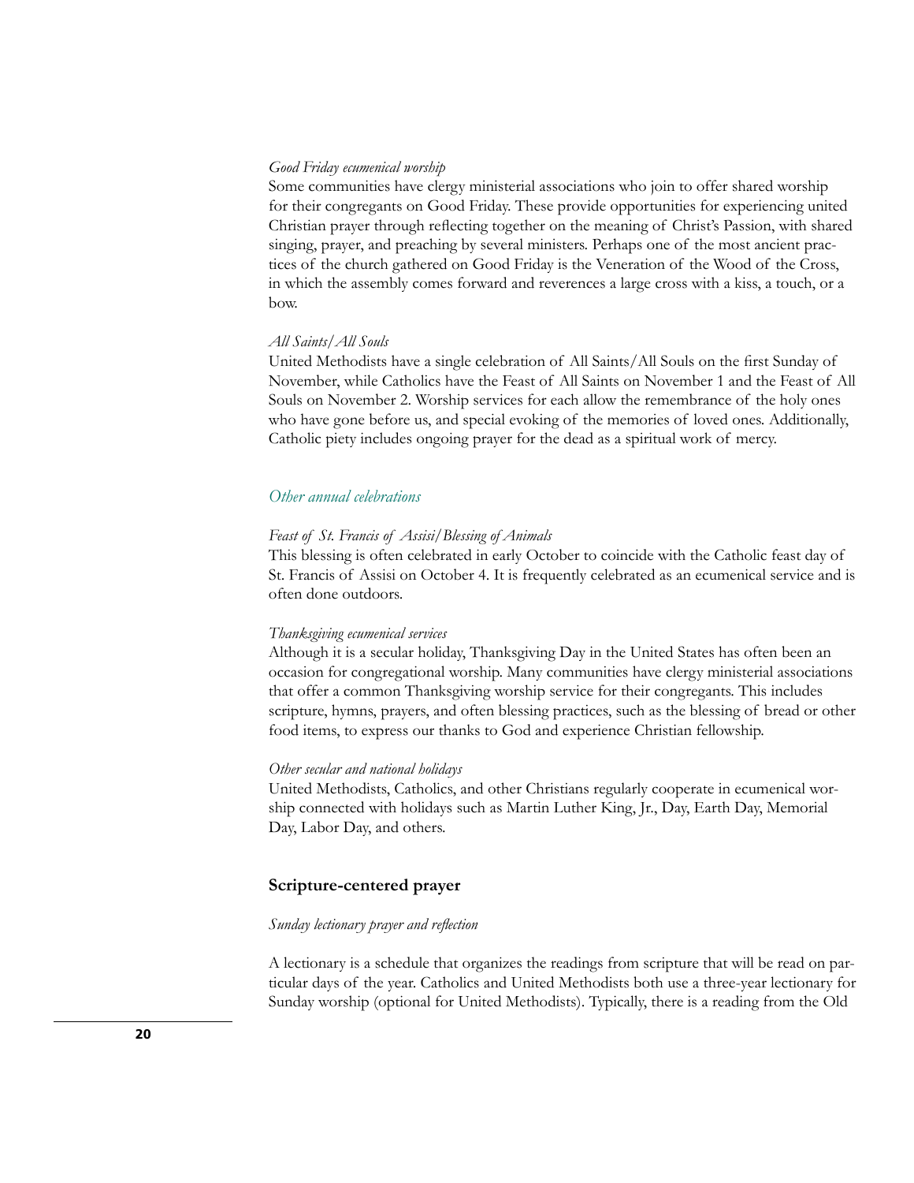*Good Friday ecumenical worship*

Some communities have clergy ministerial associations who join to offer shared worship for their congregants on Good Friday. These provide opportunities for experiencing united Christian prayer through reflecting together on the meaning of Christ's Passion, with shared singing, prayer, and preaching by several ministers. Perhaps one of the most ancient practices of the church gathered on Good Friday is the Veneration of the Wood of the Cross, in which the assembly comes forward and reverences a large cross with a kiss, a touch, or a bow.

*All Saints/All Souls*

United Methodists have a single celebration of All Saints/All Souls on the first Sunday of November, while Catholics have the Feast of All Saints on November 1 and the Feast of All Souls on November 2. Worship services for each allow the remembrance of the holy ones who have gone before us, and special evoking of the memories of loved ones. Additionally, Catholic piety includes ongoing prayer for the dead as a spiritual work of mercy.

### *Other annual celebrations*

*Feast of St. Francis of Assisi/Blessing of Animals*

This blessing is often celebrated in early October to coincide with the Catholic feast day of St. Francis of Assisi on October 4. It is frequently celebrated as an ecumenical service and is often done outdoors.

*Thanksgiving ecumenical services*

Although it is a secular holiday, Thanksgiving Day in the United States has often been an occasion for congregational worship. Many communities have clergy ministerial associations that offer a common Thanksgiving worship service for their congregants. This includes scripture, hymns, prayers, and often blessing practices, such as the blessing of bread or other food items, to express our thanks to God and experience Christian fellowship.

*Other secular and national holidays*

United Methodists, Catholics, and other Christians regularly cooperate in ecumenical worship connected with holidays such as Martin Luther King, Jr., Day, Earth Day, Memorial Day, Labor Day, and others.

## Scripture-centered prayer

*Sunday lectionary prayer and reflection*

A lectionary is a schedule that organizes the readings from scripture that will be read on particular days of the year. Catholics and United Methodists both use a three-year lectionary for Sunday worship (optional for United Methodists). Typically, there is a reading from the Old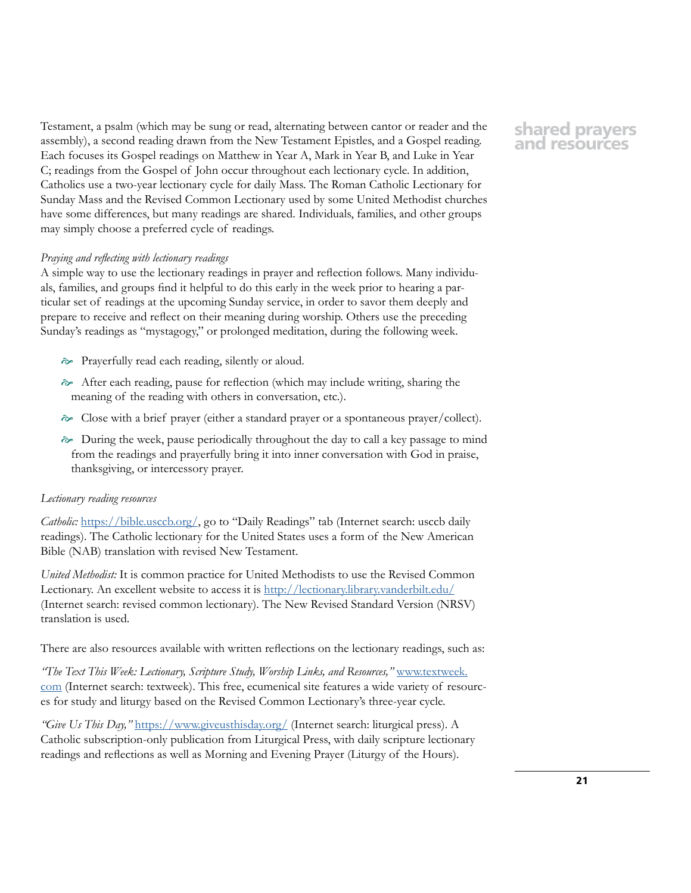Testament, a psalm (which may be sung or read, alternating between cantor or reader and the assembly), a second reading drawn from the New Testament Epistles, and a Gospel reading. Each focuses its Gospel readings on Matthew in Year A, Mark in Year B, and Luke in Year C; readings from the Gospel of John occur throughout each lectionary cycle. In addition, Catholics use a two-year lectionary cycle for daily Mass. The Roman Catholic Lectionary for Sunday Mass and the Revised Common Lectionary used by some United Methodist churches have some differences, but many readings are shared. Individuals, families, and other groups may simply choose a preferred cycle of readings.

*Praying and reflecting with lectionary readings*

A simple way to use the lectionary readings in prayer and reflection follows. Many individuals, families, and groups find it helpful to do this early in the week prior to hearing a particular set of readings at the upcoming Sunday service, in order to savor them deeply and prepare to receive and reflect on their meaning during worship. Others use the preceding Sunday's readings as "mystagogy," or prolonged meditation, during the following week.

- Prayerfully read each reading, silently or aloud.
- After each reading, pause for reflection (which may include writing, sharing the meaning of the reading with others in conversation, etc.).
- Close with a brief prayer (either a standard prayer or a spontaneous prayer/collect).
- During the week, pause periodically throughout the day to call a key passage to mind from the readings and prayerfully bring it into inner conversation with God in praise, thanksgiving, or intercessory prayer.

*Lectionary reading resources*

*Catholic:* https://bible.usccb.org/, go to "Daily Readings" tab (Internet search: usccb daily readings). The Catholic lectionary for the United States uses a form of the New American Bible (NAB) translation with revised New Testament.

*United Methodist:* It is common practice for United Methodists to use the Revised Common Lectionary. An excellent website to access it is http://lectionary.library.vanderbilt.edu/ (Internet search: revised common lectionary). The New Revised Standard Version (NRSV) translation is used.

There are also resources available with written reflections on the lectionary readings, such as:

*"The Text This Week: Lectionary, Scripture Study, Worship Links, and Resources,"* www.textweek.com (Internet search: textweek). This free, ecumenical site features a wide variety of resources for study and liturgy based on the Revised Common Lectionary's three-year cycle.

*"Give Us This Day,"* https://www.giveusthisday.org/ (Internet search: liturgical press). A Catholic subscription-only publication from Liturgical Press, with daily scripture lectionary readings and reflections as well as Morning and Evening Prayer (Liturgy of the Hours).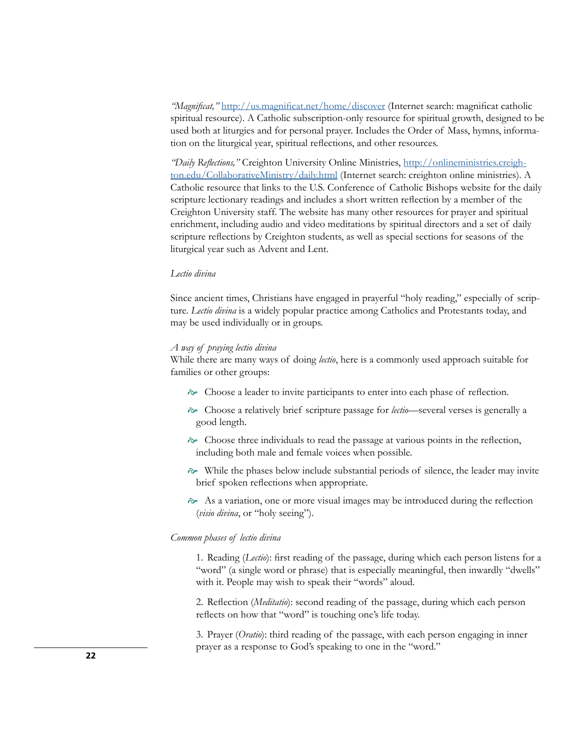*"Magnificat,"* [http://us.magnificat.net/home/discover](http://us.magnificat.net/home/discover) (Internet search: magnificat catholic spiritual resource). A Catholic subscription-only resource for spiritual growth, designed to be used both at liturgies and for personal prayer. Includes the Order of Mass, hymns, information on the liturgical year, spiritual reflections, and other resources.

*"Daily Reflections,"* Creighton University Online Ministries, [http://onlineministries.creighton.edu/CollaborativeMinistry/daily.html](http://onlineministries.creighton.edu/CollaborativeMinistry/daily.html) (Internet search: creighton online ministries). A Catholic resource that links to the U.S. Conference of Catholic Bishops website for the daily scripture lectionary readings and includes a short written reflection by a member of the Creighton University staff. The website has many other resources for prayer and spiritual enrichment, including audio and video meditations by spiritual directors and a set of daily scripture reflections by Creighton students, as well as special sections for seasons of the liturgical year such as Advent and Lent.

### *Lectio divina*

Since ancient times, Christians have engaged in prayerful "holy reading," especially of scripture. *Lectio divina* is a widely popular practice among Catholics and Protestants today, and may be used individually or in groups.

#### *A way of praying lectio divina*

While there are many ways of doing *lectio*, here is a commonly used approach suitable for families or other groups:

- Choose a leader to invite participants to enter into each phase of reflection.
- Choose a relatively brief scripture passage for *lectio*—several verses is generally a good length.
- Choose three individuals to read the passage at various points in the reflection, including both male and female voices when possible.
- While the phases below include substantial periods of silence, the leader may invite brief spoken reflections when appropriate.
- As a variation, one or more visual images may be introduced during the reflection (*visio divina*, or "holy seeing").

#### *Common phases of lectio divina*

1. Reading (*Lectio*): first reading of the passage, during which each person listens for a "word" (a single word or phrase) that is especially meaningful, then inwardly "dwells" with it. People may wish to speak their "words" aloud.

2. Reflection (*Meditatio*): second reading of the passage, during which each person reflects on how that "word" is touching one's life today.

3. Prayer (*Oratio*): third reading of the passage, with each person engaging in inner prayer as a response to God's speaking to one in the "word."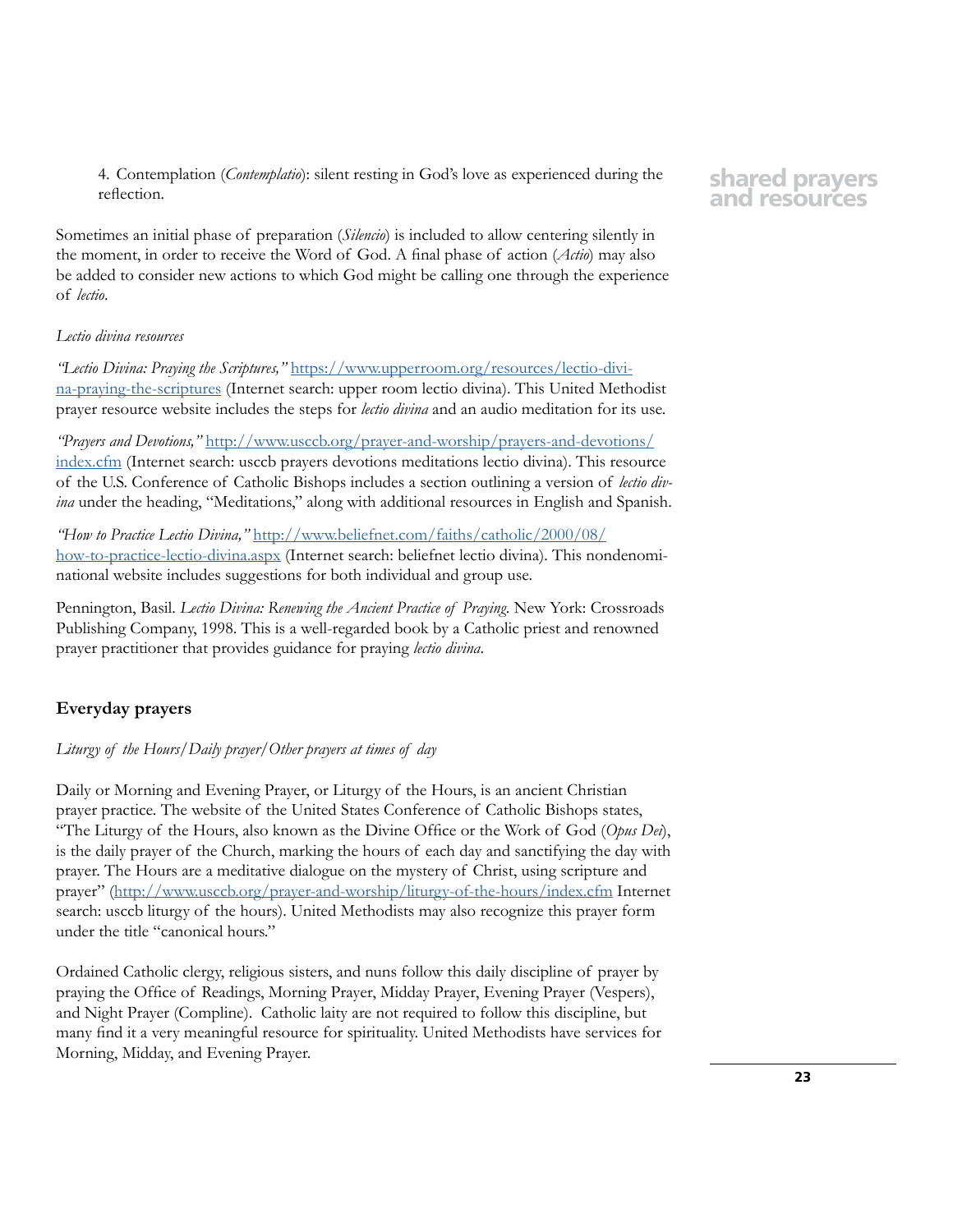4. Contemplation (*Contemplatio*): silent resting in God's love as experienced during the reflection.

Sometimes an initial phase of preparation (*Silencio*) is included to allow centering silently in the moment, in order to receive the Word of God. A final phase of action (*Actio*) may also be added to consider new actions to which God might be calling one through the experience of *lectio*.

*Lectio divina resources*

*"Lectio Divina: Praying the Scriptures,"* https://www.upperroom.org/resources/lectio-divina-praying-the-scriptures (Internet search: upper room lectio divina). This United Methodist prayer resource website includes the steps for *lectio divina* and an audio meditation for its use.

*"Prayers and Devotions,"* http://www.usccb.org/prayer-and-worship/prayers-and-devotions/index.cfm (Internet search: usccb prayers devotions meditations lectio divina). This resource of the U.S. Conference of Catholic Bishops includes a section outlining a version of *lectio divina* under the heading, "Meditations," along with additional resources in English and Spanish.

*"How to Practice Lectio Divina,"* http://www.beliefnet.com/faiths/catholic/2000/08/how-to-practice-lectio-divina.aspx (Internet search: beliefnet lectio divina). This nondenominational website includes suggestions for both individual and group use.

Pennington, Basil. *Lectio Divina: Renewing the Ancient Practice of Praying.* New York: Crossroads Publishing Company, 1998. This is a well-regarded book by a Catholic priest and renowned prayer practitioner that provides guidance for praying *lectio divina*.

## Everyday prayers

*Liturgy of the Hours/Daily prayer/Other prayers at times of day*

Daily or Morning and Evening Prayer, or Liturgy of the Hours, is an ancient Christian prayer practice. The website of the United States Conference of Catholic Bishops states, "The Liturgy of the Hours, also known as the Divine Office or the Work of God (*Opus Dei*), is the daily prayer of the Church, marking the hours of each day and sanctifying the day with prayer. The Hours are a meditative dialogue on the mystery of Christ, using scripture and prayer" (http://www.usccb.org/prayer-and-worship/liturgy-of-the-hours/index.cfm Internet search: usccb liturgy of the hours). United Methodists may also recognize this prayer form under the title "canonical hours."

Ordained Catholic clergy, religious sisters, and nuns follow this daily discipline of prayer by praying the Office of Readings, Morning Prayer, Midday Prayer, Evening Prayer (Vespers), and Night Prayer (Compline). Catholic laity are not required to follow this discipline, but many find it a very meaningful resource for spirituality. United Methodists have services for Morning, Midday, and Evening Prayer.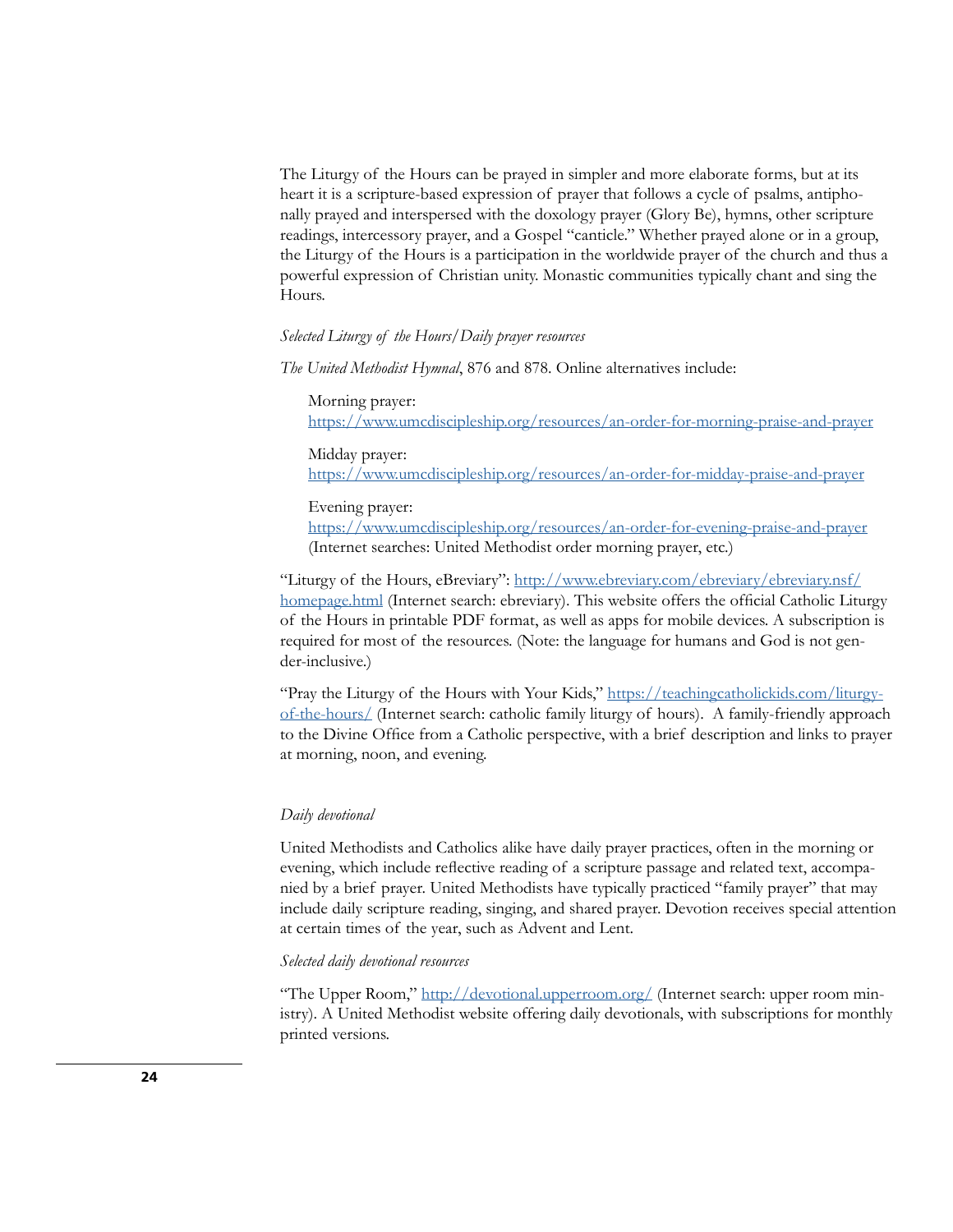The Liturgy of the Hours can be prayed in simpler and more elaborate forms, but at its heart it is a scripture-based expression of prayer that follows a cycle of psalms, antiphonally prayed and interspersed with the doxology prayer (Glory Be), hymns, other scripture readings, intercessory prayer, and a Gospel "canticle." Whether prayed alone or in a group, the Liturgy of the Hours is a participation in the worldwide prayer of the church and thus a powerful expression of Christian unity. Monastic communities typically chant and sing the Hours.

*Selected Liturgy of the Hours/Daily prayer resources*

*The United Methodist Hymnal*, 876 and 878. Online alternatives include:

> Morning prayer:
> https://www.umcdiscipleship.org/resources/an-order-for-morning-praise-and-prayer
>
> Midday prayer:
> https://www.umcdiscipleship.org/resources/an-order-for-midday-praise-and-prayer
>
> Evening prayer:
> https://www.umcdiscipleship.org/resources/an-order-for-evening-praise-and-prayer
> (Internet searches: United Methodist order morning prayer, etc.)

"Liturgy of the Hours, eBreviary": http://www.ebreviary.com/ebreviary/ebreviary.nsf/homepage.html (Internet search: ebreviary). This website offers the official Catholic Liturgy of the Hours in printable PDF format, as well as apps for mobile devices. A subscription is required for most of the resources. (Note: the language for humans and God is not gender-inclusive.)

"Pray the Liturgy of the Hours with Your Kids," https://teachingcatholickids.com/liturgy-of-the-hours/ (Internet search: catholic family liturgy of hours). A family-friendly approach to the Divine Office from a Catholic perspective, with a brief description and links to prayer at morning, noon, and evening.

*Daily devotional*

United Methodists and Catholics alike have daily prayer practices, often in the morning or evening, which include reflective reading of a scripture passage and related text, accompanied by a brief prayer. United Methodists have typically practiced "family prayer" that may include daily scripture reading, singing, and shared prayer. Devotion receives special attention at certain times of the year, such as Advent and Lent.

*Selected daily devotional resources*

"The Upper Room," http://devotional.upperroom.org/ (Internet search: upper room ministry). A United Methodist website offering daily devotionals, with subscriptions for monthly printed versions.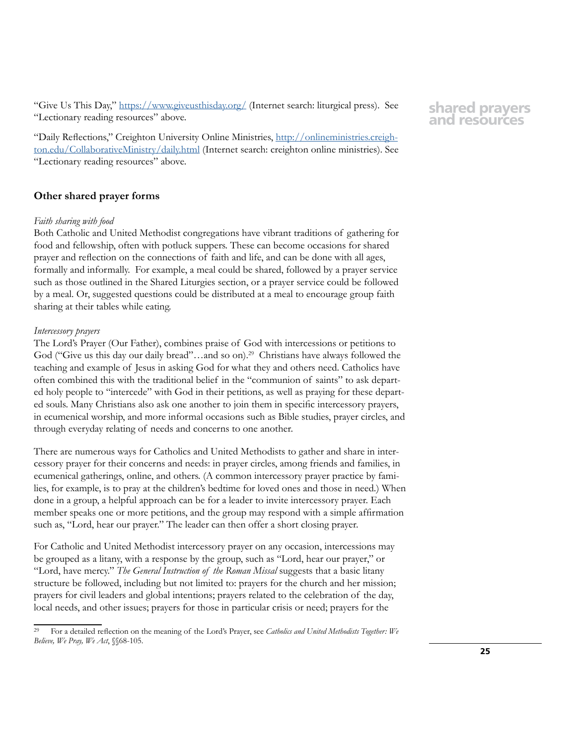"Give Us This Day," https://www.giveusthisday.org/ (Internet search: liturgical press). See "Lectionary reading resources" above.

"Daily Reflections," Creighton University Online Ministries, http://onlineministries.creighton.edu/CollaborativeMinistry/daily.html (Internet search: creighton online ministries). See "Lectionary reading resources" above.

## Other shared prayer forms

*Faith sharing with food*

Both Catholic and United Methodist congregations have vibrant traditions of gathering for food and fellowship, often with potluck suppers. These can become occasions for shared prayer and reflection on the connections of faith and life, and can be done with all ages, formally and informally. For example, a meal could be shared, followed by a prayer service such as those outlined in the Shared Liturgies section, or a prayer service could be followed by a meal. Or, suggested questions could be distributed at a meal to encourage group faith sharing at their tables while eating.

*Intercessory prayers*

The Lord's Prayer (Our Father), combines praise of God with intercessions or petitions to God ("Give us this day our daily bread"…and so on).[29] Christians have always followed the teaching and example of Jesus in asking God for what they and others need. Catholics have often combined this with the traditional belief in the "communion of saints" to ask departed holy people to "intercede" with God in their petitions, as well as praying for these departed souls. Many Christians also ask one another to join them in specific intercessory prayers, in ecumenical worship, and more informal occasions such as Bible studies, prayer circles, and through everyday relating of needs and concerns to one another.

There are numerous ways for Catholics and United Methodists to gather and share in intercessory prayer for their concerns and needs: in prayer circles, among friends and families, in ecumenical gatherings, online, and others. (A common intercessory prayer practice by families, for example, is to pray at the children's bedtime for loved ones and those in need.) When done in a group, a helpful approach can be for a leader to invite intercessory prayer. Each member speaks one or more petitions, and the group may respond with a simple affirmation such as, "Lord, hear our prayer." The leader can then offer a short closing prayer.

For Catholic and United Methodist intercessory prayer on any occasion, intercessions may be grouped as a litany, with a response by the group, such as "Lord, hear our prayer," or "Lord, have mercy." *The General Instruction of the Roman Missal* suggests that a basic litany structure be followed, including but not limited to: prayers for the church and her mission; prayers for civil leaders and global intentions; prayers related to the celebration of the day, local needs, and other issues; prayers for those in particular crisis or need; prayers for the

[29] For a detailed reflection on the meaning of the Lord's Prayer, see *Catholics and United Methodists Together: We Believe, We Pray, We Act*, §§68-105.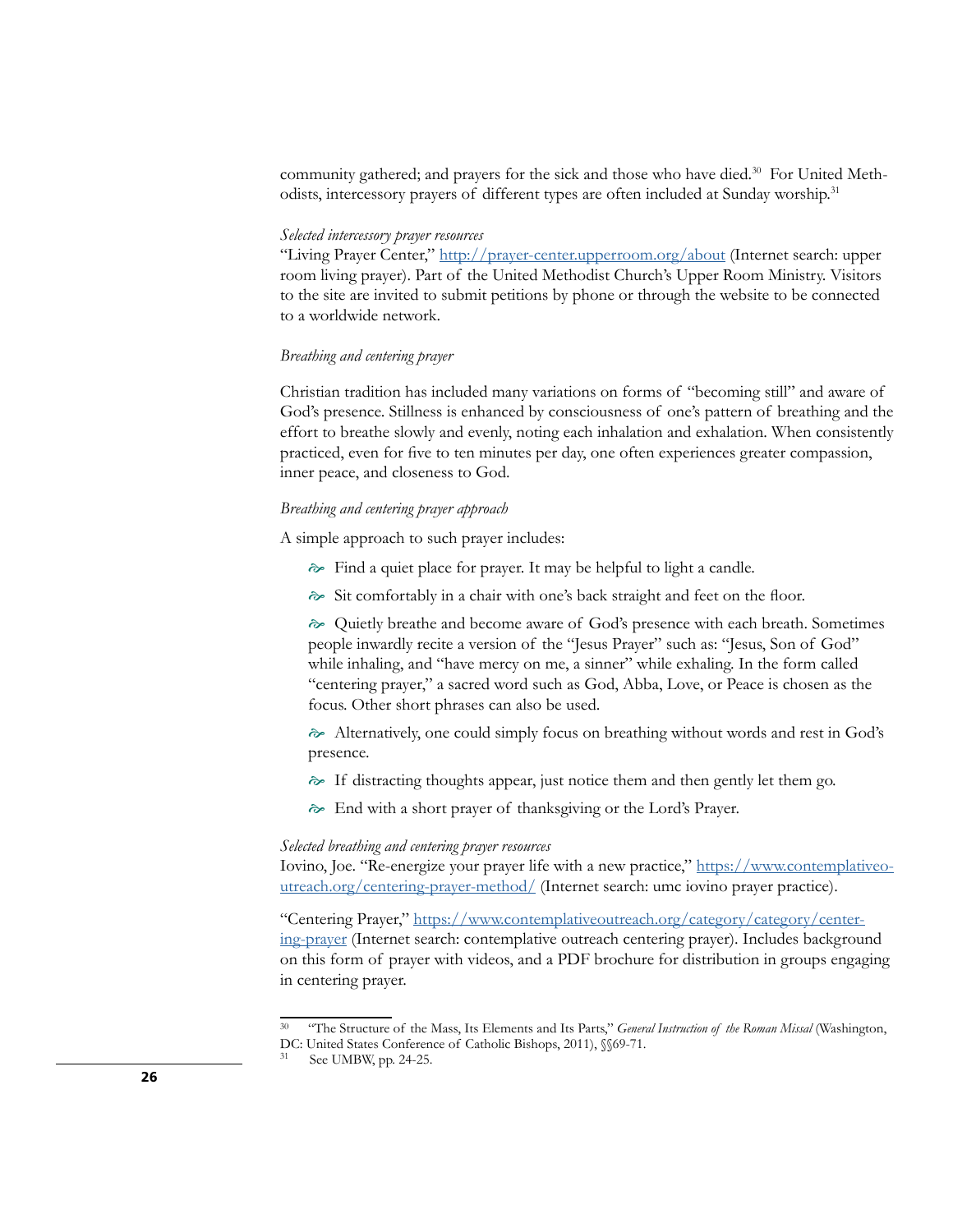community gathered; and prayers for the sick and those who have died.[30] For United Methodists, intercessory prayers of different types are often included at Sunday worship.[31]

*Selected intercessory prayer resources*

"Living Prayer Center," [http://prayer-center.upperroom.org/about](http://prayer-center.upperroom.org/about) (Internet search: upper room living prayer). Part of the United Methodist Church's Upper Room Ministry. Visitors to the site are invited to submit petitions by phone or through the website to be connected to a worldwide network.

*Breathing and centering prayer*

Christian tradition has included many variations on forms of "becoming still" and aware of God's presence. Stillness is enhanced by consciousness of one's pattern of breathing and the effort to breathe slowly and evenly, noting each inhalation and exhalation. When consistently practiced, even for five to ten minutes per day, one often experiences greater compassion, inner peace, and closeness to God.

*Breathing and centering prayer approach*

A simple approach to such prayer includes:

- Find a quiet place for prayer. It may be helpful to light a candle.
- Sit comfortably in a chair with one's back straight and feet on the floor.
- Quietly breathe and become aware of God's presence with each breath. Sometimes people inwardly recite a version of the "Jesus Prayer" such as: "Jesus, Son of God" while inhaling, and "have mercy on me, a sinner" while exhaling. In the form called "centering prayer," a sacred word such as God, Abba, Love, or Peace is chosen as the focus. Other short phrases can also be used.
- Alternatively, one could simply focus on breathing without words and rest in God's presence.
- If distracting thoughts appear, just notice them and then gently let them go.
- End with a short prayer of thanksgiving or the Lord's Prayer.

*Selected breathing and centering prayer resources*

Iovino, Joe. "Re-energize your prayer life with a new practice," [https://www.contemplativeoutreach.org/centering-prayer-method/](https://www.contemplativeoutreach.org/centering-prayer-method/) (Internet search: umc iovino prayer practice).

"Centering Prayer," [https://www.contemplativeoutreach.org/category/category/centering-prayer](https://www.contemplativeoutreach.org/category/category/centering-prayer) (Internet search: contemplative outreach centering prayer). Includes background on this form of prayer with videos, and a PDF brochure for distribution in groups engaging in centering prayer.

---

[30] "The Structure of the Mass, Its Elements and Its Parts," *General Instruction of the Roman Missal* (Washington, DC: United States Conference of Catholic Bishops, 2011), §§69-71.

[31] See UMBW, pp. 24-25.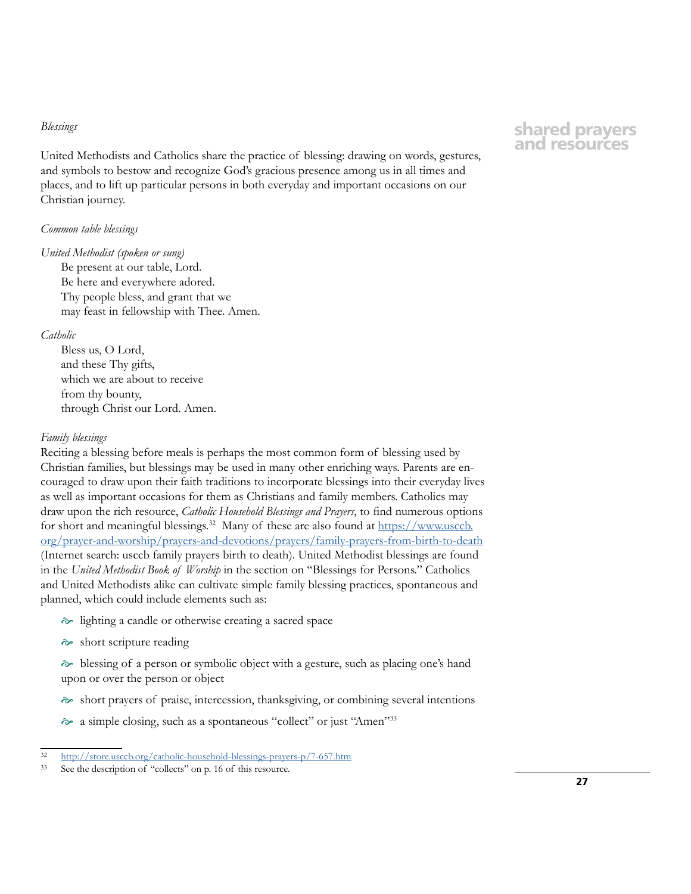*Blessings*

United Methodists and Catholics share the practice of blessing: drawing on words, gestures, and symbols to bestow and recognize God's gracious presence among us in all times and places, and to lift up particular persons in both everyday and important occasions on our Christian journey.

*Common table blessings*

*United Methodist (spoken or sung)*

Be present at our table, Lord.
Be here and everywhere adored.
Thy people bless, and grant that we
may feast in fellowship with Thee. Amen.

*Catholic*

Bless us, O Lord,
and these Thy gifts,
which we are about to receive
from thy bounty,
through Christ our Lord. Amen.

*Family blessings*

Reciting a blessing before meals is perhaps the most common form of blessing used by Christian families, but blessings may be used in many other enriching ways. Parents are encouraged to draw upon their faith traditions to incorporate blessings into their everyday lives as well as important occasions for them as Christians and family members. Catholics may draw upon the rich resource, *Catholic Household Blessings and Prayers*, to find numerous options for short and meaningful blessings.[32] Many of these are also found at https://www.usccb.org/prayer-and-worship/prayers-and-devotions/prayers/family-prayers-from-birth-to-death (Internet search: usccb family prayers birth to death). United Methodist blessings are found in the *United Methodist Book of Worship* in the section on "Blessings for Persons." Catholics and United Methodists alike can cultivate simple family blessing practices, spontaneous and planned, which could include elements such as:

- lighting a candle or otherwise creating a sacred space
- short scripture reading
- blessing of a person or symbolic object with a gesture, such as placing one's hand upon or over the person or object
- short prayers of praise, intercession, thanksgiving, or combining several intentions
- a simple closing, such as a spontaneous "collect" or just "Amen"[33]

---

[32] http://store.usccb.org/catholic-household-blessings-prayers-p/7-657.htm

[33] See the description of "collects" on p. 16 of this resource.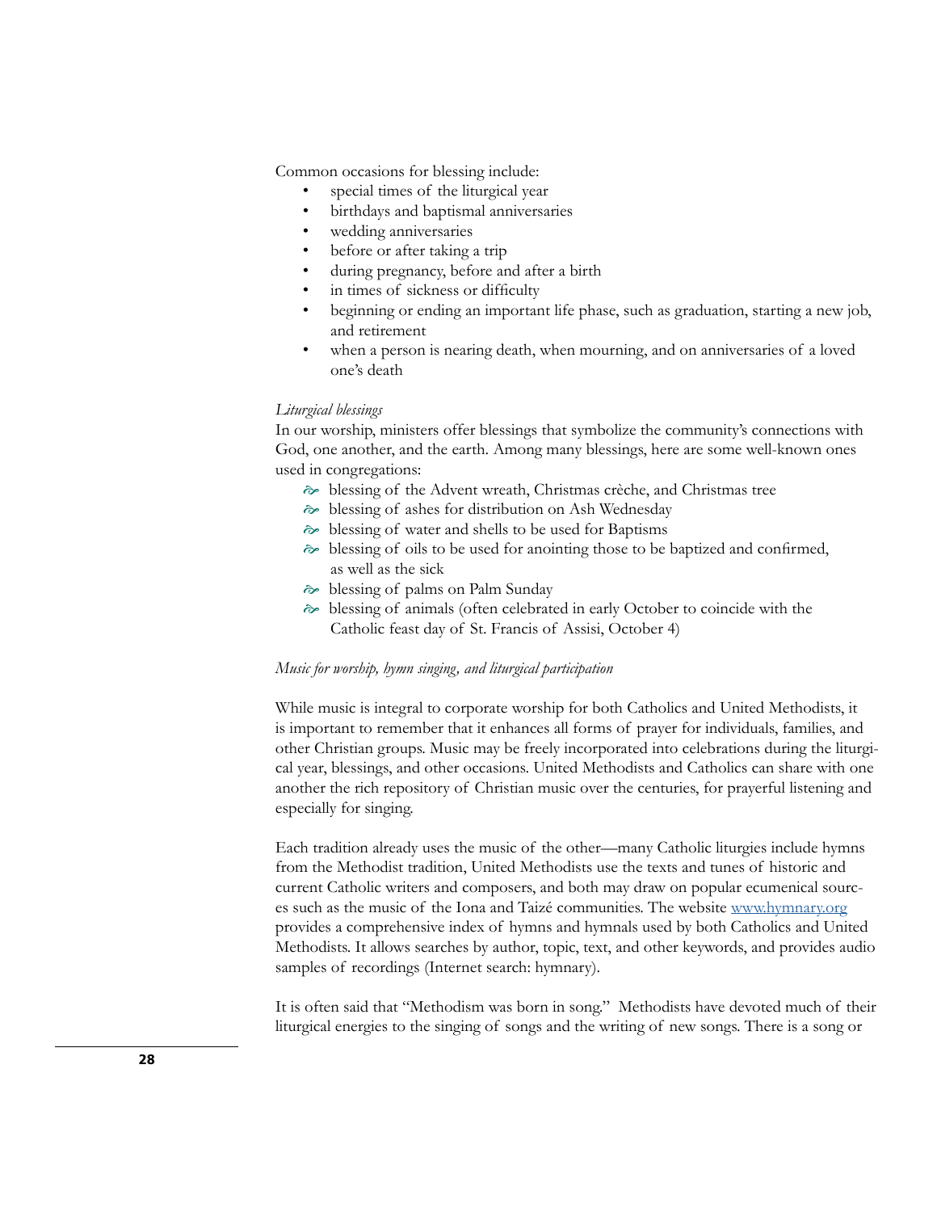Common occasions for blessing include:

- special times of the liturgical year
- birthdays and baptismal anniversaries
- wedding anniversaries
- before or after taking a trip
- during pregnancy, before and after a birth
- in times of sickness or difficulty
- beginning or ending an important life phase, such as graduation, starting a new job, and retirement
- when a person is nearing death, when mourning, and on anniversaries of a loved one's death

*Liturgical blessings*

In our worship, ministers offer blessings that symbolize the community's connections with God, one another, and the earth. Among many blessings, here are some well-known ones used in congregations:

- blessing of the Advent wreath, Christmas crèche, and Christmas tree
- blessing of ashes for distribution on Ash Wednesday
- blessing of water and shells to be used for Baptisms
- blessing of oils to be used for anointing those to be baptized and confirmed, as well as the sick
- blessing of palms on Palm Sunday
- blessing of animals (often celebrated in early October to coincide with the Catholic feast day of St. Francis of Assisi, October 4)

*Music for worship, hymn singing, and liturgical participation*

While music is integral to corporate worship for both Catholics and United Methodists, it is important to remember that it enhances all forms of prayer for individuals, families, and other Christian groups. Music may be freely incorporated into celebrations during the liturgical year, blessings, and other occasions. United Methodists and Catholics can share with one another the rich repository of Christian music over the centuries, for prayerful listening and especially for singing.

Each tradition already uses the music of the other—many Catholic liturgies include hymns from the Methodist tradition, United Methodists use the texts and tunes of historic and current Catholic writers and composers, and both may draw on popular ecumenical sources such as the music of the Iona and Taizé communities. The website www.hymnary.org provides a comprehensive index of hymns and hymnals used by both Catholics and United Methodists. It allows searches by author, topic, text, and other keywords, and provides audio samples of recordings (Internet search: hymnary).

It is often said that "Methodism was born in song." Methodists have devoted much of their liturgical energies to the singing of songs and the writing of new songs. There is a song or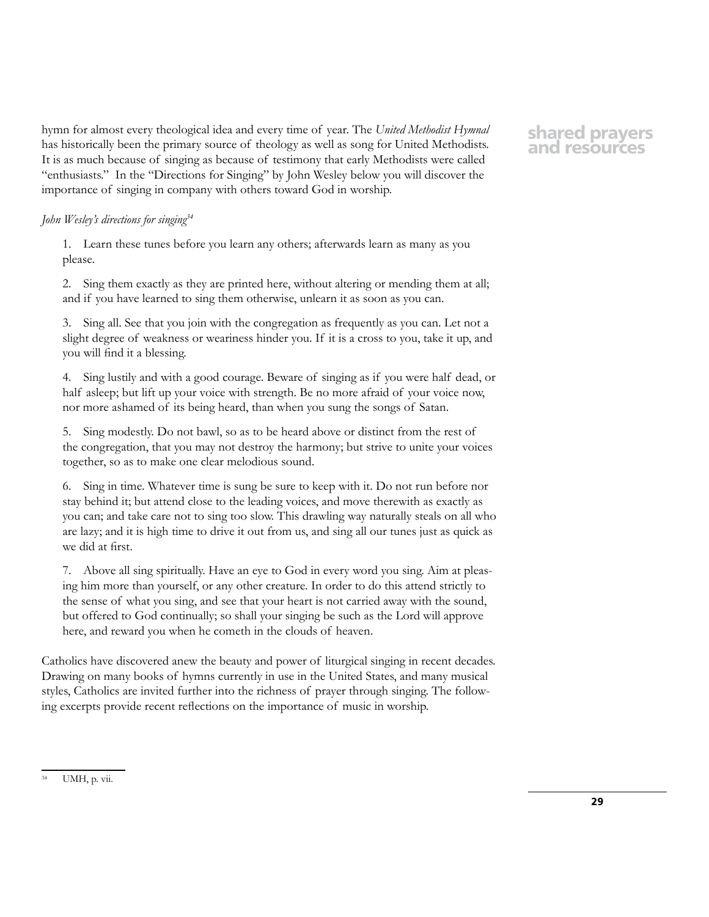hymn for almost every theological idea and every time of year. The *United Methodist Hymnal* has historically been the primary source of theology as well as song for United Methodists. It is as much because of singing as because of testimony that early Methodists were called "enthusiasts." In the "Directions for Singing" by John Wesley below you will discover the importance of singing in company with others toward God in worship.

*John Wesley's directions for singing*[34]

1. Learn these tunes before you learn any others; afterwards learn as many as you please.

2. Sing them exactly as they are printed here, without altering or mending them at all; and if you have learned to sing them otherwise, unlearn it as soon as you can.

3. Sing all. See that you join with the congregation as frequently as you can. Let not a slight degree of weakness or weariness hinder you. If it is a cross to you, take it up, and you will find it a blessing.

4. Sing lustily and with a good courage. Beware of singing as if you were half dead, or half asleep; but lift up your voice with strength. Be no more afraid of your voice now, nor more ashamed of its being heard, than when you sung the songs of Satan.

5. Sing modestly. Do not bawl, so as to be heard above or distinct from the rest of the congregation, that you may not destroy the harmony; but strive to unite your voices together, so as to make one clear melodious sound.

6. Sing in time. Whatever time is sung be sure to keep with it. Do not run before nor stay behind it; but attend close to the leading voices, and move therewith as exactly as you can; and take care not to sing too slow. This drawling way naturally steals on all who are lazy; and it is high time to drive it out from us, and sing all our tunes just as quick as we did at first.

7. Above all sing spiritually. Have an eye to God in every word you sing. Aim at pleasing him more than yourself, or any other creature. In order to do this attend strictly to the sense of what you sing, and see that your heart is not carried away with the sound, but offered to God continually; so shall your singing be such as the Lord will approve here, and reward you when he cometh in the clouds of heaven.

Catholics have discovered anew the beauty and power of liturgical singing in recent decades. Drawing on many books of hymns currently in use in the United States, and many musical styles, Catholics are invited further into the richness of prayer through singing. The following excerpts provide recent reflections on the importance of music in worship.

[34] UMH, p. vii.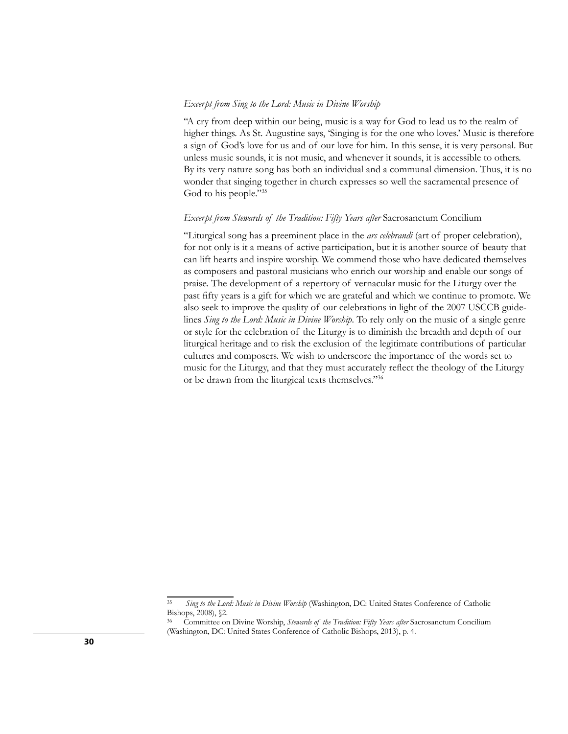*Excerpt from Sing to the Lord: Music in Divine Worship*

"A cry from deep within our being, music is a way for God to lead us to the realm of higher things. As St. Augustine says, 'Singing is for the one who loves.' Music is therefore a sign of God's love for us and of our love for him. In this sense, it is very personal. But unless music sounds, it is not music, and whenever it sounds, it is accessible to others. By its very nature song has both an individual and a communal dimension. Thus, it is no wonder that singing together in church expresses so well the sacramental presence of God to his people."[35]

*Excerpt from Stewards of the Tradition: Fifty Years after* Sacrosanctum Concilium

"Liturgical song has a preeminent place in the *ars celebrandi* (art of proper celebration), for not only is it a means of active participation, but it is another source of beauty that can lift hearts and inspire worship. We commend those who have dedicated themselves as composers and pastoral musicians who enrich our worship and enable our songs of praise. The development of a repertory of vernacular music for the Liturgy over the past fifty years is a gift for which we are grateful and which we continue to promote. We also seek to improve the quality of our celebrations in light of the 2007 USCCB guidelines *Sing to the Lord: Music in Divine Worship*. To rely only on the music of a single genre or style for the celebration of the Liturgy is to diminish the breadth and depth of our liturgical heritage and to risk the exclusion of the legitimate contributions of particular cultures and composers. We wish to underscore the importance of the words set to music for the Liturgy, and that they must accurately reflect the theology of the Liturgy or be drawn from the liturgical texts themselves."[36]

---

[35] *Sing to the Lord: Music in Divine Worship* (Washington, DC: United States Conference of Catholic Bishops, 2008), §2.

[36] Committee on Divine Worship, *Stewards of the Tradition: Fifty Years after* Sacrosanctum Concilium (Washington, DC: United States Conference of Catholic Bishops, 2013), p. 4.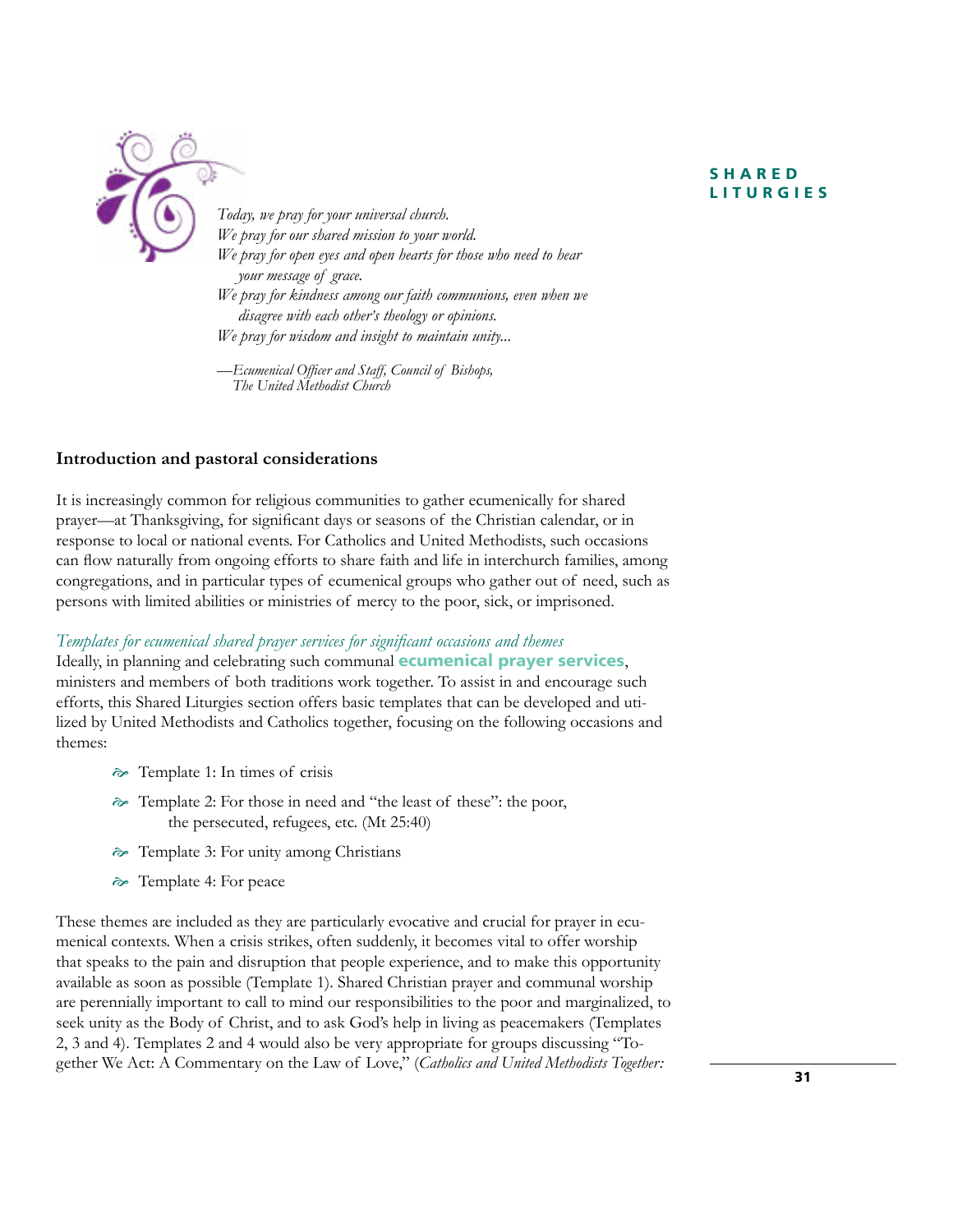*Today, we pray for your universal church.*
*We pray for our shared mission to your world.*
*We pray for open eyes and open hearts for those who need to hear your message of grace.*
*We pray for kindness among our faith communions, even when we disagree with each other's theology or opinions.*
*We pray for wisdom and insight to maintain unity...*

*—Ecumenical Officer and Staff, Council of Bishops, The United Methodist Church*

## Introduction and pastoral considerations

It is increasingly common for religious communities to gather ecumenically for shared prayer—at Thanksgiving, for significant days or seasons of the Christian calendar, or in response to local or national events. For Catholics and United Methodists, such occasions can flow naturally from ongoing efforts to share faith and life in interchurch families, among congregations, and in particular types of ecumenical groups who gather out of need, such as persons with limited abilities or ministries of mercy to the poor, sick, or imprisoned.

*Templates for ecumenical shared prayer services for significant occasions and themes*

Ideally, in planning and celebrating such communal **ecumenical prayer services**, ministers and members of both traditions work together. To assist in and encourage such efforts, this Shared Liturgies section offers basic templates that can be developed and utilized by United Methodists and Catholics together, focusing on the following occasions and themes:

- Template 1: In times of crisis
- Template 2: For those in need and "the least of these": the poor, the persecuted, refugees, etc. (Mt 25:40)
- Template 3: For unity among Christians
- Template 4: For peace

These themes are included as they are particularly evocative and crucial for prayer in ecumenical contexts. When a crisis strikes, often suddenly, it becomes vital to offer worship that speaks to the pain and disruption that people experience, and to make this opportunity available as soon as possible (Template 1). Shared Christian prayer and communal worship are perennially important to call to mind our responsibilities to the poor and marginalized, to seek unity as the Body of Christ, and to ask God's help in living as peacemakers (Templates 2, 3 and 4). Templates 2 and 4 would also be very appropriate for groups discussing "Together We Act: A Commentary on the Law of Love," (*Catholics and United Methodists Together:*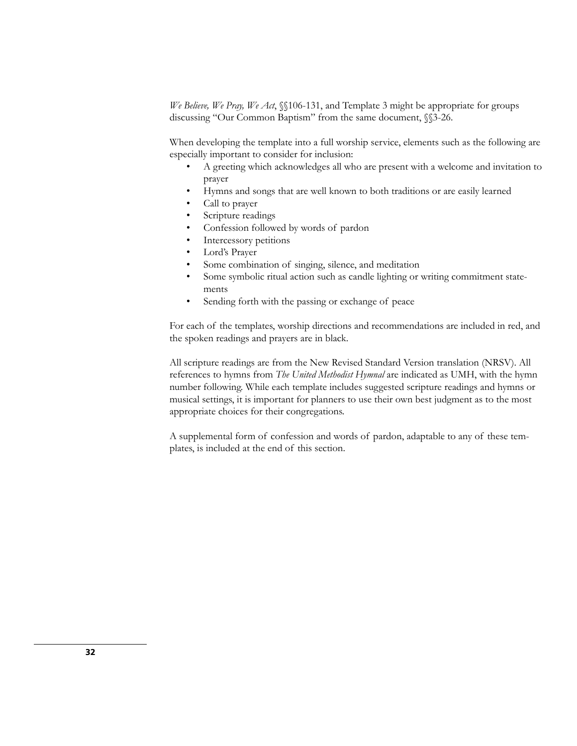*We Believe, We Pray, We Act*, §§106-131, and Template 3 might be appropriate for groups discussing "Our Common Baptism" from the same document, §§3-26.

When developing the template into a full worship service, elements such as the following are especially important to consider for inclusion:

- A greeting which acknowledges all who are present with a welcome and invitation to prayer
- Hymns and songs that are well known to both traditions or are easily learned
- Call to prayer
- Scripture readings
- Confession followed by words of pardon
- Intercessory petitions
- Lord's Prayer
- Some combination of singing, silence, and meditation
- Some symbolic ritual action such as candle lighting or writing commitment statements
- Sending forth with the passing or exchange of peace

For each of the templates, worship directions and recommendations are included in red, and the spoken readings and prayers are in black.

All scripture readings are from the New Revised Standard Version translation (NRSV). All references to hymns from *The United Methodist Hymnal* are indicated as UMH, with the hymn number following. While each template includes suggested scripture readings and hymns or musical settings, it is important for planners to use their own best judgment as to the most appropriate choices for their congregations.

A supplemental form of confession and words of pardon, adaptable to any of these templates, is included at the end of this section.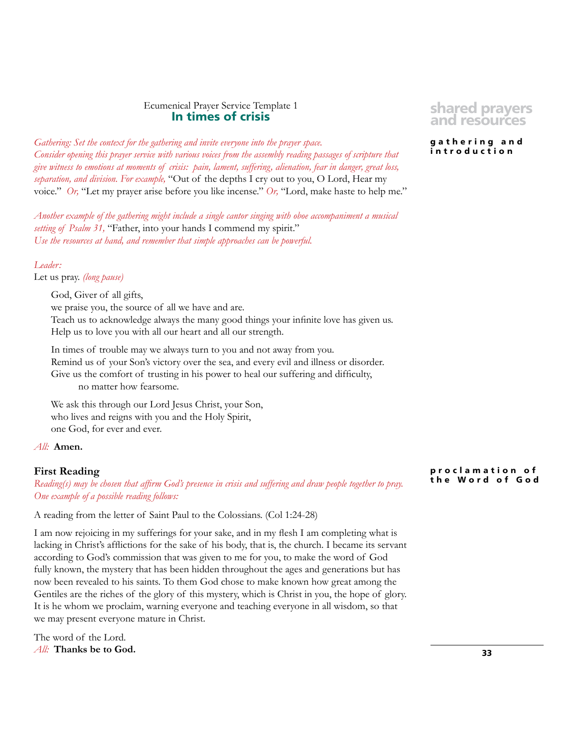Ecumenical Prayer Service Template 1

# In times of crisis

**shared prayers and resources**

**gathering and introduction**

*Gathering: Set the context for the gathering and invite everyone into the prayer space. Consider opening this prayer service with various voices from the assembly reading passages of scripture that give witness to emotions at moments of crisis: pain, lament, suffering, alienation, fear in danger, great loss, separation, and division. For example,* "Out of the depths I cry out to you, O Lord, Hear my voice." *Or,* "Let my prayer arise before you like incense." *Or,* "Lord, make haste to help me."

*Another example of the gathering might include a single cantor singing with oboe accompaniment a musical setting of Psalm 31,* "Father, into your hands I commend my spirit."
*Use the resources at hand, and remember that simple approaches can be powerful.*

*Leader:*
Let us pray. *(long pause)*

> God, Giver of all gifts,
> we praise you, the source of all we have and are.
> Teach us to acknowledge always the many good things your infinite love has given us.
> Help us to love you with all our heart and all our strength.
>
> In times of trouble may we always turn to you and not away from you.
> Remind us of your Son's victory over the sea, and every evil and illness or disorder.
> Give us the comfort of trusting in his power to heal our suffering and difficulty,
> no matter how fearsome.
>
> We ask this through our Lord Jesus Christ, your Son,
> who lives and reigns with you and the Holy Spirit,
> one God, for ever and ever.

*All:* **Amen.**

**proclamation of the Word of God**

## First Reading

*Reading(s) may be chosen that affirm God's presence in crisis and suffering and draw people together to pray. One example of a possible reading follows:*

A reading from the letter of Saint Paul to the Colossians. (Col 1:24-28)

I am now rejoicing in my sufferings for your sake, and in my flesh I am completing what is lacking in Christ's afflictions for the sake of his body, that is, the church. I became its servant according to God's commission that was given to me for you, to make the word of God fully known, the mystery that has been hidden throughout the ages and generations but has now been revealed to his saints. To them God chose to make known how great among the Gentiles are the riches of the glory of this mystery, which is Christ in you, the hope of glory. It is he whom we proclaim, warning everyone and teaching everyone in all wisdom, so that we may present everyone mature in Christ.

The word of the Lord.
*All:* **Thanks be to God.**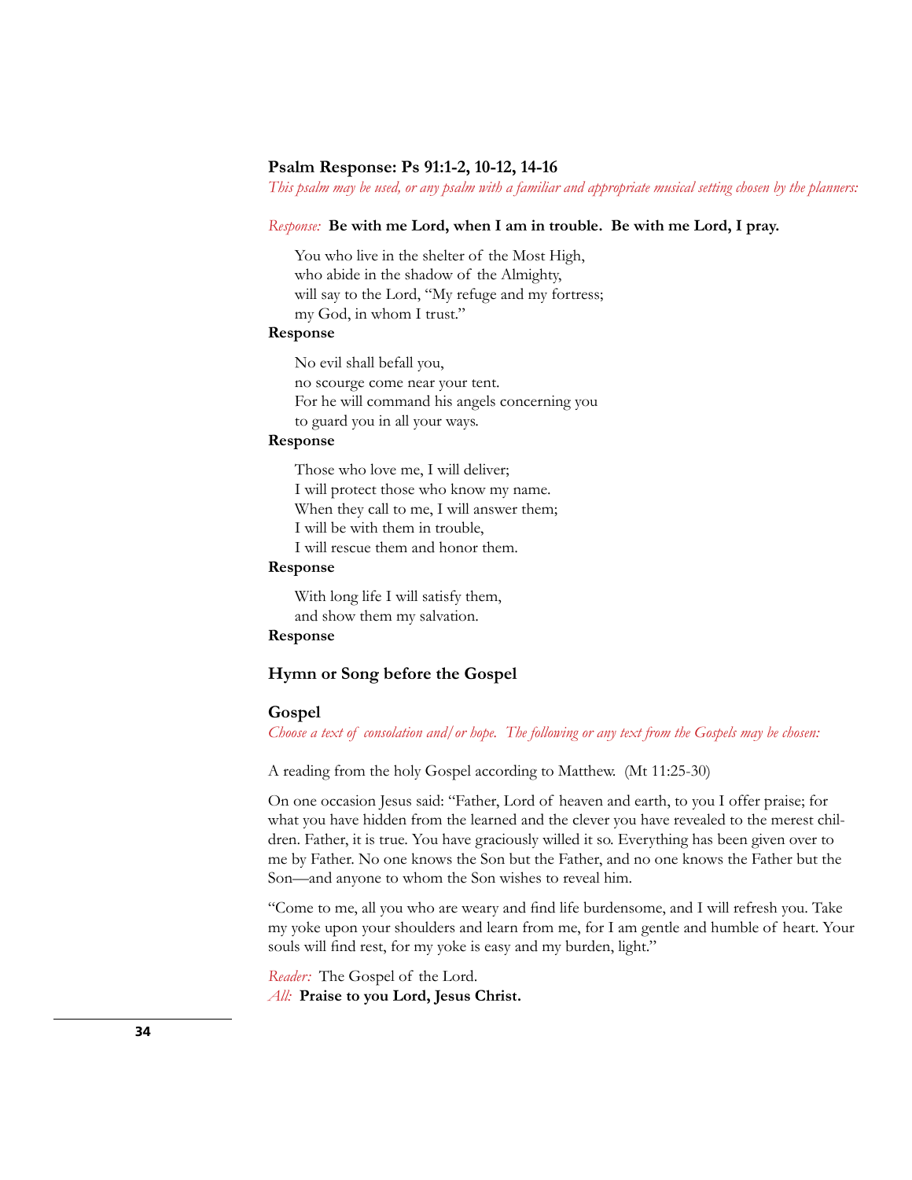### Psalm Response: Ps 91:1-2, 10-12, 14-16

*This psalm may be used, or any psalm with a familiar and appropriate musical setting chosen by the planners:*

*Response:* **Be with me Lord, when I am in trouble. Be with me Lord, I pray.**

> You who live in the shelter of the Most High,
> who abide in the shadow of the Almighty,
> will say to the Lord, "My refuge and my fortress;
> my God, in whom I trust."

**Response**

> No evil shall befall you,
> no scourge come near your tent.
> For he will command his angels concerning you
> to guard you in all your ways.

**Response**

> Those who love me, I will deliver;
> I will protect those who know my name.
> When they call to me, I will answer them;
> I will be with them in trouble,
> I will rescue them and honor them.

**Response**

> With long life I will satisfy them,
> and show them my salvation.

**Response**

### Hymn or Song before the Gospel

### Gospel

*Choose a text of consolation and/or hope. The following or any text from the Gospels may be chosen:*

A reading from the holy Gospel according to Matthew. (Mt 11:25-30)

On one occasion Jesus said: "Father, Lord of heaven and earth, to you I offer praise; for what you have hidden from the learned and the clever you have revealed to the merest children. Father, it is true. You have graciously willed it so. Everything has been given over to me by Father. No one knows the Son but the Father, and no one knows the Father but the Son—and anyone to whom the Son wishes to reveal him.

"Come to me, all you who are weary and find life burdensome, and I will refresh you. Take my yoke upon your shoulders and learn from me, for I am gentle and humble of heart. Your souls will find rest, for my yoke is easy and my burden, light."

*Reader:* The Gospel of the Lord.
*All:* **Praise to you Lord, Jesus Christ.**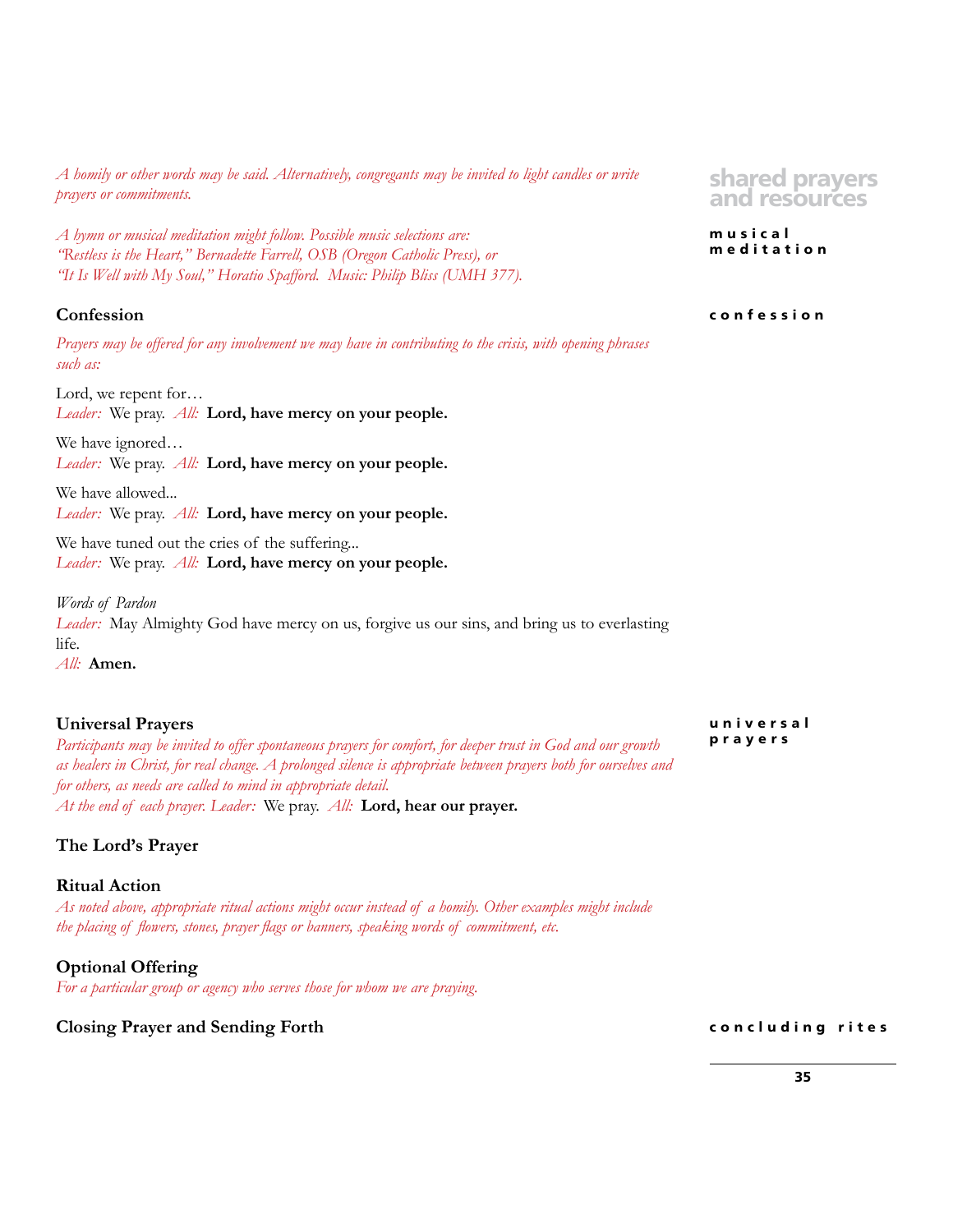*A homily or other words may be said. Alternatively, congregants may be invited to light candles or write prayers or commitments.*

*A hymn or musical meditation might follow. Possible music selections are:*
*"Restless is the Heart," Bernadette Farrell, OSB (Oregon Catholic Press), or*
*"It Is Well with My Soul," Horatio Spafford. Music: Philip Bliss (UMH 377).*

## Confession

*Prayers may be offered for any involvement we may have in contributing to the crisis, with opening phrases such as:*

Lord, we repent for…
*Leader:* We pray. *All:* **Lord, have mercy on your people.**

We have ignored…
*Leader:* We pray. *All:* **Lord, have mercy on your people.**

We have allowed...
*Leader:* We pray. *All:* **Lord, have mercy on your people.**

We have tuned out the cries of the suffering...
*Leader:* We pray. *All:* **Lord, have mercy on your people.**

*Words of Pardon*
*Leader:* May Almighty God have mercy on us, forgive us our sins, and bring us to everlasting life.
*All:* **Amen.**

## Universal Prayers

*Participants may be invited to offer spontaneous prayers for comfort, for deeper trust in God and our growth as healers in Christ, for real change. A prolonged silence is appropriate between prayers both for ourselves and for others, as needs are called to mind in appropriate detail.*
*At the end of each prayer. Leader:* We pray. *All:* **Lord, hear our prayer.**

## The Lord's Prayer

## Ritual Action

*As noted above, appropriate ritual actions might occur instead of a homily. Other examples might include the placing of flowers, stones, prayer flags or banners, speaking words of commitment, etc.*

## Optional Offering

*For a particular group or agency who serves those for whom we are praying.*

## Closing Prayer and Sending Forth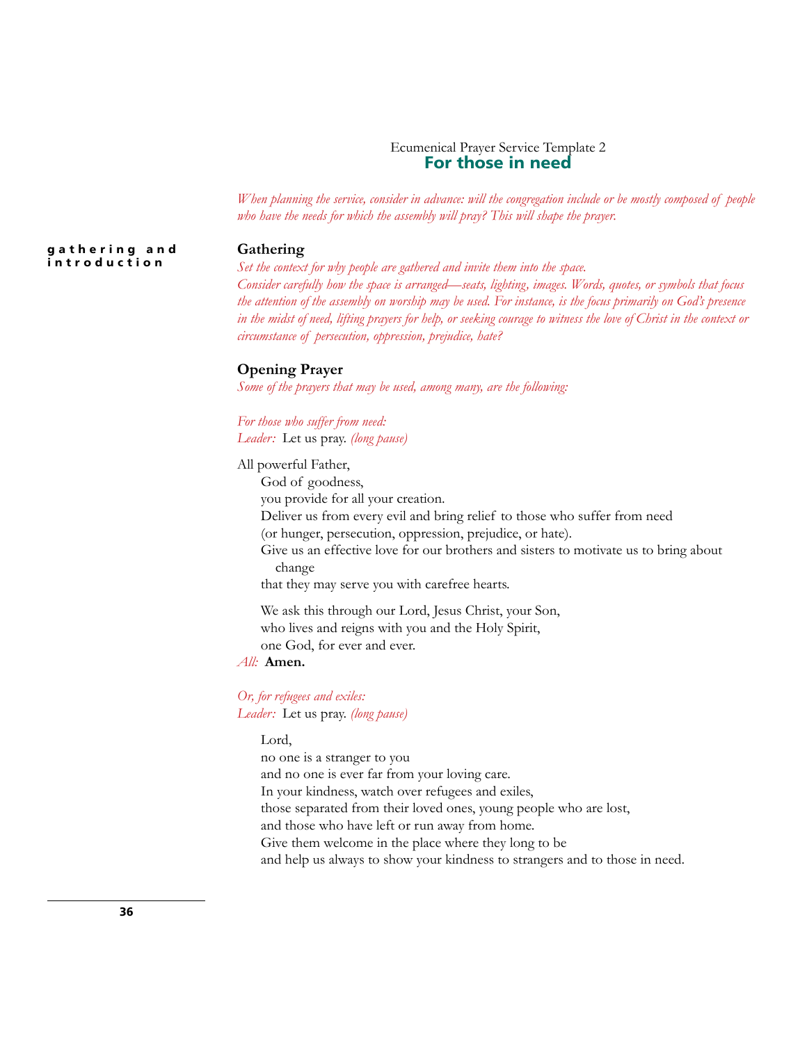Ecumenical Prayer Service Template 2

# For those in need

*When planning the service, consider in advance: will the congregation include or be mostly composed of people who have the needs for which the assembly will pray? This will shape the prayer.*

**gathering and introduction**

## Gathering

*Set the context for why people are gathered and invite them into the space.*
*Consider carefully how the space is arranged—seats, lighting, images. Words, quotes, or symbols that focus the attention of the assembly on worship may be used. For instance, is the focus primarily on God's presence in the midst of need, lifting prayers for help, or seeking courage to witness the love of Christ in the context or circumstance of persecution, oppression, prejudice, hate?*

## Opening Prayer

*Some of the prayers that may be used, among many, are the following:*

*For those who suffer from need:*
*Leader:* Let us pray. *(long pause)*

All powerful Father,
God of goodness,
you provide for all your creation.
Deliver us from every evil and bring relief to those who suffer from need
(or hunger, persecution, oppression, prejudice, or hate).
Give us an effective love for our brothers and sisters to motivate us to bring about change
that they may serve you with carefree hearts.

We ask this through our Lord, Jesus Christ, your Son,
who lives and reigns with you and the Holy Spirit,
one God, for ever and ever.
*All:* **Amen.**

*Or, for refugees and exiles:*
*Leader:* Let us pray. *(long pause)*

Lord,
no one is a stranger to you
and no one is ever far from your loving care.
In your kindness, watch over refugees and exiles,
those separated from their loved ones, young people who are lost,
and those who have left or run away from home.
Give them welcome in the place where they long to be
and help us always to show your kindness to strangers and to those in need.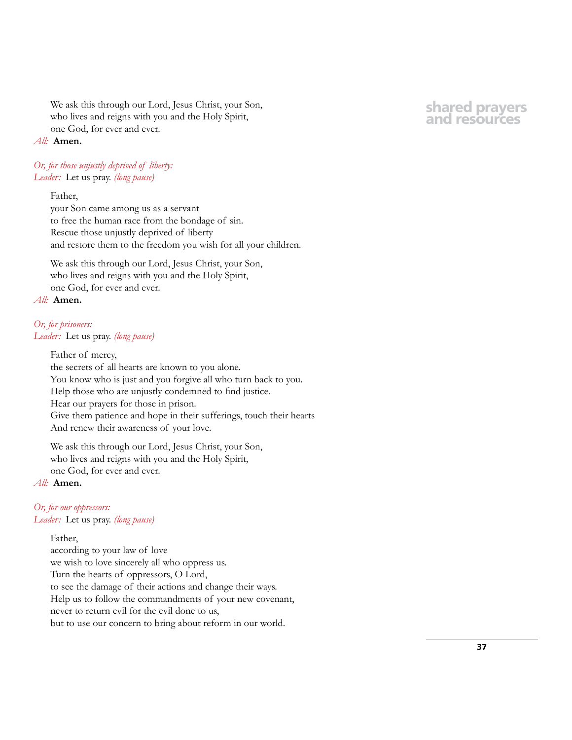We ask this through our Lord, Jesus Christ, your Son,
who lives and reigns with you and the Holy Spirit,
one God, for ever and ever.

*All:* **Amen.**

*Or, for those unjustly deprived of liberty:*
*Leader:* Let us pray. *(long pause)*

Father,
your Son came among us as a servant
to free the human race from the bondage of sin.
Rescue those unjustly deprived of liberty
and restore them to the freedom you wish for all your children.

We ask this through our Lord, Jesus Christ, your Son,
who lives and reigns with you and the Holy Spirit,
one God, for ever and ever.

*All:* **Amen.**

*Or, for prisoners:*
*Leader:* Let us pray. *(long pause)*

Father of mercy,
the secrets of all hearts are known to you alone.
You know who is just and you forgive all who turn back to you.
Help those who are unjustly condemned to find justice.
Hear our prayers for those in prison.
Give them patience and hope in their sufferings, touch their hearts
And renew their awareness of your love.

We ask this through our Lord, Jesus Christ, your Son,
who lives and reigns with you and the Holy Spirit,
one God, for ever and ever.

*All:* **Amen.**

*Or, for our oppressors:*
*Leader:* Let us pray. *(long pause)*

Father,
according to your law of love
we wish to love sincerely all who oppress us.
Turn the hearts of oppressors, O Lord,
to see the damage of their actions and change their ways.
Help us to follow the commandments of your new covenant,
never to return evil for the evil done to us,
but to use our concern to bring about reform in our world.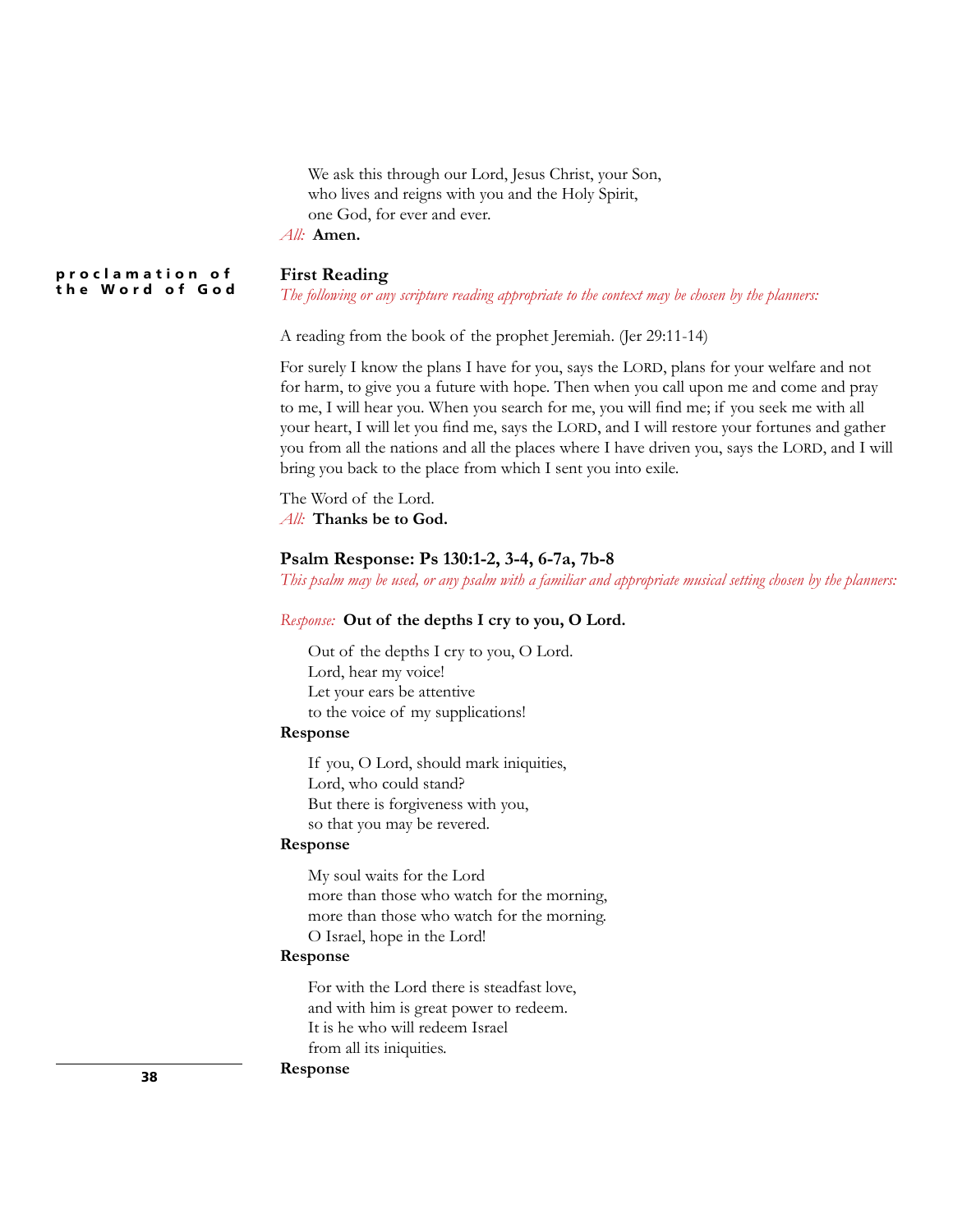We ask this through our Lord, Jesus Christ, your Son,
who lives and reigns with you and the Holy Spirit,
one God, for ever and ever.

*All:* **Amen.**

**proclamation of the Word of God**

## First Reading

*The following or any scripture reading appropriate to the context may be chosen by the planners:*

A reading from the book of the prophet Jeremiah. (Jer 29:11-14)

For surely I know the plans I have for you, says the LORD, plans for your welfare and not for harm, to give you a future with hope. Then when you call upon me and come and pray to me, I will hear you. When you search for me, you will find me; if you seek me with all your heart, I will let you find me, says the LORD, and I will restore your fortunes and gather you from all the nations and all the places where I have driven you, says the LORD, and I will bring you back to the place from which I sent you into exile.

The Word of the Lord.

*All:* **Thanks be to God.**

## Psalm Response: Ps 130:1-2, 3-4, 6-7a, 7b-8

*This psalm may be used, or any psalm with a familiar and appropriate musical setting chosen by the planners:*

*Response:* **Out of the depths I cry to you, O Lord.**

Out of the depths I cry to you, O Lord.
Lord, hear my voice!
Let your ears be attentive
to the voice of my supplications!

**Response**

If you, O Lord, should mark iniquities,
Lord, who could stand?
But there is forgiveness with you,
so that you may be revered.

**Response**

My soul waits for the Lord
more than those who watch for the morning,
more than those who watch for the morning.
O Israel, hope in the Lord!

**Response**

For with the Lord there is steadfast love,
and with him is great power to redeem.
It is he who will redeem Israel
from all its iniquities.

**Response**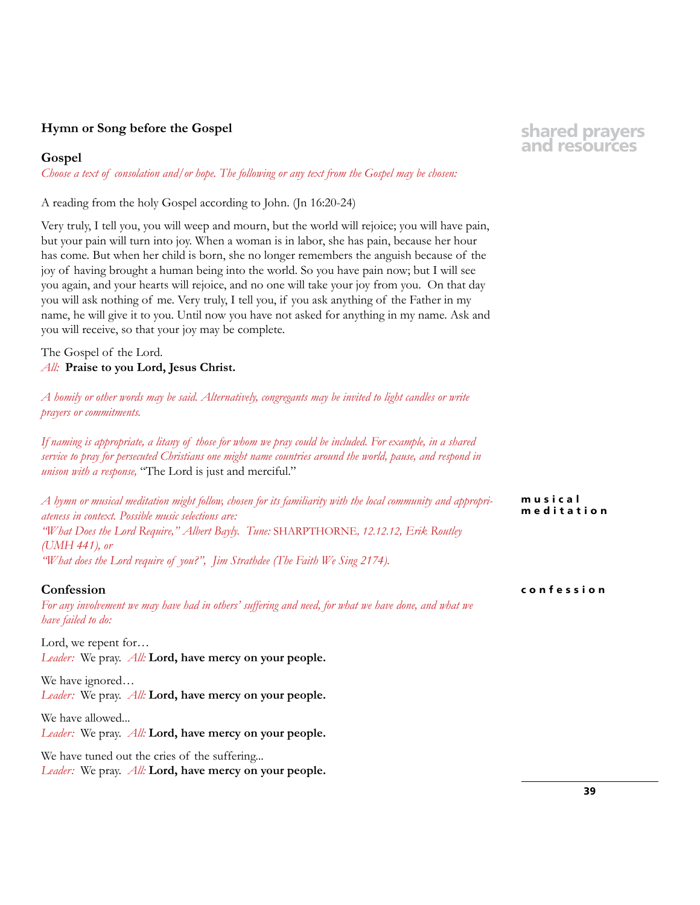### Hymn or Song before the Gospel

### Gospel

*Choose a text of consolation and/or hope. The following or any text from the Gospel may be chosen:*

A reading from the holy Gospel according to John. (Jn 16:20-24)

Very truly, I tell you, you will weep and mourn, but the world will rejoice; you will have pain, but your pain will turn into joy. When a woman is in labor, she has pain, because her hour has come. But when her child is born, she no longer remembers the anguish because of the joy of having brought a human being into the world. So you have pain now; but I will see you again, and your hearts will rejoice, and no one will take your joy from you. On that day you will ask nothing of me. Very truly, I tell you, if you ask anything of the Father in my name, he will give it to you. Until now you have not asked for anything in my name. Ask and you will receive, so that your joy may be complete.

The Gospel of the Lord.
*All:* **Praise to you Lord, Jesus Christ.**

*A homily or other words may be said. Alternatively, congregants may be invited to light candles or write prayers or commitments.*

*If naming is appropriate, a litany of those for whom we pray could be included. For example, in a shared service to pray for persecuted Christians one might name countries around the world, pause, and respond in unison with a response,* "The Lord is just and merciful."

musical meditation

*A hymn or musical meditation might follow, chosen for its familiarity with the local community and appropriateness in context. Possible music selections are:*
*"What Does the Lord Require," Albert Bayly. Tune:* SHARPTHORNE, *12.12.12, Erik Routley (UMH 441), or*
*"What does the Lord require of you?", Jim Strathdee (The Faith We Sing 2174).*

confession

### Confession

*For any involvement we may have had in others' suffering and need, for what we have done, and what we have failed to do:*

Lord, we repent for…
*Leader:* We pray. *All:* **Lord, have mercy on your people.**

We have ignored…
*Leader:* We pray. *All:* **Lord, have mercy on your people.**

We have allowed...
*Leader:* We pray. *All:* **Lord, have mercy on your people.**

We have tuned out the cries of the suffering...
*Leader:* We pray. *All:* **Lord, have mercy on your people.**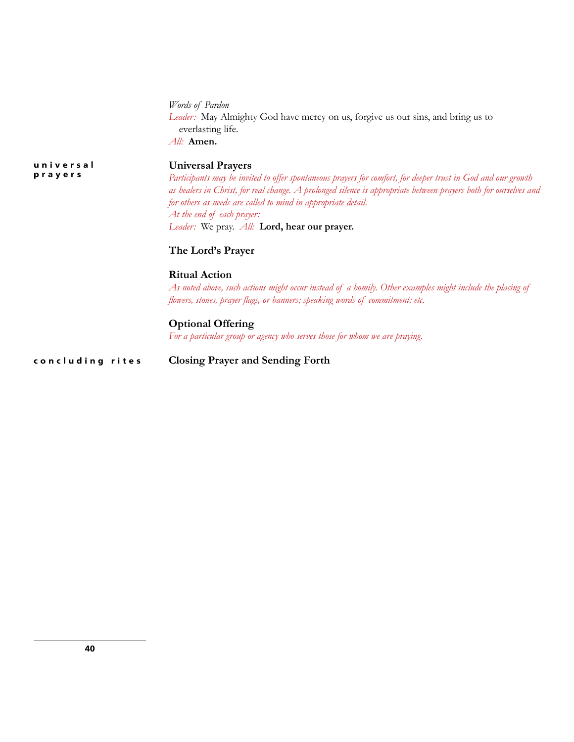*Words of Pardon*

*Leader:* May Almighty God have mercy on us, forgive us our sins, and bring us to everlasting life.

*All:* **Amen.**

**universal prayers**

### Universal Prayers

*Participants may be invited to offer spontaneous prayers for comfort, for deeper trust in God and our growth as healers in Christ, for real change. A prolonged silence is appropriate between prayers both for ourselves and for others as needs are called to mind in appropriate detail.*

*At the end of each prayer:*

*Leader:* We pray. *All:* **Lord, hear our prayer.**

### The Lord's Prayer

### Ritual Action

*As noted above, such actions might occur instead of a homily. Other examples might include the placing of flowers, stones, prayer flags, or banners; speaking words of commitment; etc.*

### Optional Offering

*For a particular group or agency who serves those for whom we are praying.*

**concluding rites**

### Closing Prayer and Sending Forth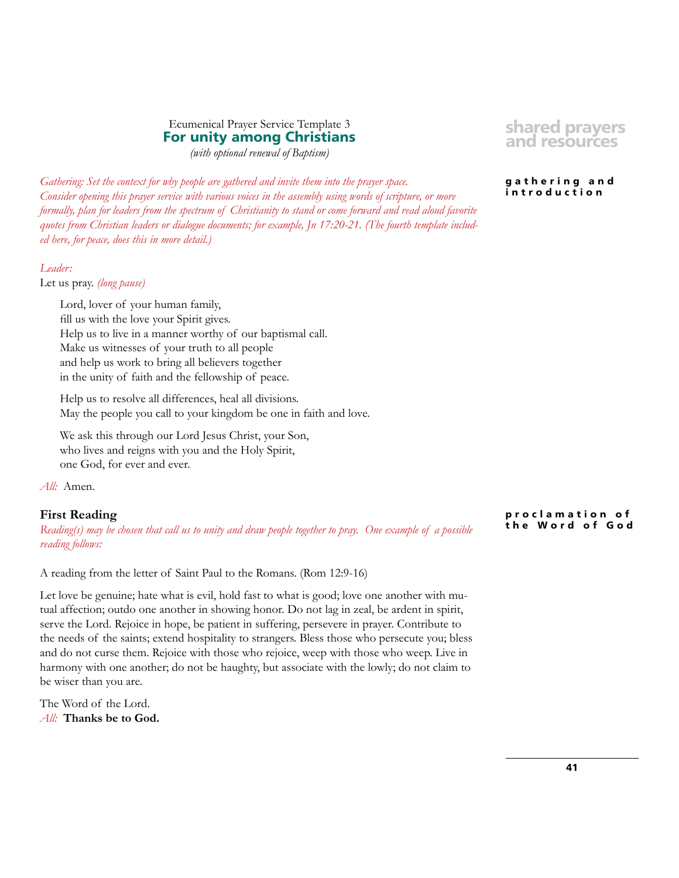Ecumenical Prayer Service Template 3

## For unity among Christians

*(with optional renewal of Baptism)*

**gathering and introduction**

*Gathering: Set the context for why people are gathered and invite them into the prayer space. Consider opening this prayer service with various voices in the assembly using words of scripture, or more formally, plan for leaders from the spectrum of Christianity to stand or come forward and read aloud favorite quotes from Christian leaders or dialogue documents; for example, Jn 17:20-21. (The fourth template included here, for peace, does this in more detail.)*

*Leader:*
Let us pray. *(long pause)*

> Lord, lover of your human family,
> fill us with the love your Spirit gives.
> Help us to live in a manner worthy of our baptismal call.
> Make us witnesses of your truth to all people
> and help us work to bring all believers together
> in the unity of faith and the fellowship of peace.
>
> Help us to resolve all differences, heal all divisions.
> May the people you call to your kingdom be one in faith and love.
>
> We ask this through our Lord Jesus Christ, your Son,
> who lives and reigns with you and the Holy Spirit,
> one God, for ever and ever.

*All:* Amen.

**proclamation of the Word of God**

### First Reading

*Reading(s) may be chosen that call us to unity and draw people together to pray. One example of a possible reading follows:*

A reading from the letter of Saint Paul to the Romans. (Rom 12:9-16)

Let love be genuine; hate what is evil, hold fast to what is good; love one another with mutual affection; outdo one another in showing honor. Do not lag in zeal, be ardent in spirit, serve the Lord. Rejoice in hope, be patient in suffering, persevere in prayer. Contribute to the needs of the saints; extend hospitality to strangers. Bless those who persecute you; bless and do not curse them. Rejoice with those who rejoice, weep with those who weep. Live in harmony with one another; do not be haughty, but associate with the lowly; do not claim to be wiser than you are.

The Word of the Lord.
*All:* **Thanks be to God.**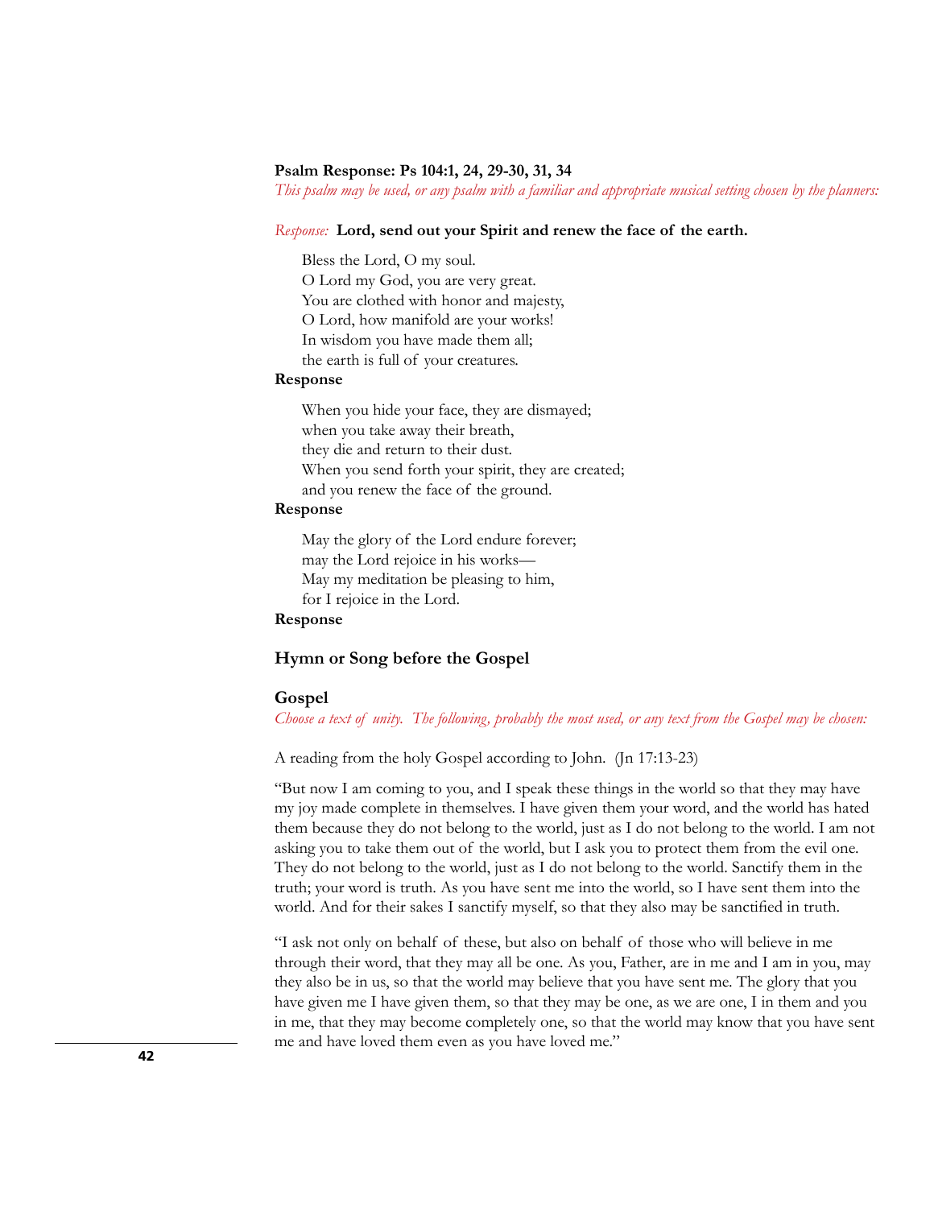**Psalm Response: Ps 104:1, 24, 29-30, 31, 34**

*This psalm may be used, or any psalm with a familiar and appropriate musical setting chosen by the planners:*

*Response:* **Lord, send out your Spirit and renew the face of the earth.**

Bless the Lord, O my soul.
O Lord my God, you are very great.
You are clothed with honor and majesty,
O Lord, how manifold are your works!
In wisdom you have made them all;
the earth is full of your creatures.

**Response**

When you hide your face, they are dismayed;
when you take away their breath,
they die and return to their dust.
When you send forth your spirit, they are created;
and you renew the face of the ground.

**Response**

May the glory of the Lord endure forever;
may the Lord rejoice in his works—
May my meditation be pleasing to him,
for I rejoice in the Lord.

**Response**

## Hymn or Song before the Gospel

## Gospel

*Choose a text of unity. The following, probably the most used, or any text from the Gospel may be chosen:*

A reading from the holy Gospel according to John. (Jn 17:13-23)

"But now I am coming to you, and I speak these things in the world so that they may have my joy made complete in themselves. I have given them your word, and the world has hated them because they do not belong to the world, just as I do not belong to the world. I am not asking you to take them out of the world, but I ask you to protect them from the evil one. They do not belong to the world, just as I do not belong to the world. Sanctify them in the truth; your word is truth. As you have sent me into the world, so I have sent them into the world. And for their sakes I sanctify myself, so that they also may be sanctified in truth.

"I ask not only on behalf of these, but also on behalf of those who will believe in me through their word, that they may all be one. As you, Father, are in me and I am in you, may they also be in us, so that the world may believe that you have sent me. The glory that you have given me I have given them, so that they may be one, as we are one, I in them and you in me, that they may become completely one, so that the world may know that you have sent me and have loved them even as you have loved me."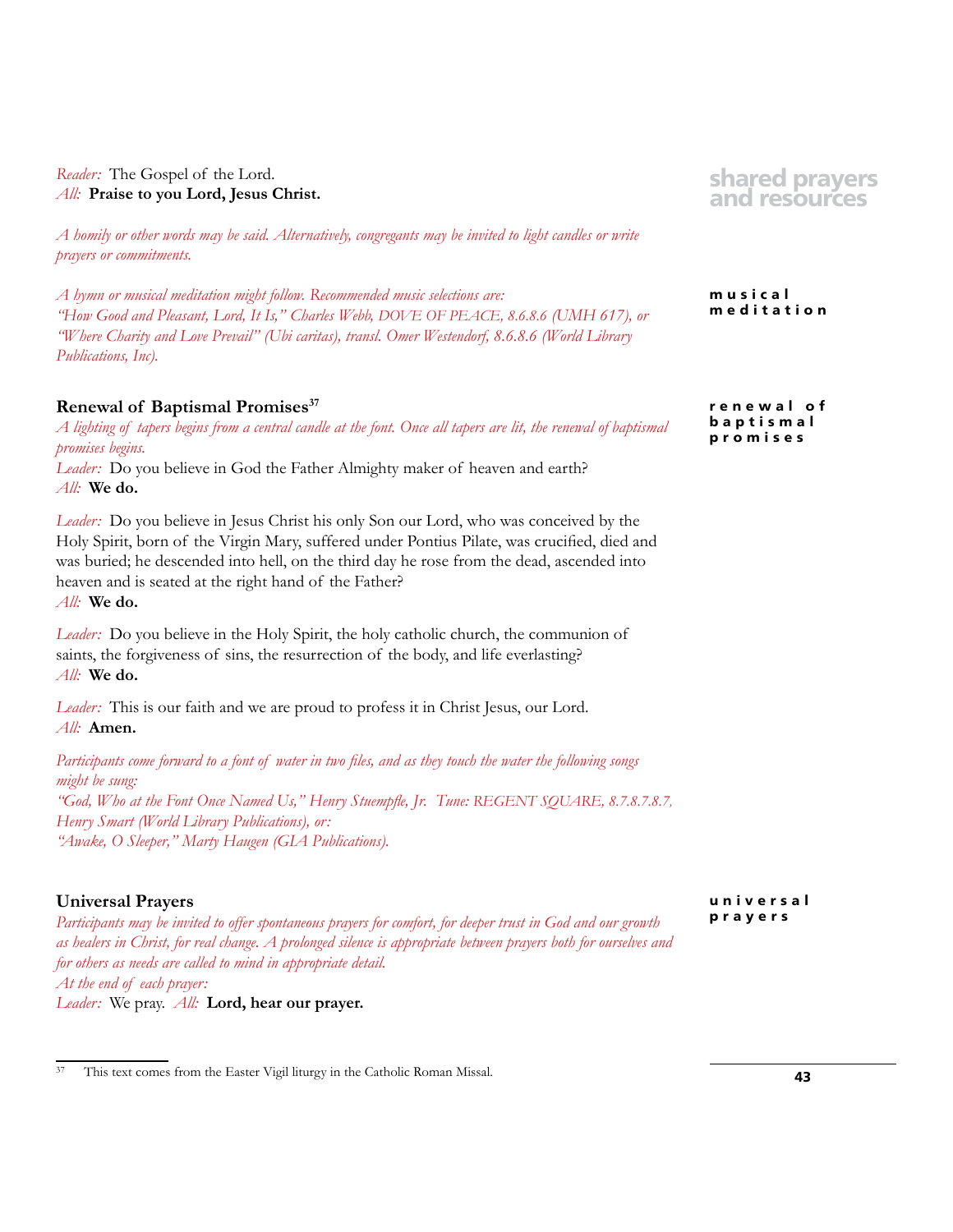*Reader:* The Gospel of the Lord.
*All:* **Praise to you Lord, Jesus Christ.**

*A homily or other words may be said. Alternatively, congregants may be invited to light candles or write prayers or commitments.*

musical meditation

*A hymn or musical meditation might follow. Recommended music selections are: "How Good and Pleasant, Lord, It Is," Charles Webb, DOVE OF PEACE, 8.6.8.6 (UMH 617), or "Where Charity and Love Prevail" (Ubi caritas), transl. Omer Westendorf, 8.6.8.6 (World Library Publications, Inc).*

renewal of baptismal promises

## Renewal of Baptismal Promises[37]

*A lighting of tapers begins from a central candle at the font. Once all tapers are lit, the renewal of baptismal promises begins.*

*Leader:* Do you believe in God the Father Almighty maker of heaven and earth?
*All:* **We do.**

*Leader:* Do you believe in Jesus Christ his only Son our Lord, who was conceived by the Holy Spirit, born of the Virgin Mary, suffered under Pontius Pilate, was crucified, died and was buried; he descended into hell, on the third day he rose from the dead, ascended into heaven and is seated at the right hand of the Father?
*All:* **We do.**

*Leader:* Do you believe in the Holy Spirit, the holy catholic church, the communion of saints, the forgiveness of sins, the resurrection of the body, and life everlasting?
*All:* **We do.**

*Leader:* This is our faith and we are proud to profess it in Christ Jesus, our Lord.
*All:* **Amen.**

*Participants come forward to a font of water in two files, and as they touch the water the following songs might be sung:*
*"God, Who at the Font Once Named Us," Henry Stuempfle, Jr. Tune: REGENT SQUARE, 8.7.8.7.8.7, Henry Smart (World Library Publications), or:*
*"Awake, O Sleeper," Marty Haugen (GIA Publications).*

universal prayers

## Universal Prayers

*Participants may be invited to offer spontaneous prayers for comfort, for deeper trust in God and our growth as healers in Christ, for real change. A prolonged silence is appropriate between prayers both for ourselves and for others as needs are called to mind in appropriate detail.*
*At the end of each prayer:*
*Leader:* We pray. *All:* **Lord, hear our prayer.**

---

[37] This text comes from the Easter Vigil liturgy in the Catholic Roman Missal.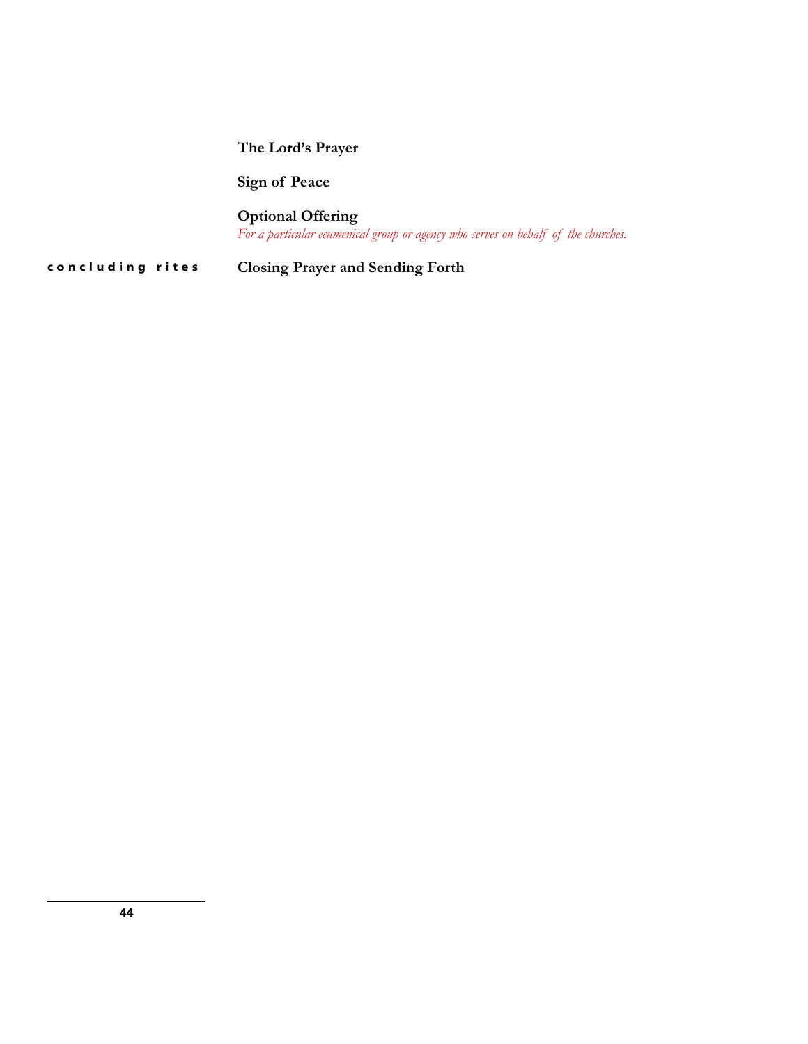**The Lord's Prayer**

**Sign of Peace**

**Optional Offering**

*For a particular ecumenical group or agency who serves on behalf of the churches.*

**concluding rites**

**Closing Prayer and Sending Forth**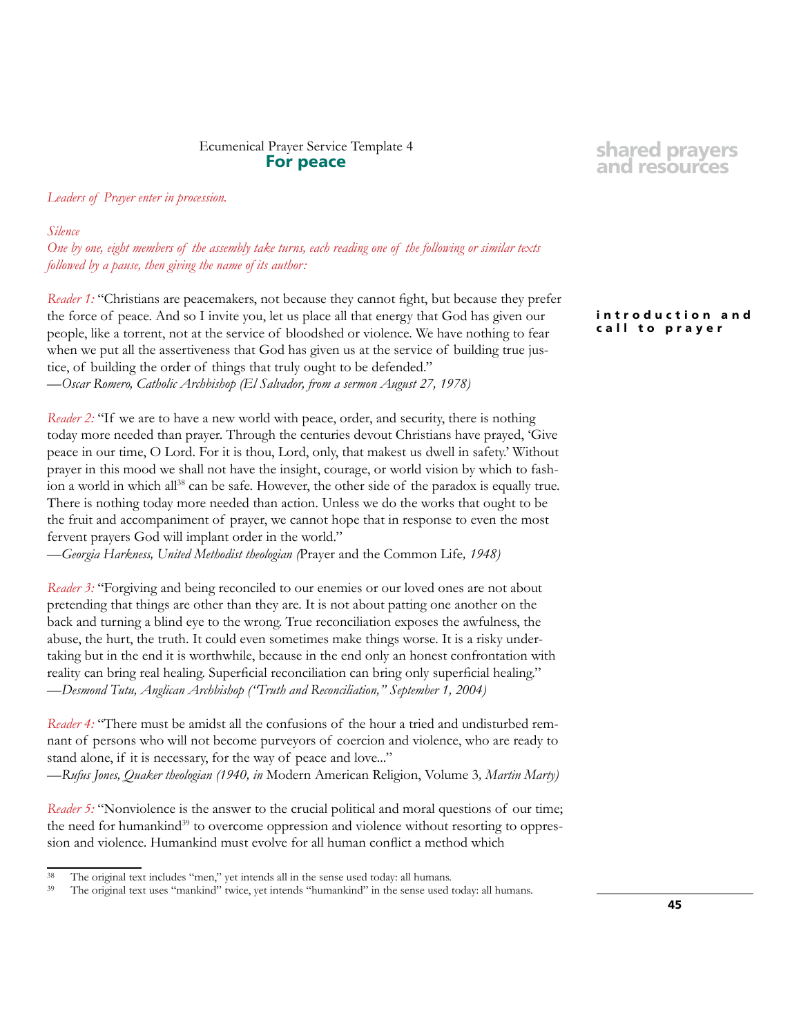Ecumenical Prayer Service Template 4

## For peace

*Leaders of Prayer enter in procession.*

*Silence*

*One by one, eight members of the assembly take turns, each reading one of the following or similar texts followed by a pause, then giving the name of its author:*

**introduction and call to prayer**

*Reader 1:* "Christians are peacemakers, not because they cannot fight, but because they prefer the force of peace. And so I invite you, let us place all that energy that God has given our people, like a torrent, not at the service of bloodshed or violence. We have nothing to fear when we put all the assertiveness that God has given us at the service of building true justice, of building the order of things that truly ought to be defended."
—*Oscar Romero, Catholic Archbishop (El Salvador, from a sermon August 27, 1978)*

*Reader 2:* "If we are to have a new world with peace, order, and security, there is nothing today more needed than prayer. Through the centuries devout Christians have prayed, 'Give peace in our time, O Lord. For it is thou, Lord, only, that makest us dwell in safety.' Without prayer in this mood we shall not have the insight, courage, or world vision by which to fashion a world in which all[38] can be safe. However, the other side of the paradox is equally true. There is nothing today more needed than action. Unless we do the works that ought to be the fruit and accompaniment of prayer, we cannot hope that in response to even the most fervent prayers God will implant order in the world."
—*Georgia Harkness, United Methodist theologian (*Prayer and the Common Life*, 1948)*

*Reader 3:* "Forgiving and being reconciled to our enemies or our loved ones are not about pretending that things are other than they are. It is not about patting one another on the back and turning a blind eye to the wrong. True reconciliation exposes the awfulness, the abuse, the hurt, the truth. It could even sometimes make things worse. It is a risky undertaking but in the end it is worthwhile, because in the end only an honest confrontation with reality can bring real healing. Superficial reconciliation can bring only superficial healing."
—*Desmond Tutu, Anglican Archbishop ("Truth and Reconciliation," September 1, 2004)*

*Reader 4:* "There must be amidst all the confusions of the hour a tried and undisturbed remnant of persons who will not become purveyors of coercion and violence, who are ready to stand alone, if it is necessary, for the way of peace and love..."
—*Rufus Jones, Quaker theologian (1940, in* Modern American Religion, Volume 3*, Martin Marty)*

*Reader 5:* "Nonviolence is the answer to the crucial political and moral questions of our time; the need for humankind[39] to overcome oppression and violence without resorting to oppression and violence. Humankind must evolve for all human conflict a method which

---

[38] The original text includes "men," yet intends all in the sense used today: all humans.

[39] The original text uses "mankind" twice, yet intends "humankind" in the sense used today: all humans.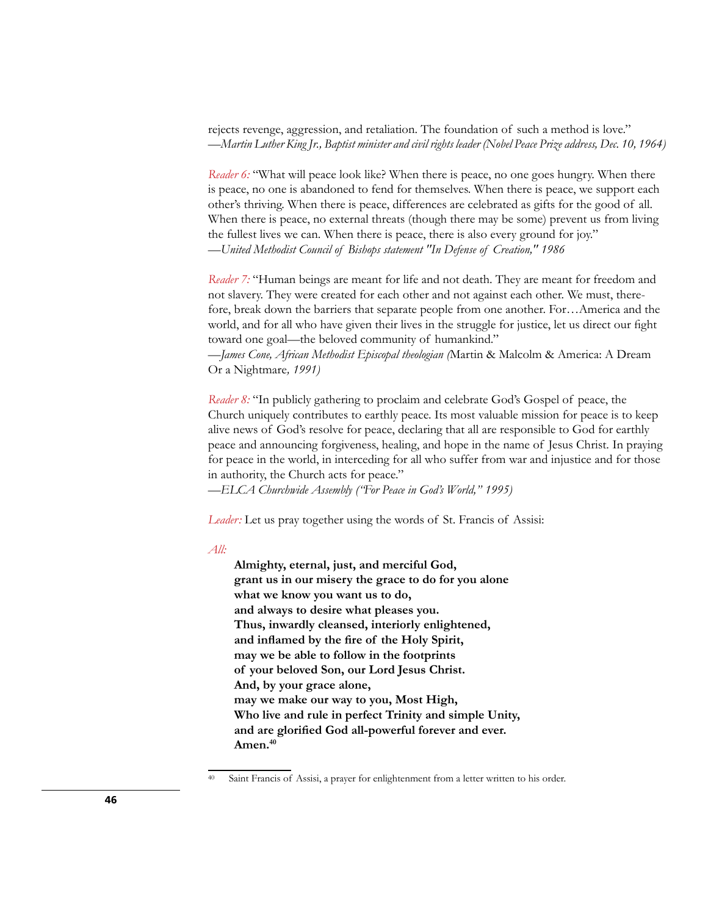rejects revenge, aggression, and retaliation. The foundation of such a method is love."
*—Martin Luther King Jr., Baptist minister and civil rights leader (Nobel Peace Prize address, Dec. 10, 1964)*

*Reader 6:* "What will peace look like? When there is peace, no one goes hungry. When there is peace, no one is abandoned to fend for themselves. When there is peace, we support each other's thriving. When there is peace, differences are celebrated as gifts for the good of all. When there is peace, no external threats (though there may be some) prevent us from living the fullest lives we can. When there is peace, there is also every ground for joy."
*—United Methodist Council of Bishops statement "In Defense of Creation," 1986*

*Reader 7:* "Human beings are meant for life and not death. They are meant for freedom and not slavery. They were created for each other and not against each other. We must, therefore, break down the barriers that separate people from one another. For…America and the world, and for all who have given their lives in the struggle for justice, let us direct our fight toward one goal—the beloved community of humankind."
*—James Cone, African Methodist Episcopal theologian (*Martin & Malcolm & America: A Dream Or a Nightmare*, 1991)*

*Reader 8:* "In publicly gathering to proclaim and celebrate God's Gospel of peace, the Church uniquely contributes to earthly peace. Its most valuable mission for peace is to keep alive news of God's resolve for peace, declaring that all are responsible to God for earthly peace and announcing forgiveness, healing, and hope in the name of Jesus Christ. In praying for peace in the world, in interceding for all who suffer from war and injustice and for those in authority, the Church acts for peace."
*—ELCA Churchwide Assembly ("For Peace in God's World," 1995)*

*Leader:* Let us pray together using the words of St. Francis of Assisi:

*All:*

> **Almighty, eternal, just, and merciful God,**
> **grant us in our misery the grace to do for you alone**
> **what we know you want us to do,**
> **and always to desire what pleases you.**
> **Thus, inwardly cleansed, interiorly enlightened,**
> **and inflamed by the fire of the Holy Spirit,**
> **may we be able to follow in the footprints**
> **of your beloved Son, our Lord Jesus Christ.**
> **And, by your grace alone,**
> **may we make our way to you, Most High,**
> **Who live and rule in perfect Trinity and simple Unity,**
> **and are glorified God all-powerful forever and ever.**
> **Amen.**[40]

[40] Saint Francis of Assisi, a prayer for enlightenment from a letter written to his order.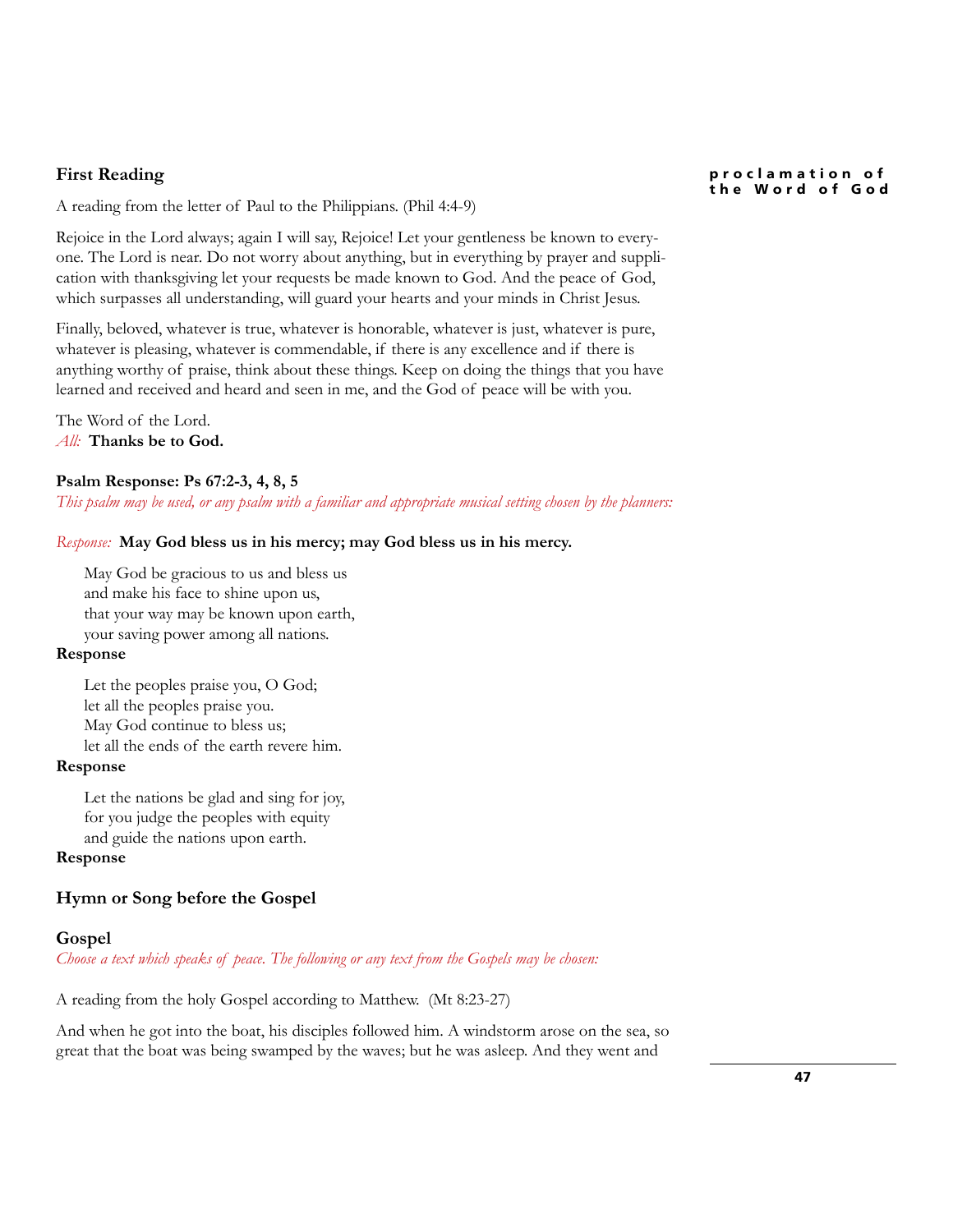### First Reading

A reading from the letter of Paul to the Philippians. (Phil 4:4-9)

Rejoice in the Lord always; again I will say, Rejoice! Let your gentleness be known to everyone. The Lord is near. Do not worry about anything, but in everything by prayer and supplication with thanksgiving let your requests be made known to God. And the peace of God, which surpasses all understanding, will guard your hearts and your minds in Christ Jesus.

Finally, beloved, whatever is true, whatever is honorable, whatever is just, whatever is pure, whatever is pleasing, whatever is commendable, if there is any excellence and if there is anything worthy of praise, think about these things. Keep on doing the things that you have learned and received and heard and seen in me, and the God of peace will be with you.

The Word of the Lord.
*All:* **Thanks be to God.**

**Psalm Response: Ps 67:2-3, 4, 8, 5**
*This psalm may be used, or any psalm with a familiar and appropriate musical setting chosen by the planners:*

*Response:* **May God bless us in his mercy; may God bless us in his mercy.**

> May God be gracious to us and bless us
> and make his face to shine upon us,
> that your way may be known upon earth,
> your saving power among all nations.

**Response**

> Let the peoples praise you, O God;
> let all the peoples praise you.
> May God continue to bless us;
> let all the ends of the earth revere him.

**Response**

> Let the nations be glad and sing for joy,
> for you judge the peoples with equity
> and guide the nations upon earth.

**Response**

### Hymn or Song before the Gospel

### Gospel

*Choose a text which speaks of peace. The following or any text from the Gospels may be chosen:*

A reading from the holy Gospel according to Matthew. (Mt 8:23-27)

And when he got into the boat, his disciples followed him. A windstorm arose on the sea, so great that the boat was being swamped by the waves; but he was asleep. And they went and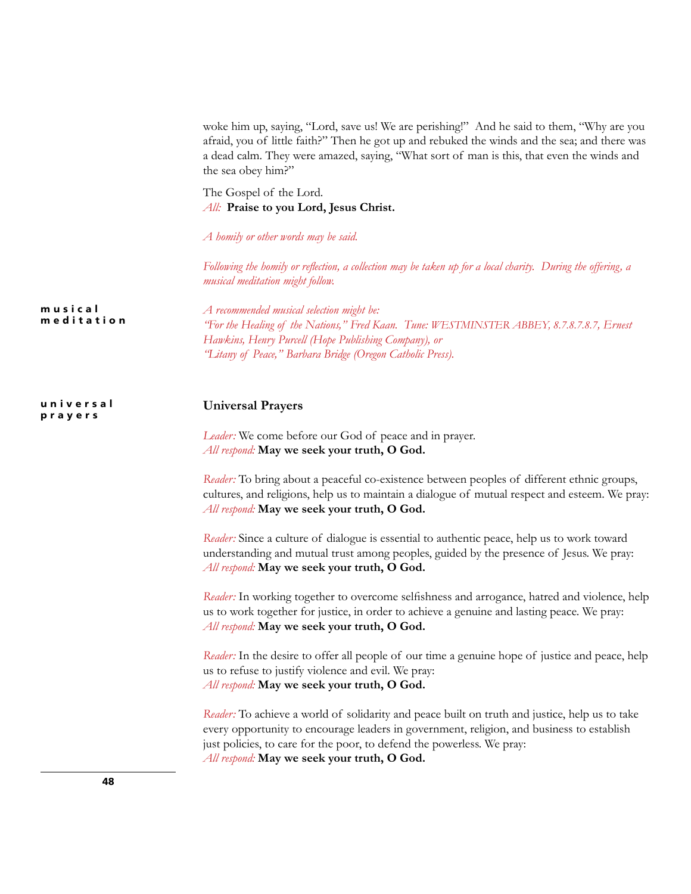woke him up, saying, "Lord, save us! We are perishing!" And he said to them, "Why are you afraid, you of little faith?" Then he got up and rebuked the winds and the sea; and there was a dead calm. They were amazed, saying, "What sort of man is this, that even the winds and the sea obey him?"

The Gospel of the Lord.
*All:* **Praise to you Lord, Jesus Christ.**

*A homily or other words may be said.*

*Following the homily or reflection, a collection may be taken up for a local charity. During the offering, a musical meditation might follow.*

**musical meditation**

*A recommended musical selection might be:*
*"For the Healing of the Nations," Fred Kaan. Tune: WESTMINSTER ABBEY, 8.7.8.7.8.7, Ernest Hawkins, Henry Purcell (Hope Publishing Company), or*
*"Litany of Peace," Barbara Bridge (Oregon Catholic Press).*

**universal prayers**

## Universal Prayers

*Leader:* We come before our God of peace and in prayer.
*All respond:* **May we seek your truth, O God.**

*Reader:* To bring about a peaceful co-existence between peoples of different ethnic groups, cultures, and religions, help us to maintain a dialogue of mutual respect and esteem. We pray:
*All respond:* **May we seek your truth, O God.**

*Reader:* Since a culture of dialogue is essential to authentic peace, help us to work toward understanding and mutual trust among peoples, guided by the presence of Jesus. We pray:
*All respond:* **May we seek your truth, O God.**

*Reader:* In working together to overcome selfishness and arrogance, hatred and violence, help us to work together for justice, in order to achieve a genuine and lasting peace. We pray:
*All respond:* **May we seek your truth, O God.**

*Reader:* In the desire to offer all people of our time a genuine hope of justice and peace, help us to refuse to justify violence and evil. We pray:
*All respond:* **May we seek your truth, O God.**

*Reader:* To achieve a world of solidarity and peace built on truth and justice, help us to take every opportunity to encourage leaders in government, religion, and business to establish just policies, to care for the poor, to defend the powerless. We pray:
*All respond:* **May we seek your truth, O God.**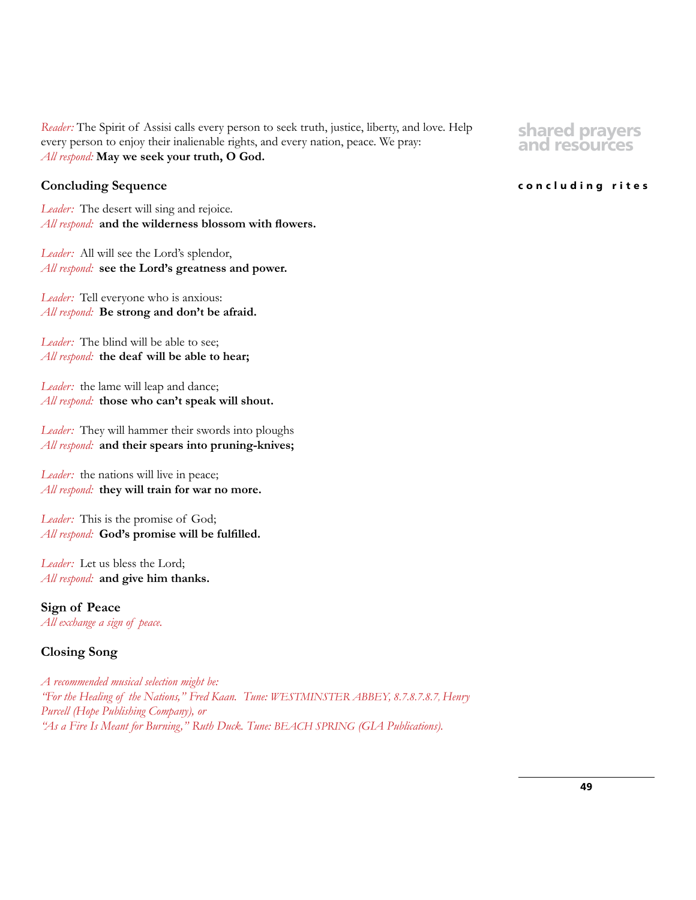*Reader:* The Spirit of Assisi calls every person to seek truth, justice, liberty, and love. Help every person to enjoy their inalienable rights, and every nation, peace. We pray:
*All respond:* **May we seek your truth, O God.**

### Concluding Sequence

*Leader:* The desert will sing and rejoice.
*All respond:* **and the wilderness blossom with flowers.**

*Leader:* All will see the Lord's splendor,
*All respond:* **see the Lord's greatness and power.**

*Leader:* Tell everyone who is anxious:
*All respond:* **Be strong and don't be afraid.**

*Leader:* The blind will be able to see;
*All respond:* **the deaf will be able to hear;**

*Leader:* the lame will leap and dance;
*All respond:* **those who can't speak will shout.**

*Leader:* They will hammer their swords into ploughs
*All respond:* **and their spears into pruning-knives;**

*Leader:* the nations will live in peace;
*All respond:* **they will train for war no more.**

*Leader:* This is the promise of God;
*All respond:* **God's promise will be fulfilled.**

*Leader:* Let us bless the Lord;
*All respond:* **and give him thanks.**

### Sign of Peace

*All exchange a sign of peace.*

### Closing Song

*A recommended musical selection might be:*
*"For the Healing of the Nations," Fred Kaan. Tune: WESTMINSTER ABBEY, 8.7.8.7.8.7, Henry Purcell (Hope Publishing Company), or*
*"As a Fire Is Meant for Burning," Ruth Duck. Tune: BEACH SPRING (GIA Publications).*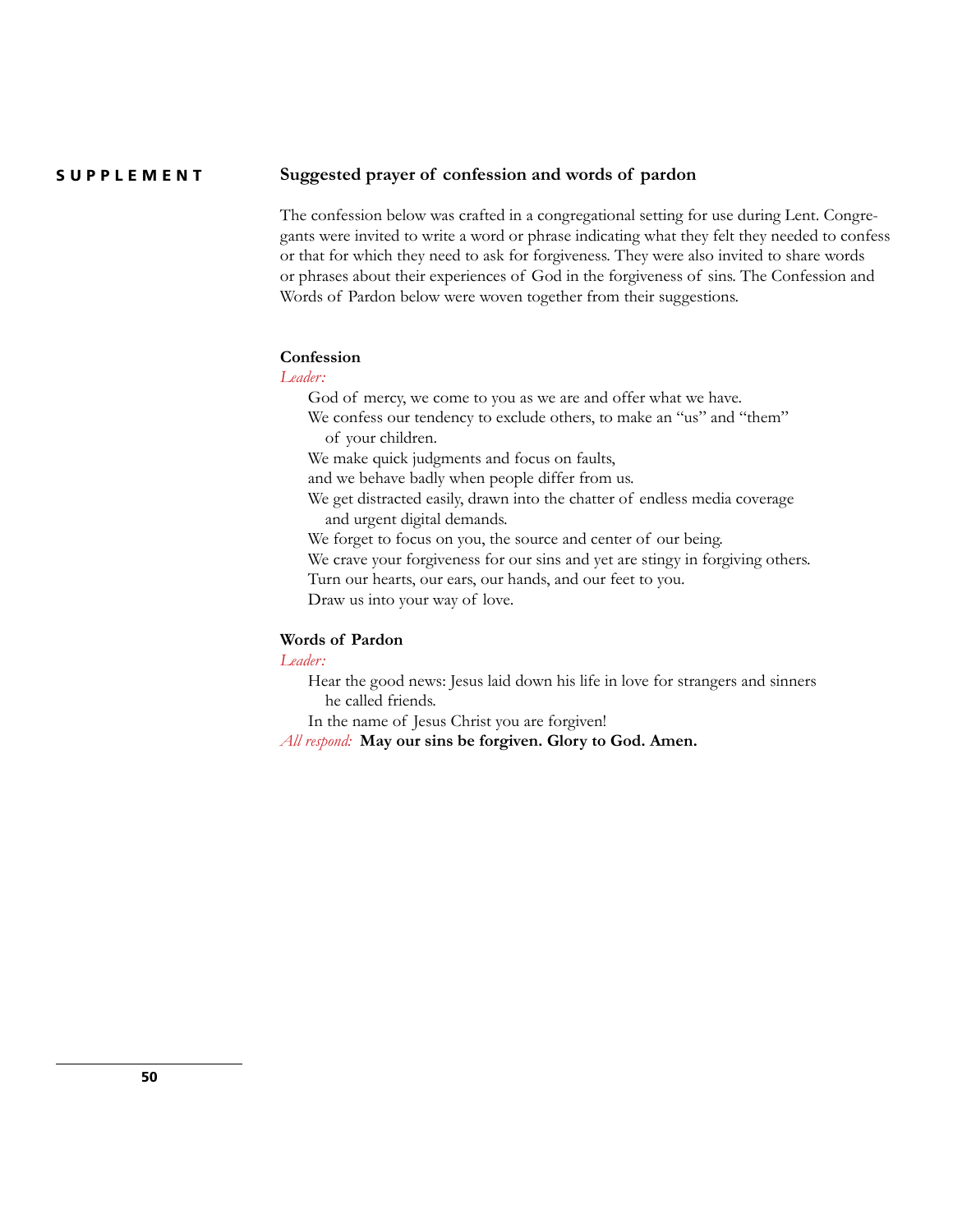**SUPPLEMENT**

## Suggested prayer of confession and words of pardon

The confession below was crafted in a congregational setting for use during Lent. Congregants were invited to write a word or phrase indicating what they felt they needed to confess or that for which they need to ask for forgiveness. They were also invited to share words or phrases about their experiences of God in the forgiveness of sins. The Confession and Words of Pardon below were woven together from their suggestions.

### Confession

*Leader:*

God of mercy, we come to you as we are and offer what we have.
We confess our tendency to exclude others, to make an "us" and "them" of your children.
We make quick judgments and focus on faults,
and we behave badly when people differ from us.
We get distracted easily, drawn into the chatter of endless media coverage and urgent digital demands.
We forget to focus on you, the source and center of our being.
We crave your forgiveness for our sins and yet are stingy in forgiving others.
Turn our hearts, our ears, our hands, and our feet to you.
Draw us into your way of love.

### Words of Pardon

*Leader:*

Hear the good news: Jesus laid down his life in love for strangers and sinners he called friends.
In the name of Jesus Christ you are forgiven!

*All respond:* **May our sins be forgiven. Glory to God. Amen.**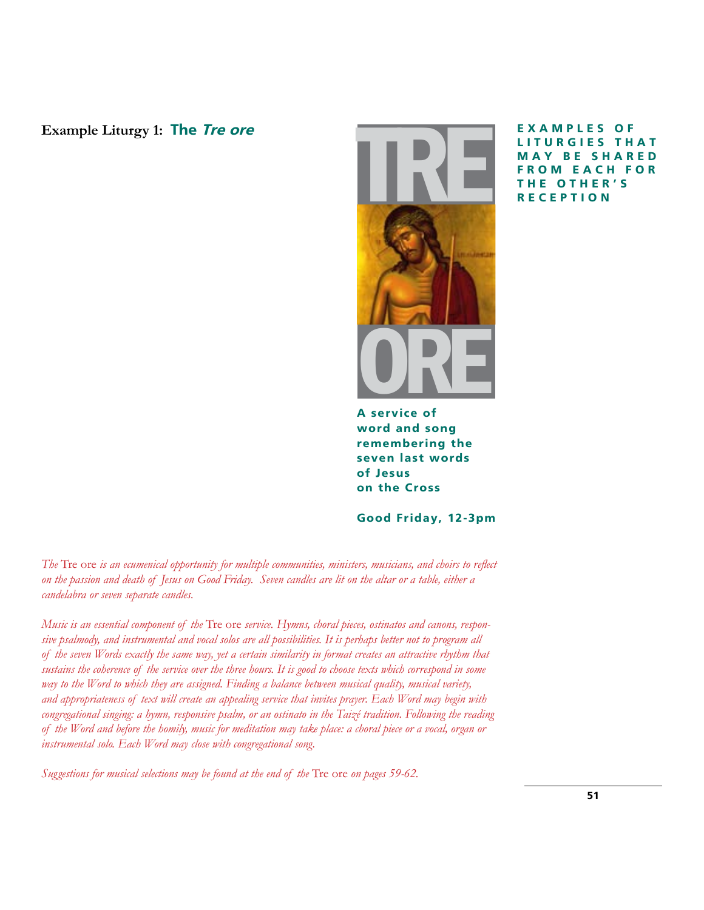## Example Liturgy 1: The *Tre ore*

**EXAMPLES OF LITURGIES THAT MAY BE SHARED FROM EACH FOR THE OTHER'S RECEPTION**

TRE ORE

**A service of word and song remembering the seven last words of Jesus on the Cross**

**Good Friday, 12-3pm**

*The* Tre ore *is an ecumenical opportunity for multiple communities, ministers, musicians, and choirs to reflect on the passion and death of Jesus on Good Friday. Seven candles are lit on the altar or a table, either a candelabra or seven separate candles.*

*Music is an essential component of the* Tre ore *service. Hymns, choral pieces, ostinatos and canons, responsive psalmody, and instrumental and vocal solos are all possibilities. It is perhaps better not to program all of the seven Words exactly the same way, yet a certain similarity in format creates an attractive rhythm that sustains the coherence of the service over the three hours. It is good to choose texts which correspond in some way to the Word to which they are assigned. Finding a balance between musical quality, musical variety, and appropriateness of text will create an appealing service that invites prayer. Each Word may begin with congregational singing: a hymn, responsive psalm, or an ostinato in the Taizé tradition. Following the reading of the Word and before the homily, music for meditation may take place: a choral piece or a vocal, organ or instrumental solo. Each Word may close with congregational song.*

*Suggestions for musical selections may be found at the end of the* Tre ore *on pages 59-62.*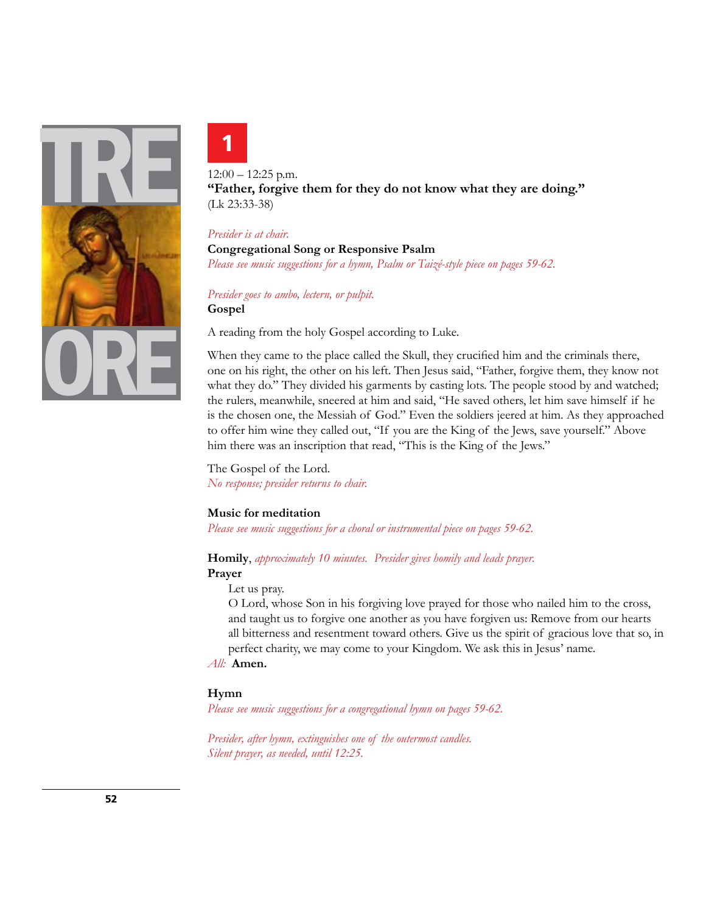TRE ORE

# 1

12:00 – 12:25 p.m.

**"Father, forgive them for they do not know what they are doing."**

(Lk 23:33-38)

*Presider is at chair.*

**Congregational Song or Responsive Psalm**

*Please see music suggestions for a hymn, Psalm or Taizé-style piece on pages 59-62.*

*Presider goes to ambo, lectern, or pulpit.*

**Gospel**

A reading from the holy Gospel according to Luke.

When they came to the place called the Skull, they crucified him and the criminals there, one on his right, the other on his left. Then Jesus said, "Father, forgive them, they know not what they do." They divided his garments by casting lots. The people stood by and watched; the rulers, meanwhile, sneered at him and said, "He saved others, let him save himself if he is the chosen one, the Messiah of God." Even the soldiers jeered at him. As they approached to offer him wine they called out, "If you are the King of the Jews, save yourself." Above him there was an inscription that read, "This is the King of the Jews."

The Gospel of the Lord.

*No response; presider returns to chair.*

**Music for meditation**

*Please see music suggestions for a choral or instrumental piece on pages 59-62.*

**Homily**, *approximately 10 minutes. Presider gives homily and leads prayer.*

**Prayer**

Let us pray.

O Lord, whose Son in his forgiving love prayed for those who nailed him to the cross, and taught us to forgive one another as you have forgiven us: Remove from our hearts all bitterness and resentment toward others. Give us the spirit of gracious love that so, in perfect charity, we may come to your Kingdom. We ask this in Jesus' name.

*All:* **Amen.**

**Hymn**

*Please see music suggestions for a congregational hymn on pages 59-62.*

*Presider, after hymn, extinguishes one of the outermost candles.*

*Silent prayer, as needed, until 12:25.*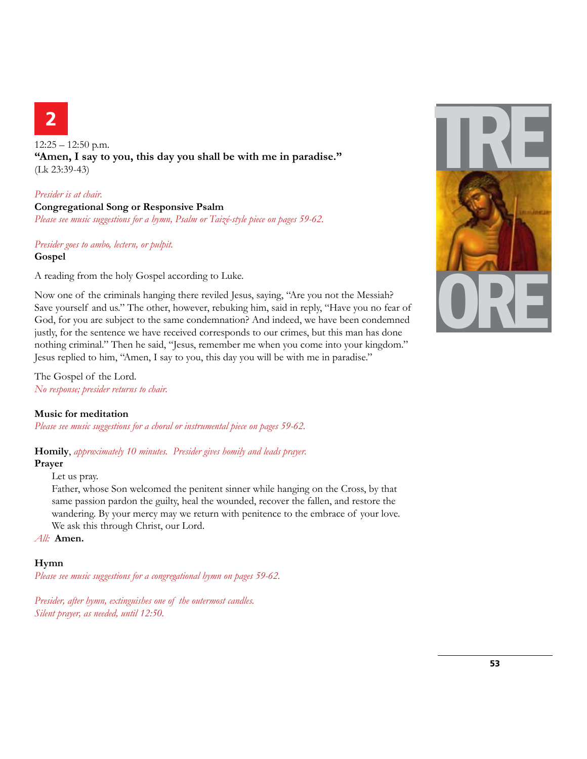# 2

12:25 – 12:50 p.m.

**"Amen, I say to you, this day you shall be with me in paradise."**
(Lk 23:39-43)

*Presider is at chair.*

**Congregational Song or Responsive Psalm**

*Please see music suggestions for a hymn, Psalm or Taizé-style piece on pages 59-62.*

*Presider goes to ambo, lectern, or pulpit.*

**Gospel**

A reading from the holy Gospel according to Luke.

Now one of the criminals hanging there reviled Jesus, saying, "Are you not the Messiah? Save yourself and us." The other, however, rebuking him, said in reply, "Have you no fear of God, for you are subject to the same condemnation? And indeed, we have been condemned justly, for the sentence we have received corresponds to our crimes, but this man has done nothing criminal." Then he said, "Jesus, remember me when you come into your kingdom." Jesus replied to him, "Amen, I say to you, this day you will be with me in paradise."

The Gospel of the Lord.

*No response; presider returns to chair.*

**Music for meditation**

*Please see music suggestions for a choral or instrumental piece on pages 59-62.*

**Homily**, *approximately 10 minutes. Presider gives homily and leads prayer.*

**Prayer**

> Let us pray.
>
> Father, whose Son welcomed the penitent sinner while hanging on the Cross, by that same passion pardon the guilty, heal the wounded, recover the fallen, and restore the wandering. By your mercy may we return with penitence to the embrace of your love. We ask this through Christ, our Lord.

*All:* **Amen.**

**Hymn**

*Please see music suggestions for a congregational hymn on pages 59-62.*

*Presider, after hymn, extinguishes one of the outermost candles.*
*Silent prayer, as needed, until 12:50.*

TRE ORE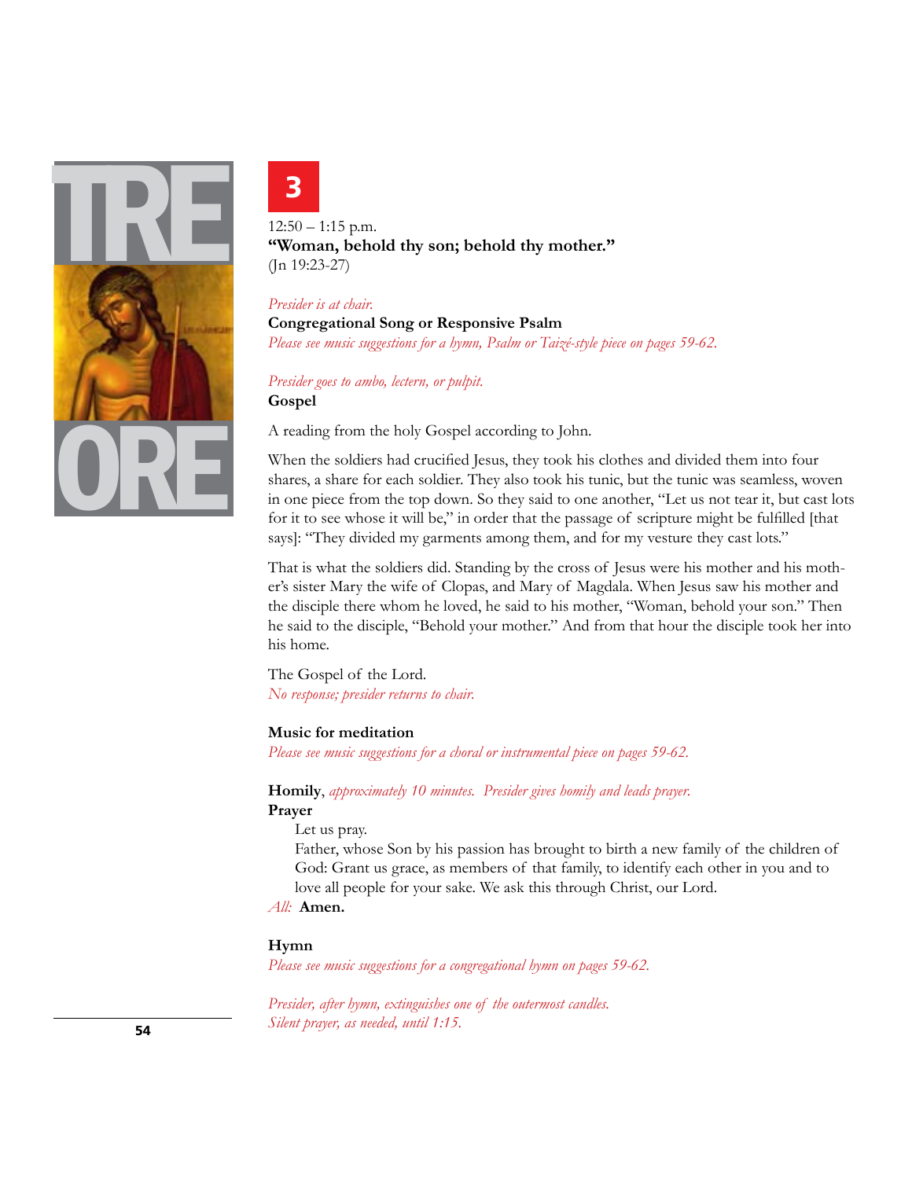TRE ORE

## 3

12:50 – 1:15 p.m.

**"Woman, behold thy son; behold thy mother."**

(Jn 19:23-27)

*Presider is at chair.*

**Congregational Song or Responsive Psalm**

*Please see music suggestions for a hymn, Psalm or Taizé-style piece on pages 59-62.*

*Presider goes to ambo, lectern, or pulpit.*

**Gospel**

A reading from the holy Gospel according to John.

When the soldiers had crucified Jesus, they took his clothes and divided them into four shares, a share for each soldier. They also took his tunic, but the tunic was seamless, woven in one piece from the top down. So they said to one another, "Let us not tear it, but cast lots for it to see whose it will be," in order that the passage of scripture might be fulfilled [that says]: "They divided my garments among them, and for my vesture they cast lots."

That is what the soldiers did. Standing by the cross of Jesus were his mother and his mother's sister Mary the wife of Clopas, and Mary of Magdala. When Jesus saw his mother and the disciple there whom he loved, he said to his mother, "Woman, behold your son." Then he said to the disciple, "Behold your mother." And from that hour the disciple took her into his home.

The Gospel of the Lord.

*No response; presider returns to chair.*

**Music for meditation**

*Please see music suggestions for a choral or instrumental piece on pages 59-62.*

**Homily**, *approximately 10 minutes. Presider gives homily and leads prayer.*

**Prayer**

Let us pray.

Father, whose Son by his passion has brought to birth a new family of the children of God: Grant us grace, as members of that family, to identify each other in you and to love all people for your sake. We ask this through Christ, our Lord.

*All:* **Amen.**

**Hymn**

*Please see music suggestions for a congregational hymn on pages 59-62.*

*Presider, after hymn, extinguishes one of the outermost candles.*

*Silent prayer, as needed, until 1:15.*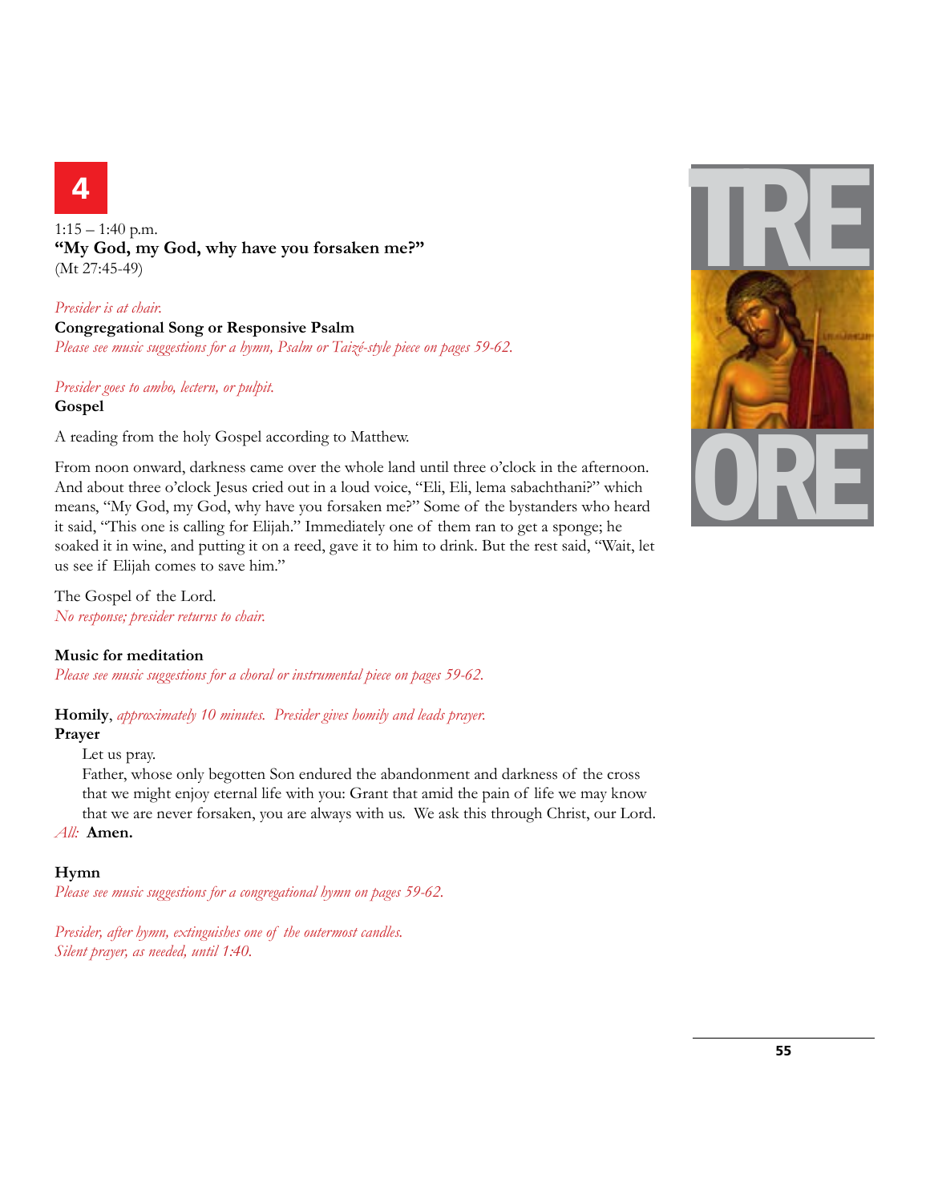# 4

1:15 – 1:40 p.m.
**"My God, my God, why have you forsaken me?"**
(Mt 27:45-49)

*Presider is at chair.*

**Congregational Song or Responsive Psalm**
*Please see music suggestions for a hymn, Psalm or Taizé-style piece on pages 59-62.*

*Presider goes to ambo, lectern, or pulpit.*

**Gospel**

A reading from the holy Gospel according to Matthew.

From noon onward, darkness came over the whole land until three o'clock in the afternoon. And about three o'clock Jesus cried out in a loud voice, "Eli, Eli, lema sabachthani?" which means, "My God, my God, why have you forsaken me?" Some of the bystanders who heard it said, "This one is calling for Elijah." Immediately one of them ran to get a sponge; he soaked it in wine, and putting it on a reed, gave it to him to drink. But the rest said, "Wait, let us see if Elijah comes to save him."

The Gospel of the Lord.
*No response; presider returns to chair.*

**Music for meditation**
*Please see music suggestions for a choral or instrumental piece on pages 59-62.*

**Homily**, *approximately 10 minutes. Presider gives homily and leads prayer.*

**Prayer**

Let us pray.
Father, whose only begotten Son endured the abandonment and darkness of the cross that we might enjoy eternal life with you: Grant that amid the pain of life we may know that we are never forsaken, you are always with us. We ask this through Christ, our Lord.

*All:* **Amen.**

**Hymn**
*Please see music suggestions for a congregational hymn on pages 59-62.*

*Presider, after hymn, extinguishes one of the outermost candles.*
*Silent prayer, as needed, until 1:40.*

TRE ORE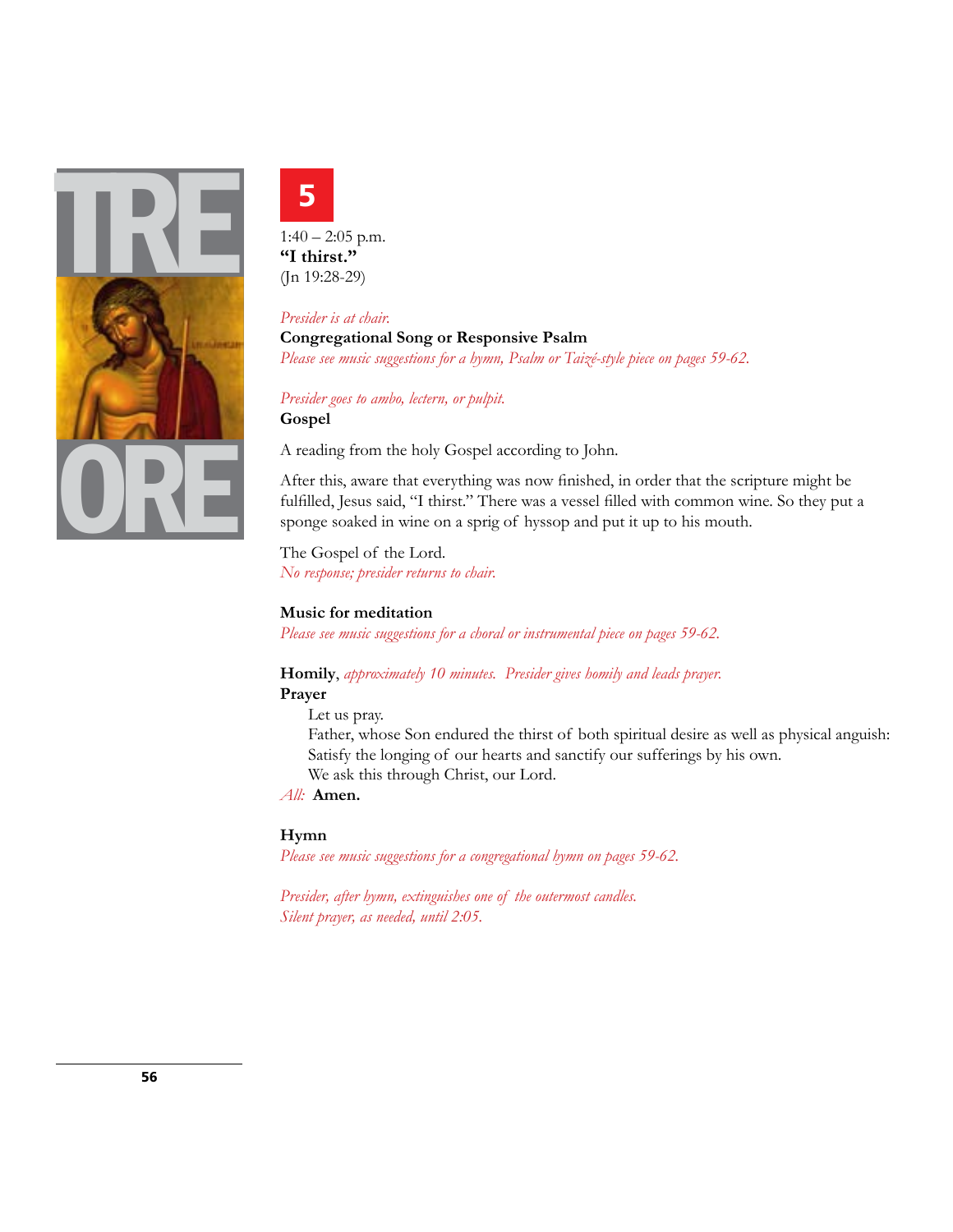# 5

1:40 – 2:05 p.m.
**"I thirst."**
(Jn 19:28-29)

*Presider is at chair.*

**Congregational Song or Responsive Psalm**

*Please see music suggestions for a hymn, Psalm or Taizé-style piece on pages 59-62.*

*Presider goes to ambo, lectern, or pulpit.*

**Gospel**

A reading from the holy Gospel according to John.

After this, aware that everything was now finished, in order that the scripture might be fulfilled, Jesus said, "I thirst." There was a vessel filled with common wine. So they put a sponge soaked in wine on a sprig of hyssop and put it up to his mouth.

The Gospel of the Lord.
*No response; presider returns to chair.*

**Music for meditation**

*Please see music suggestions for a choral or instrumental piece on pages 59-62.*

**Homily**, *approximately 10 minutes. Presider gives homily and leads prayer.*

**Prayer**

Let us pray.
Father, whose Son endured the thirst of both spiritual desire as well as physical anguish:
Satisfy the longing of our hearts and sanctify our sufferings by his own.
We ask this through Christ, our Lord.

*All:* **Amen.**

**Hymn**

*Please see music suggestions for a congregational hymn on pages 59-62.*

*Presider, after hymn, extinguishes one of the outermost candles.*
*Silent prayer, as needed, until 2:05.*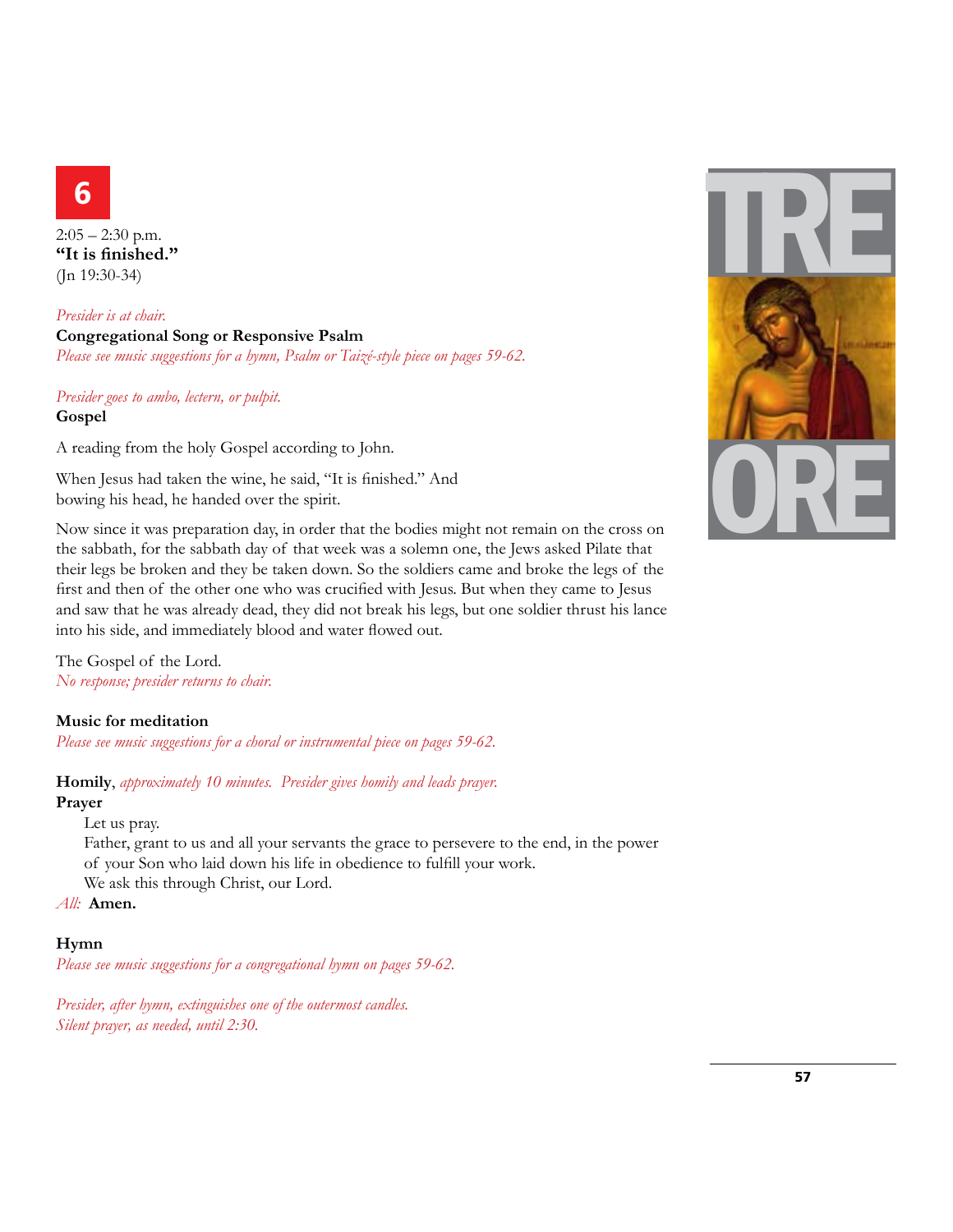# 6

2:05 – 2:30 p.m.
**"It is finished."**
(Jn 19:30-34)

*Presider is at chair.*

**Congregational Song or Responsive Psalm**
*Please see music suggestions for a hymn, Psalm or Taizé-style piece on pages 59-62.*

*Presider goes to ambo, lectern, or pulpit.*

**Gospel**

A reading from the holy Gospel according to John.

When Jesus had taken the wine, he said, "It is finished." And bowing his head, he handed over the spirit.

Now since it was preparation day, in order that the bodies might not remain on the cross on the sabbath, for the sabbath day of that week was a solemn one, the Jews asked Pilate that their legs be broken and they be taken down. So the soldiers came and broke the legs of the first and then of the other one who was crucified with Jesus. But when they came to Jesus and saw that he was already dead, they did not break his legs, but one soldier thrust his lance into his side, and immediately blood and water flowed out.

The Gospel of the Lord.
*No response; presider returns to chair.*

**Music for meditation**
*Please see music suggestions for a choral or instrumental piece on pages 59-62.*

**Homily**, *approximately 10 minutes. Presider gives homily and leads prayer.*

**Prayer**

Let us pray.
Father, grant to us and all your servants the grace to persevere to the end, in the power of your Son who laid down his life in obedience to fulfill your work.
We ask this through Christ, our Lord.

*All:* **Amen.**

**Hymn**
*Please see music suggestions for a congregational hymn on pages 59-62.*

*Presider, after hymn, extinguishes one of the outermost candles.*
*Silent prayer, as needed, until 2:30.*

TRE ORE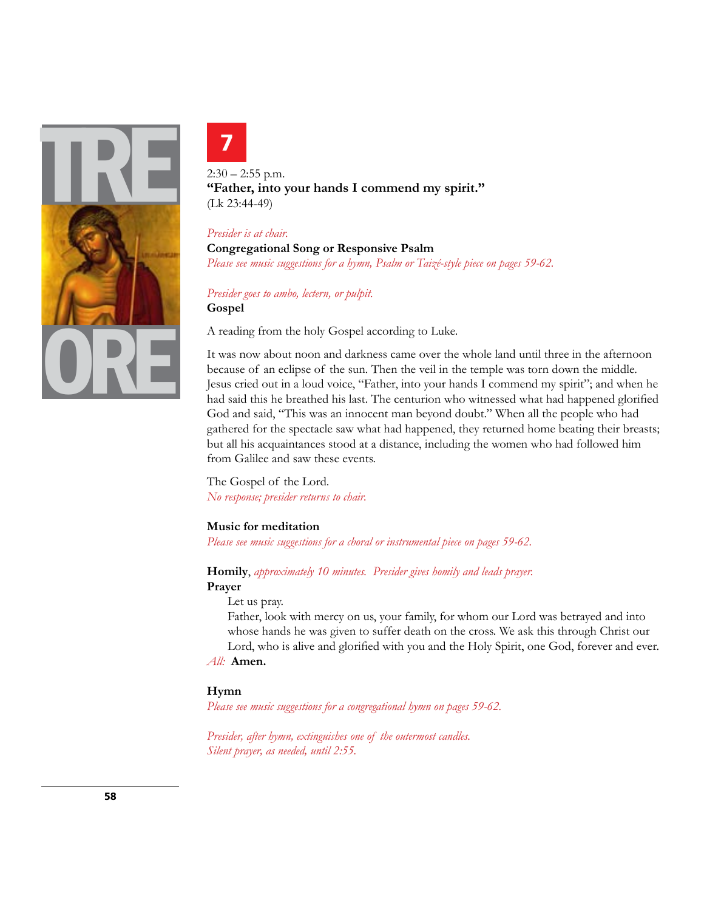# 7

2:30 – 2:55 p.m.

**"Father, into your hands I commend my spirit."**

(Lk 23:44-49)

*Presider is at chair.*

**Congregational Song or Responsive Psalm**

*Please see music suggestions for a hymn, Psalm or Taizé-style piece on pages 59-62.*

*Presider goes to ambo, lectern, or pulpit.*

**Gospel**

A reading from the holy Gospel according to Luke.

It was now about noon and darkness came over the whole land until three in the afternoon because of an eclipse of the sun. Then the veil in the temple was torn down the middle. Jesus cried out in a loud voice, "Father, into your hands I commend my spirit"; and when he had said this he breathed his last. The centurion who witnessed what had happened glorified God and said, "This was an innocent man beyond doubt." When all the people who had gathered for the spectacle saw what had happened, they returned home beating their breasts; but all his acquaintances stood at a distance, including the women who had followed him from Galilee and saw these events.

The Gospel of the Lord.

*No response; presider returns to chair.*

**Music for meditation**

*Please see music suggestions for a choral or instrumental piece on pages 59-62.*

**Homily**, *approximately 10 minutes. Presider gives homily and leads prayer.*

**Prayer**

Let us pray.

Father, look with mercy on us, your family, for whom our Lord was betrayed and into whose hands he was given to suffer death on the cross. We ask this through Christ our Lord, who is alive and glorified with you and the Holy Spirit, one God, forever and ever.

*All:* **Amen.**

**Hymn**

*Please see music suggestions for a congregational hymn on pages 59-62.*

*Presider, after hymn, extinguishes one of the outermost candles.*

*Silent prayer, as needed, until 2:55.*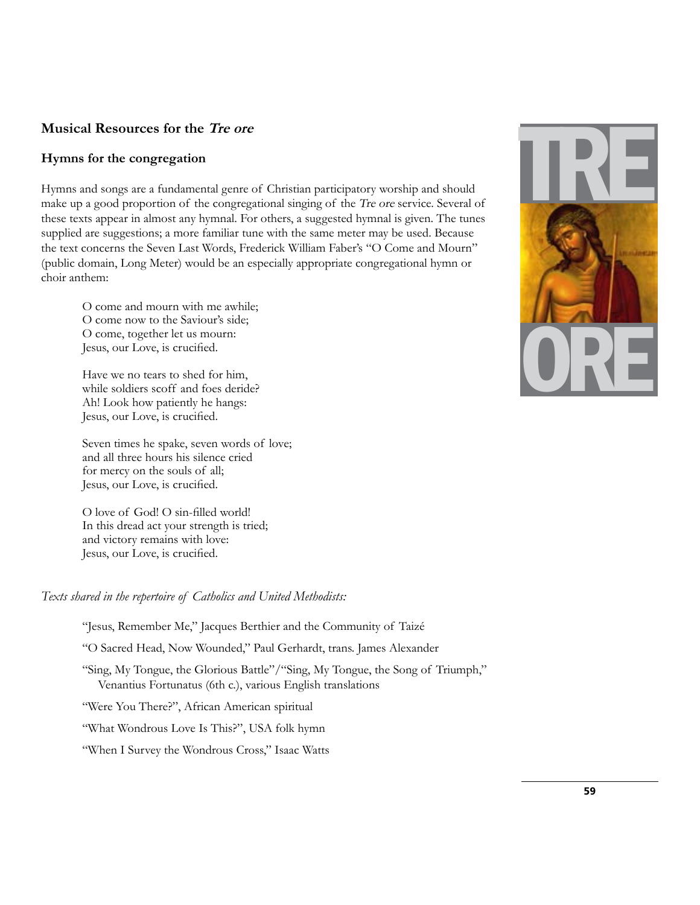## Musical Resources for the *Tre ore*

### Hymns for the congregation

Hymns and songs are a fundamental genre of Christian participatory worship and should make up a good proportion of the congregational singing of the *Tre ore* service. Several of these texts appear in almost any hymnal. For others, a suggested hymnal is given. The tunes supplied are suggestions; a more familiar tune with the same meter may be used. Because the text concerns the Seven Last Words, Frederick William Faber's "O Come and Mourn" (public domain, Long Meter) would be an especially appropriate congregational hymn or choir anthem:

> O come and mourn with me awhile;
> O come now to the Saviour's side;
> O come, together let us mourn:
> Jesus, our Love, is crucified.
>
> Have we no tears to shed for him,
> while soldiers scoff and foes deride?
> Ah! Look how patiently he hangs:
> Jesus, our Love, is crucified.
>
> Seven times he spake, seven words of love;
> and all three hours his silence cried
> for mercy on the souls of all;
> Jesus, our Love, is crucified.
>
> O love of God! O sin-filled world!
> In this dread act your strength is tried;
> and victory remains with love:
> Jesus, our Love, is crucified.

*Texts shared in the repertoire of Catholics and United Methodists:*

- "Jesus, Remember Me," Jacques Berthier and the Community of Taizé
- "O Sacred Head, Now Wounded," Paul Gerhardt, trans. James Alexander
- "Sing, My Tongue, the Glorious Battle"/"Sing, My Tongue, the Song of Triumph," Venantius Fortunatus (6th c.), various English translations
- "Were You There?", African American spiritual
- "What Wondrous Love Is This?", USA folk hymn
- "When I Survey the Wondrous Cross," Isaac Watts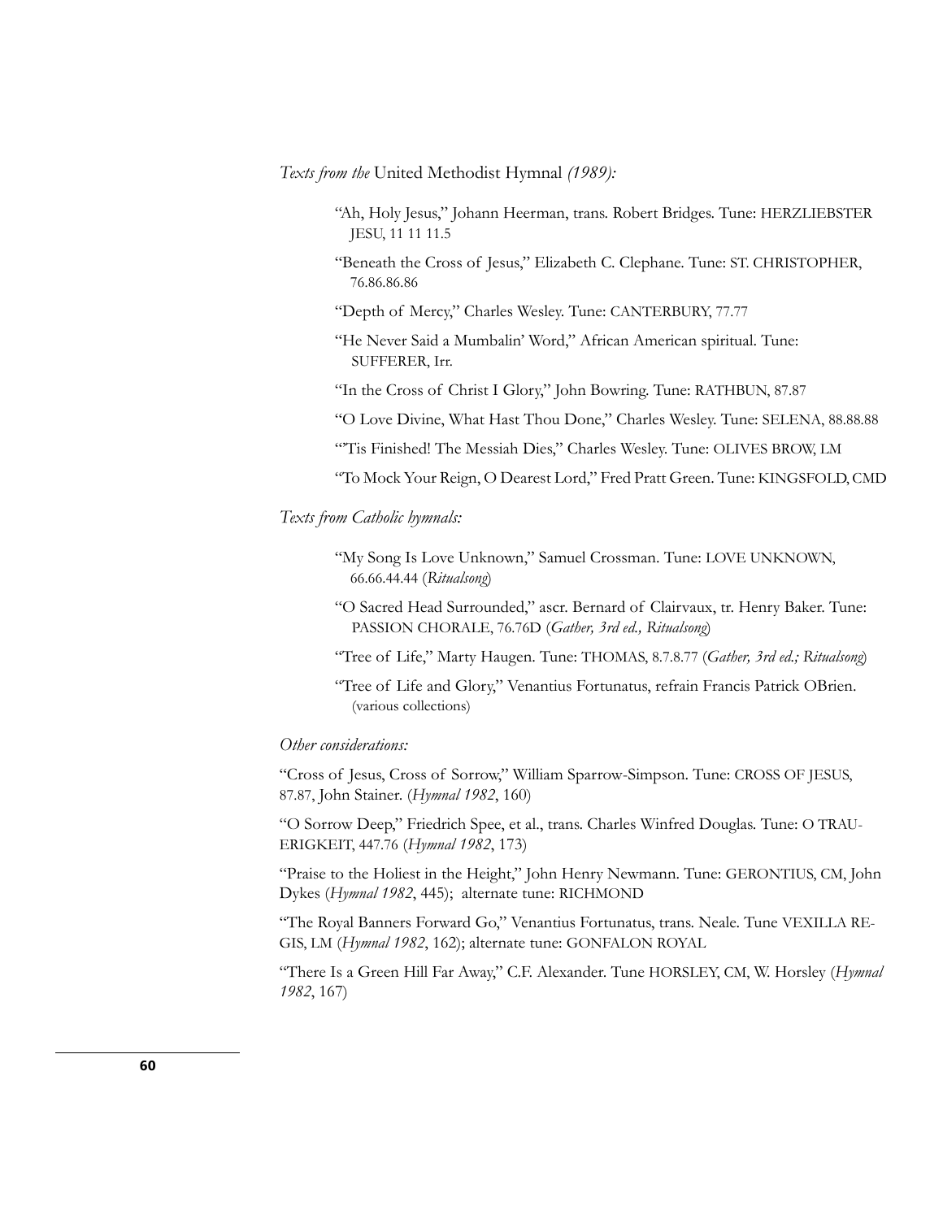*Texts from the* United Methodist Hymnal *(1989):*

- "Ah, Holy Jesus," Johann Heerman, trans. Robert Bridges. Tune: HERZLIEBSTER JESU, 11 11 11.5
- "Beneath the Cross of Jesus," Elizabeth C. Clephane. Tune: ST. CHRISTOPHER, 76.86.86.86
- "Depth of Mercy," Charles Wesley. Tune: CANTERBURY, 77.77
- "He Never Said a Mumbalin' Word," African American spiritual. Tune: SUFFERER, Irr.
- "In the Cross of Christ I Glory," John Bowring. Tune: RATHBUN, 87.87
- "O Love Divine, What Hast Thou Done," Charles Wesley. Tune: SELENA, 88.88.88
- "'Tis Finished! The Messiah Dies," Charles Wesley. Tune: OLIVES BROW, LM
- "To Mock Your Reign, O Dearest Lord," Fred Pratt Green. Tune: KINGSFOLD, CMD

*Texts from Catholic hymnals:*

- "My Song Is Love Unknown," Samuel Crossman. Tune: LOVE UNKNOWN, 66.66.44.44 (*Ritualsong*)
- "O Sacred Head Surrounded," ascr. Bernard of Clairvaux, tr. Henry Baker. Tune: PASSION CHORALE, 76.76D (*Gather, 3rd ed., Ritualsong*)
- "Tree of Life," Marty Haugen. Tune: THOMAS, 8.7.8.77 (*Gather, 3rd ed.; Ritualsong*)
- "Tree of Life and Glory," Venantius Fortunatus, refrain Francis Patrick OBrien. (various collections)

*Other considerations:*

"Cross of Jesus, Cross of Sorrow," William Sparrow-Simpson. Tune: CROSS OF JESUS, 87.87, John Stainer. (*Hymnal 1982*, 160)

"O Sorrow Deep," Friedrich Spee, et al., trans. Charles Winfred Douglas. Tune: O TRAURIGKEIT, 447.76 (*Hymnal 1982*, 173)

"Praise to the Holiest in the Height," John Henry Newmann. Tune: GERONTIUS, CM, John Dykes (*Hymnal 1982*, 445); alternate tune: RICHMOND

"The Royal Banners Forward Go," Venantius Fortunatus, trans. Neale. Tune VEXILLA REGIS, LM (*Hymnal 1982*, 162); alternate tune: GONFALON ROYAL

"There Is a Green Hill Far Away," C.F. Alexander. Tune HORSLEY, CM, W. Horsley (*Hymnal 1982*, 167)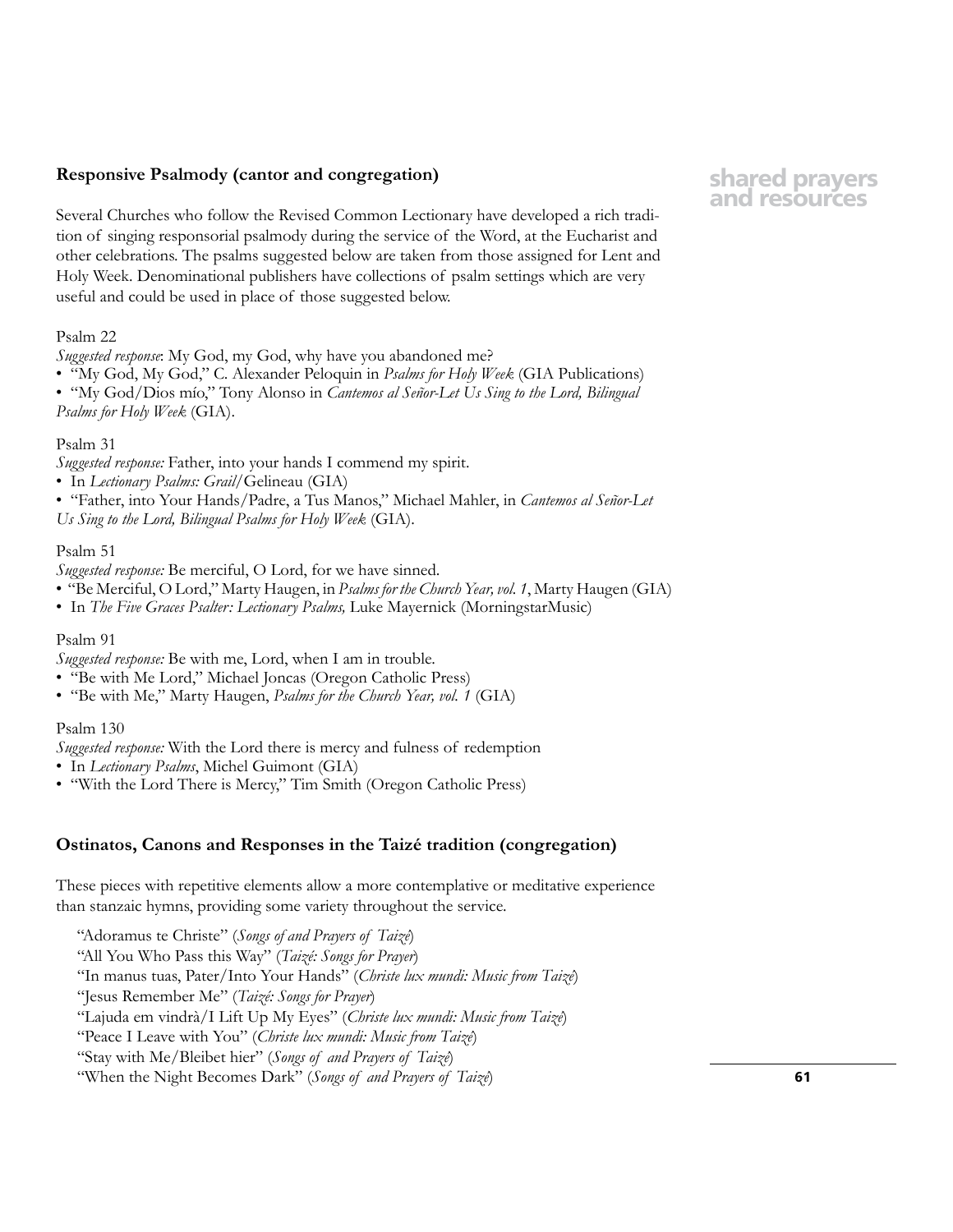## Responsive Psalmody (cantor and congregation)

Several Churches who follow the Revised Common Lectionary have developed a rich tradition of singing responsorial psalmody during the service of the Word, at the Eucharist and other celebrations. The psalms suggested below are taken from those assigned for Lent and Holy Week. Denominational publishers have collections of psalm settings which are very useful and could be used in place of those suggested below.

Psalm 22

*Suggested response*: My God, my God, why have you abandoned me?

- "My God, My God," C. Alexander Peloquin in *Psalms for Holy Week* (GIA Publications)
- "My God/Dios mío," Tony Alonso in *Cantemos al Señor-Let Us Sing to the Lord, Bilingual Psalms for Holy Week* (GIA).

Psalm 31

*Suggested response:* Father, into your hands I commend my spirit.

- In *Lectionary Psalms: Grail*/Gelineau (GIA)
- "Father, into Your Hands/Padre, a Tus Manos," Michael Mahler, in *Cantemos al Señor-Let Us Sing to the Lord, Bilingual Psalms for Holy Week* (GIA).

Psalm 51

*Suggested response:* Be merciful, O Lord, for we have sinned.

- "Be Merciful, O Lord," Marty Haugen, in *Psalms for the Church Year, vol. 1*, Marty Haugen (GIA)
- In *The Five Graces Psalter: Lectionary Psalms,* Luke Mayernick (MorningstarMusic)

Psalm 91

*Suggested response:* Be with me, Lord, when I am in trouble.

- "Be with Me Lord," Michael Joncas (Oregon Catholic Press)
- "Be with Me," Marty Haugen, *Psalms for the Church Year, vol. 1* (GIA)

Psalm 130

*Suggested response:* With the Lord there is mercy and fulness of redemption

- In *Lectionary Psalms*, Michel Guimont (GIA)
- "With the Lord There is Mercy," Tim Smith (Oregon Catholic Press)

## Ostinatos, Canons and Responses in the Taizé tradition (congregation)

These pieces with repetitive elements allow a more contemplative or meditative experience than stanzaic hymns, providing some variety throughout the service.

"Adoramus te Christe" (*Songs of and Prayers of Taizé*)
"All You Who Pass this Way" (*Taizé: Songs for Prayer*)
"In manus tuas, Pater/Into Your Hands" (*Christe lux mundi: Music from Taizé*)
"Jesus Remember Me" (*Taizé: Songs for Prayer*)
"Lajuda em vindrà/I Lift Up My Eyes" (*Christe lux mundi: Music from Taizé*)
"Peace I Leave with You" (*Christe lux mundi: Music from Taizé*)
"Stay with Me/Bleibet hier" (*Songs of and Prayers of Taizé*)
"When the Night Becomes Dark" (*Songs of and Prayers of Taizé*)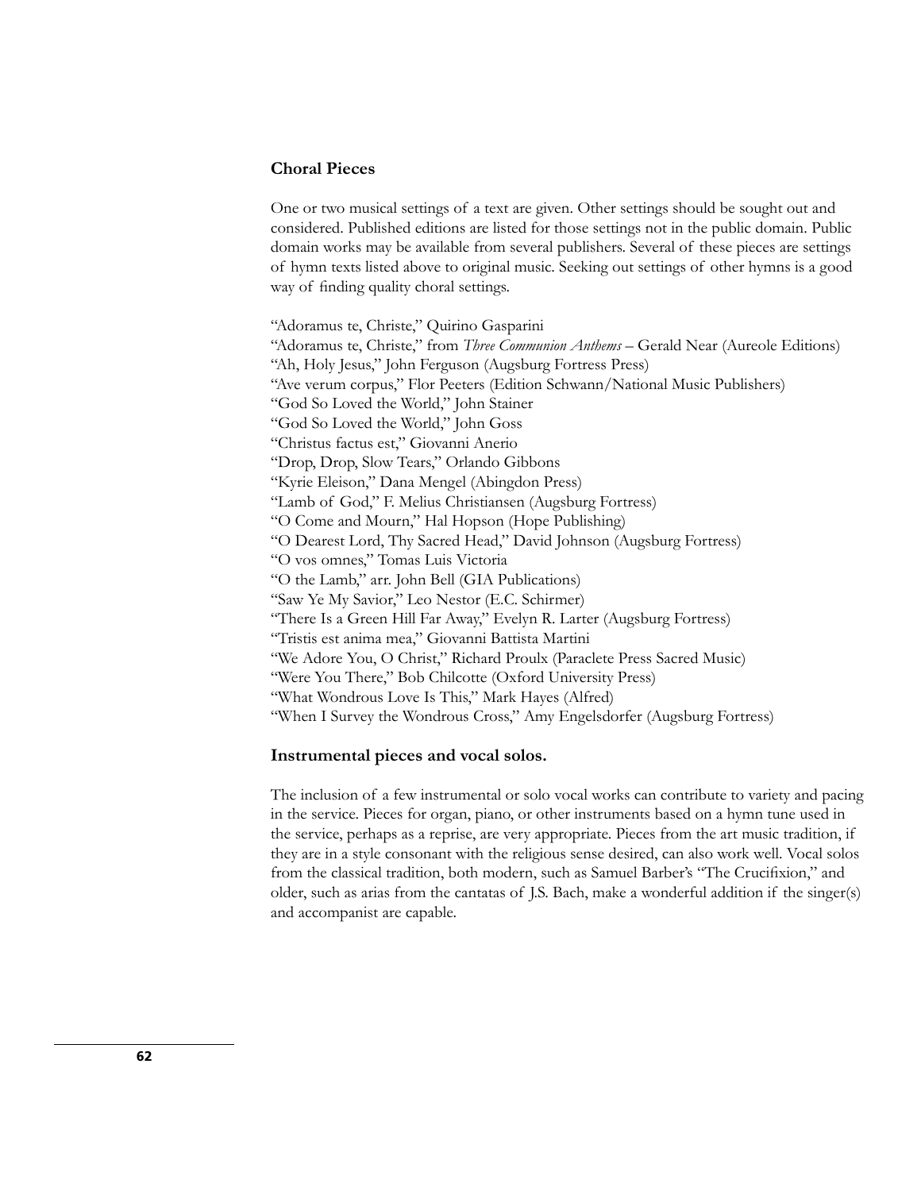### Choral Pieces

One or two musical settings of a text are given. Other settings should be sought out and considered. Published editions are listed for those settings not in the public domain. Public domain works may be available from several publishers. Several of these pieces are settings of hymn texts listed above to original music. Seeking out settings of other hymns is a good way of finding quality choral settings.

"Adoramus te, Christe," Quirino Gasparini
"Adoramus te, Christe," from *Three Communion Anthems* – Gerald Near (Aureole Editions)
"Ah, Holy Jesus," John Ferguson (Augsburg Fortress Press)
"Ave verum corpus," Flor Peeters (Edition Schwann/National Music Publishers)
"God So Loved the World," John Stainer
"God So Loved the World," John Goss
"Christus factus est," Giovanni Anerio
"Drop, Drop, Slow Tears," Orlando Gibbons
"Kyrie Eleison," Dana Mengel (Abingdon Press)
"Lamb of God," F. Melius Christiansen (Augsburg Fortress)
"O Come and Mourn," Hal Hopson (Hope Publishing)
"O Dearest Lord, Thy Sacred Head," David Johnson (Augsburg Fortress)
"O vos omnes," Tomas Luis Victoria
"O the Lamb," arr. John Bell (GIA Publications)
"Saw Ye My Savior," Leo Nestor (E.C. Schirmer)
"There Is a Green Hill Far Away," Evelyn R. Larter (Augsburg Fortress)
"Tristis est anima mea," Giovanni Battista Martini
"We Adore You, O Christ," Richard Proulx (Paraclete Press Sacred Music)
"Were You There," Bob Chilcotte (Oxford University Press)
"What Wondrous Love Is This," Mark Hayes (Alfred)
"When I Survey the Wondrous Cross," Amy Engelsdorfer (Augsburg Fortress)

### Instrumental pieces and vocal solos.

The inclusion of a few instrumental or solo vocal works can contribute to variety and pacing in the service. Pieces for organ, piano, or other instruments based on a hymn tune used in the service, perhaps as a reprise, are very appropriate. Pieces from the art music tradition, if they are in a style consonant with the religious sense desired, can also work well. Vocal solos from the classical tradition, both modern, such as Samuel Barber's "The Crucifixion," and older, such as arias from the cantatas of J.S. Bach, make a wonderful addition if the singer(s) and accompanist are capable.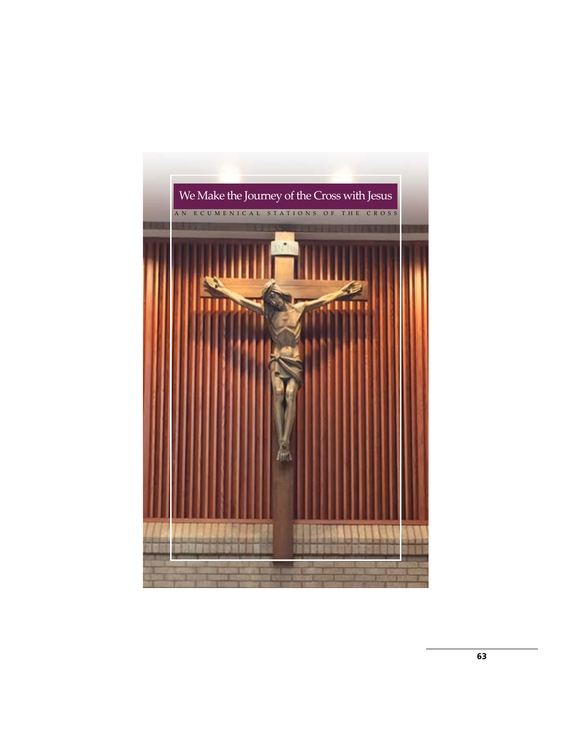# We Make the Journey of the Cross with Jesus

AN ECUMENICAL STATIONS OF THE CROSS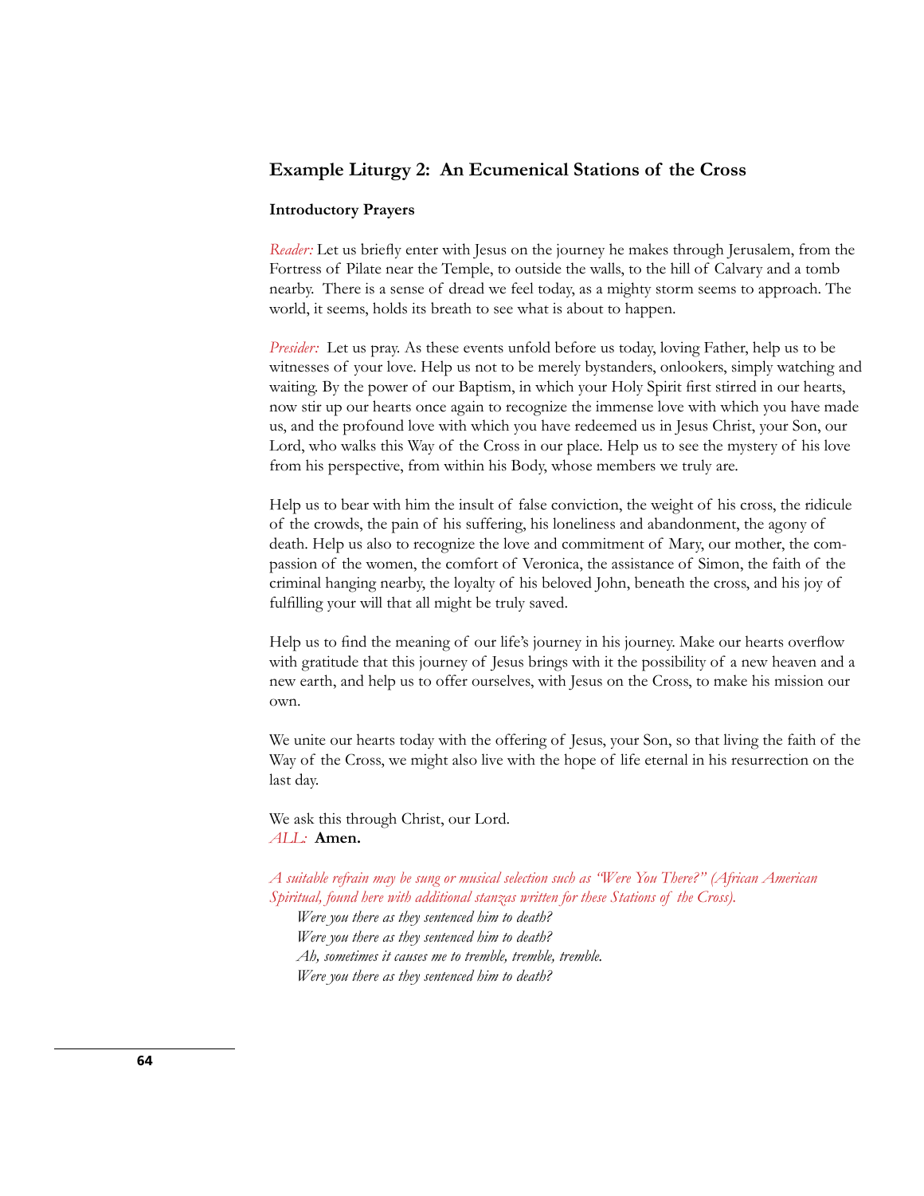## Example Liturgy 2: An Ecumenical Stations of the Cross

### Introductory Prayers

*Reader:* Let us briefly enter with Jesus on the journey he makes through Jerusalem, from the Fortress of Pilate near the Temple, to outside the walls, to the hill of Calvary and a tomb nearby. There is a sense of dread we feel today, as a mighty storm seems to approach. The world, it seems, holds its breath to see what is about to happen.

*Presider:* Let us pray. As these events unfold before us today, loving Father, help us to be witnesses of your love. Help us not to be merely bystanders, onlookers, simply watching and waiting. By the power of our Baptism, in which your Holy Spirit first stirred in our hearts, now stir up our hearts once again to recognize the immense love with which you have made us, and the profound love with which you have redeemed us in Jesus Christ, your Son, our Lord, who walks this Way of the Cross in our place. Help us to see the mystery of his love from his perspective, from within his Body, whose members we truly are.

Help us to bear with him the insult of false conviction, the weight of his cross, the ridicule of the crowds, the pain of his suffering, his loneliness and abandonment, the agony of death. Help us also to recognize the love and commitment of Mary, our mother, the compassion of the women, the comfort of Veronica, the assistance of Simon, the faith of the criminal hanging nearby, the loyalty of his beloved John, beneath the cross, and his joy of fulfilling your will that all might be truly saved.

Help us to find the meaning of our life's journey in his journey. Make our hearts overflow with gratitude that this journey of Jesus brings with it the possibility of a new heaven and a new earth, and help us to offer ourselves, with Jesus on the Cross, to make his mission our own.

We unite our hearts today with the offering of Jesus, your Son, so that living the faith of the Way of the Cross, we might also live with the hope of life eternal in his resurrection on the last day.

We ask this through Christ, our Lord.
*ALL:* **Amen.**

*A suitable refrain may be sung or musical selection such as "Were You There?" (African American Spiritual, found here with additional stanzas written for these Stations of the Cross).*

*Were you there as they sentenced him to death?*
*Were you there as they sentenced him to death?*
*Ah, sometimes it causes me to tremble, tremble, tremble.*
*Were you there as they sentenced him to death?*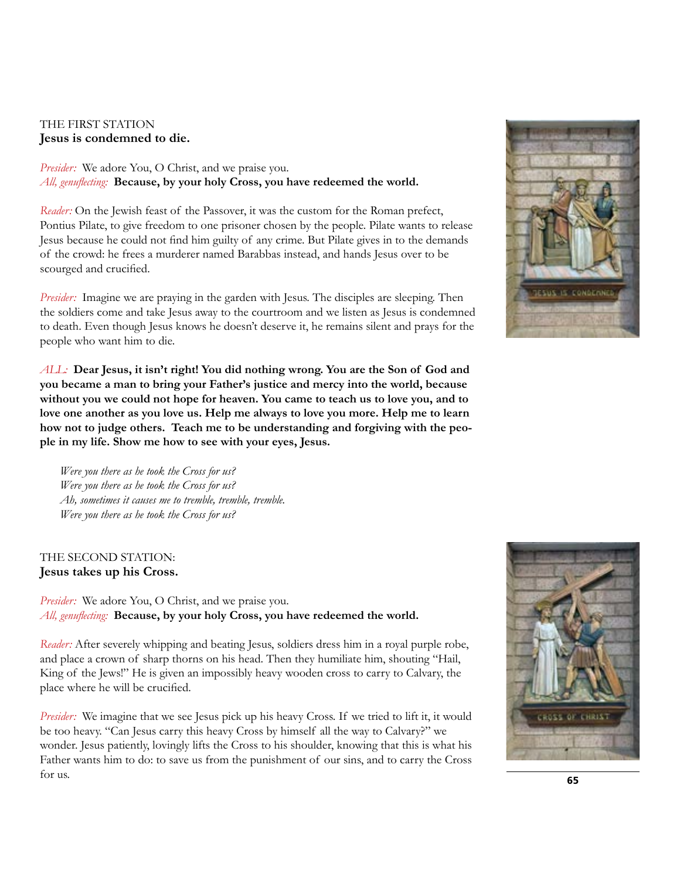THE FIRST STATION
**Jesus is condemned to die.**

*Presider:* We adore You, O Christ, and we praise you.
*All, genuflecting:* **Because, by your holy Cross, you have redeemed the world.**

*Reader:* On the Jewish feast of the Passover, it was the custom for the Roman prefect, Pontius Pilate, to give freedom to one prisoner chosen by the people. Pilate wants to release Jesus because he could not find him guilty of any crime. But Pilate gives in to the demands of the crowd: he frees a murderer named Barabbas instead, and hands Jesus over to be scourged and crucified.

*Presider:* Imagine we are praying in the garden with Jesus. The disciples are sleeping. Then the soldiers come and take Jesus away to the courtroom and we listen as Jesus is condemned to death. Even though Jesus knows he doesn't deserve it, he remains silent and prays for the people who want him to die.

*ALL:* **Dear Jesus, it isn't right! You did nothing wrong. You are the Son of God and you became a man to bring your Father's justice and mercy into the world, because without you we could not hope for heaven. You came to teach us to love you, and to love one another as you love us. Help me always to love you more. Help me to learn how not to judge others. Teach me to be understanding and forgiving with the people in my life. Show me how to see with your eyes, Jesus.**

> *Were you there as he took the Cross for us?*
> *Were you there as he took the Cross for us?*
> *Ah, sometimes it causes me to tremble, tremble, tremble.*
> *Were you there as he took the Cross for us?*

THE SECOND STATION:
**Jesus takes up his Cross.**

*Presider:* We adore You, O Christ, and we praise you.
*All, genuflecting:* **Because, by your holy Cross, you have redeemed the world.**

*Reader:* After severely whipping and beating Jesus, soldiers dress him in a royal purple robe, and place a crown of sharp thorns on his head. Then they humiliate him, shouting "Hail, King of the Jews!" He is given an impossibly heavy wooden cross to carry to Calvary, the place where he will be crucified.

*Presider:* We imagine that we see Jesus pick up his heavy Cross. If we tried to lift it, it would be too heavy. "Can Jesus carry this heavy Cross by himself all the way to Calvary?" we wonder. Jesus patiently, lovingly lifts the Cross to his shoulder, knowing that this is what his Father wants him to do: to save us from the punishment of our sins, and to carry the Cross for us.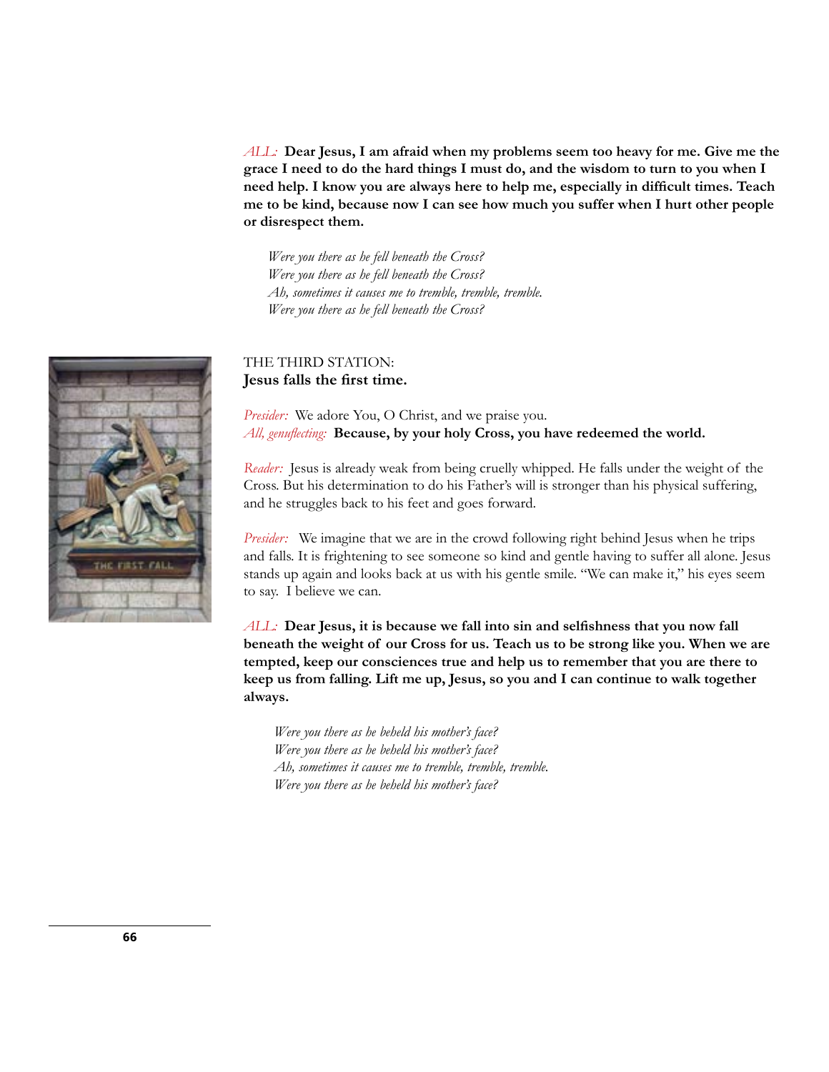*ALL:* **Dear Jesus, I am afraid when my problems seem too heavy for me. Give me the grace I need to do the hard things I must do, and the wisdom to turn to you when I need help. I know you are always here to help me, especially in difficult times. Teach me to be kind, because now I can see how much you suffer when I hurt other people or disrespect them.**

*Were you there as he fell beneath the Cross?*
*Were you there as he fell beneath the Cross?*
*Ah, sometimes it causes me to tremble, tremble, tremble.*
*Were you there as he fell beneath the Cross?*

THE THIRD STATION:
**Jesus falls the first time.**

*Presider:* We adore You, O Christ, and we praise you.
*All, genuflecting:* **Because, by your holy Cross, you have redeemed the world.**

*Reader:* Jesus is already weak from being cruelly whipped. He falls under the weight of the Cross. But his determination to do his Father's will is stronger than his physical suffering, and he struggles back to his feet and goes forward.

*Presider:* We imagine that we are in the crowd following right behind Jesus when he trips and falls. It is frightening to see someone so kind and gentle having to suffer all alone. Jesus stands up again and looks back at us with his gentle smile. "We can make it," his eyes seem to say. I believe we can.

*ALL:* **Dear Jesus, it is because we fall into sin and selfishness that you now fall beneath the weight of our Cross for us. Teach us to be strong like you. When we are tempted, keep our consciences true and help us to remember that you are there to keep us from falling. Lift me up, Jesus, so you and I can continue to walk together always.**

*Were you there as he beheld his mother's face?*
*Were you there as he beheld his mother's face?*
*Ah, sometimes it causes me to tremble, tremble, tremble.*
*Were you there as he beheld his mother's face?*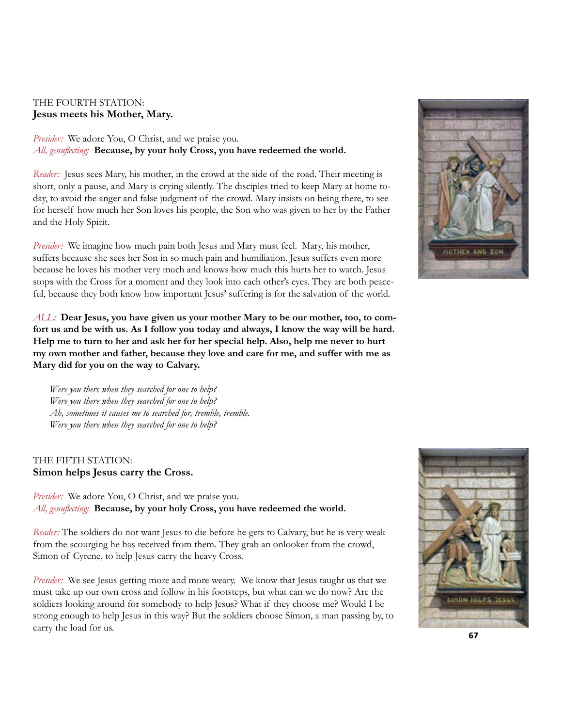THE FOURTH STATION:
**Jesus meets his Mother, Mary.**

*Presider:* We adore You, O Christ, and we praise you.
*All, genuflecting:* **Because, by your holy Cross, you have redeemed the world.**

*Reader:* Jesus sees Mary, his mother, in the crowd at the side of the road. Their meeting is short, only a pause, and Mary is crying silently. The disciples tried to keep Mary at home today, to avoid the anger and false judgment of the crowd. Mary insists on being there, to see for herself how much her Son loves his people, the Son who was given to her by the Father and the Holy Spirit.

*Presider:* We imagine how much pain both Jesus and Mary must feel. Mary, his mother, suffers because she sees her Son in so much pain and humiliation. Jesus suffers even more because he loves his mother very much and knows how much this hurts her to watch. Jesus stops with the Cross for a moment and they look into each other's eyes. They are both peaceful, because they both know how important Jesus' suffering is for the salvation of the world.

*ALL:* **Dear Jesus, you have given us your mother Mary to be our mother, too, to comfort us and be with us. As I follow you today and always, I know the way will be hard. Help me to turn to her and ask her for her special help. Also, help me never to hurt my own mother and father, because they love and care for me, and suffer with me as Mary did for you on the way to Calvary.**

*Were you there when they searched for one to help?*
*Were you there when they searched for one to help?*
*Ah, sometimes it causes me to searched for, tremble, tremble.*
*Were you there when they searched for one to help?*

THE FIFTH STATION:
**Simon helps Jesus carry the Cross.**

*Presider:* We adore You, O Christ, and we praise you.
*All, genuflecting:* **Because, by your holy Cross, you have redeemed the world.**

*Reader:* The soldiers do not want Jesus to die before he gets to Calvary, but he is very weak from the scourging he has received from them. They grab an onlooker from the crowd, Simon of Cyrene, to help Jesus carry the heavy Cross.

*Presider:* We see Jesus getting more and more weary. We know that Jesus taught us that we must take up our own cross and follow in his footsteps, but what can we do now? Are the soldiers looking around for somebody to help Jesus? What if they choose me? Would I be strong enough to help Jesus in this way? But the soldiers choose Simon, a man passing by, to carry the load for us.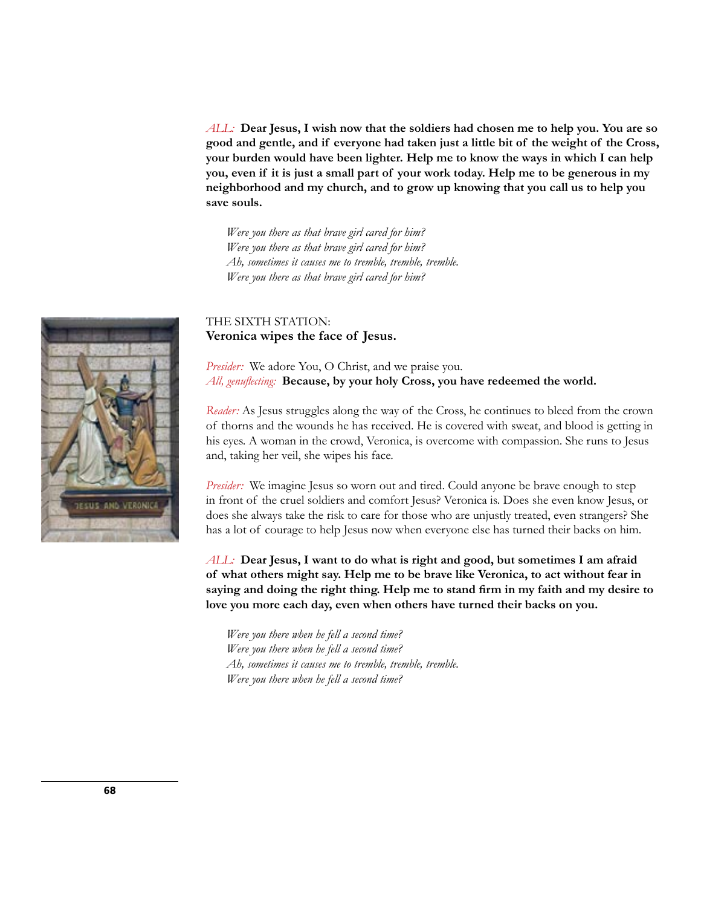*ALL:* **Dear Jesus, I wish now that the soldiers had chosen me to help you. You are so good and gentle, and if everyone had taken just a little bit of the weight of the Cross, your burden would have been lighter. Help me to know the ways in which I can help you, even if it is just a small part of your work today. Help me to be generous in my neighborhood and my church, and to grow up knowing that you call us to help you save souls.**

*Were you there as that brave girl cared for him?*
*Were you there as that brave girl cared for him?*
*Ah, sometimes it causes me to tremble, tremble, tremble.*
*Were you there as that brave girl cared for him?*

THE SIXTH STATION:
**Veronica wipes the face of Jesus.**

*Presider:* We adore You, O Christ, and we praise you.
*All, genuflecting:* **Because, by your holy Cross, you have redeemed the world.**

*Reader:* As Jesus struggles along the way of the Cross, he continues to bleed from the crown of thorns and the wounds he has received. He is covered with sweat, and blood is getting in his eyes. A woman in the crowd, Veronica, is overcome with compassion. She runs to Jesus and, taking her veil, she wipes his face.

*Presider:* We imagine Jesus so worn out and tired. Could anyone be brave enough to step in front of the cruel soldiers and comfort Jesus? Veronica is. Does she even know Jesus, or does she always take the risk to care for those who are unjustly treated, even strangers? She has a lot of courage to help Jesus now when everyone else has turned their backs on him.

*ALL:* **Dear Jesus, I want to do what is right and good, but sometimes I am afraid of what others might say. Help me to be brave like Veronica, to act without fear in saying and doing the right thing. Help me to stand firm in my faith and my desire to love you more each day, even when others have turned their backs on you.**

*Were you there when he fell a second time?*
*Were you there when he fell a second time?*
*Ah, sometimes it causes me to tremble, tremble, tremble.*
*Were you there when he fell a second time?*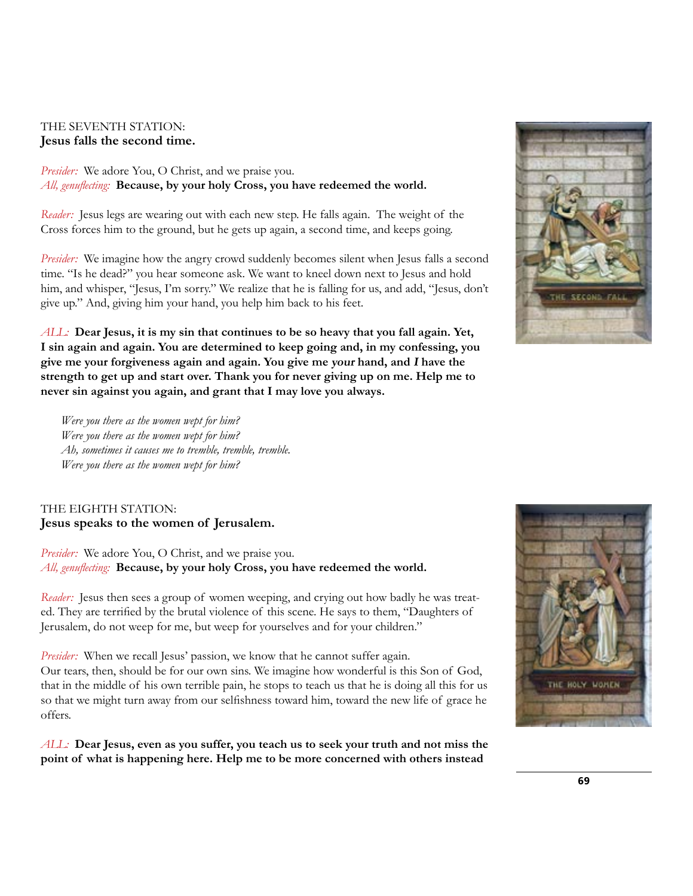THE SEVENTH STATION:
**Jesus falls the second time.**

*Presider:* We adore You, O Christ, and we praise you.
*All, genuflecting:* **Because, by your holy Cross, you have redeemed the world.**

*Reader:* Jesus legs are wearing out with each new step. He falls again. The weight of the Cross forces him to the ground, but he gets up again, a second time, and keeps going.

*Presider:* We imagine how the angry crowd suddenly becomes silent when Jesus falls a second time. "Is he dead?" you hear someone ask. We want to kneel down next to Jesus and hold him, and whisper, "Jesus, I'm sorry." We realize that he is falling for us, and add, "Jesus, don't give up." And, giving him your hand, you help him back to his feet.

*ALL:* **Dear Jesus, it is my sin that continues to be so heavy that you fall again. Yet, I sin again and again. You are determined to keep going and, in my confessing, you give me your forgiveness again and again. You give me *your* hand, and *I* have the strength to get up and start over. Thank you for never giving up on me. Help me to never sin against you again, and grant that I may love you always.**

*Were you there as the women wept for him?*
*Were you there as the women wept for him?*
*Ah, sometimes it causes me to tremble, tremble, tremble.*
*Were you there as the women wept for him?*

THE EIGHTH STATION:
**Jesus speaks to the women of Jerusalem.**

*Presider:* We adore You, O Christ, and we praise you.
*All, genuflecting:* **Because, by your holy Cross, you have redeemed the world.**

*Reader:* Jesus then sees a group of women weeping, and crying out how badly he was treated. They are terrified by the brutal violence of this scene. He says to them, "Daughters of Jerusalem, do not weep for me, but weep for yourselves and for your children."

*Presider:* When we recall Jesus' passion, we know that he cannot suffer again. Our tears, then, should be for our own sins. We imagine how wonderful is this Son of God, that in the middle of his own terrible pain, he stops to teach us that he is doing all this for us so that we might turn away from our selfishness toward him, toward the new life of grace he offers.

*ALL:* **Dear Jesus, even as you suffer, you teach us to seek your truth and not miss the point of what is happening here. Help me to be more concerned with others instead**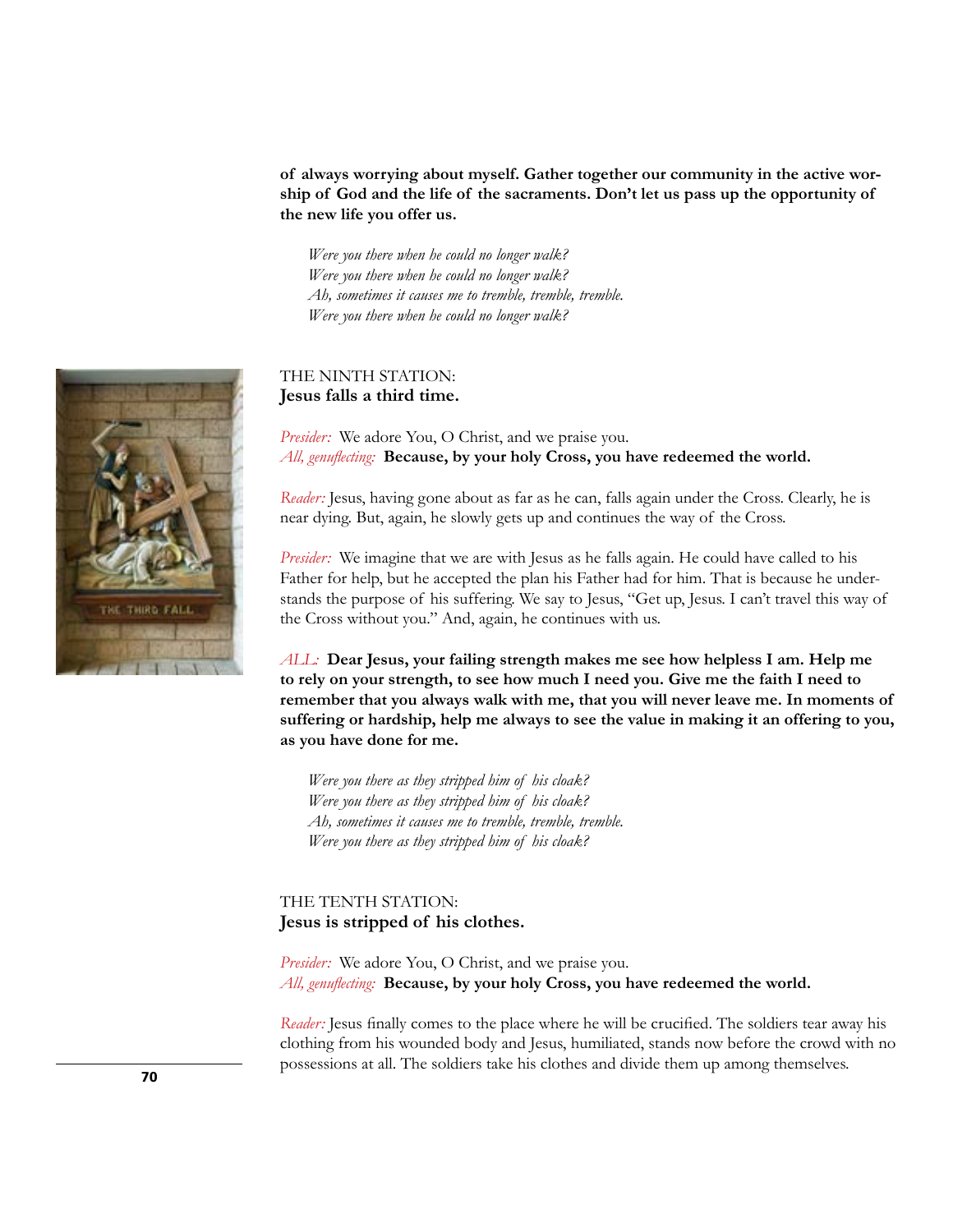**of always worrying about myself. Gather together our community in the active worship of God and the life of the sacraments. Don't let us pass up the opportunity of the new life you offer us.**

*Were you there when he could no longer walk?*
*Were you there when he could no longer walk?*
*Ah, sometimes it causes me to tremble, tremble, tremble.*
*Were you there when he could no longer walk?*

## THE NINTH STATION: **Jesus falls a third time.**

*Presider:* We adore You, O Christ, and we praise you.
*All, genuflecting:* **Because, by your holy Cross, you have redeemed the world.**

*Reader:* Jesus, having gone about as far as he can, falls again under the Cross. Clearly, he is near dying. But, again, he slowly gets up and continues the way of the Cross.

*Presider:* We imagine that we are with Jesus as he falls again. He could have called to his Father for help, but he accepted the plan his Father had for him. That is because he understands the purpose of his suffering. We say to Jesus, "Get up, Jesus. I can't travel this way of the Cross without you." And, again, he continues with us.

*ALL:* **Dear Jesus, your failing strength makes me see how helpless I am. Help me to rely on your strength, to see how much I need you. Give me the faith I need to remember that you always walk with me, that you will never leave me. In moments of suffering or hardship, help me always to see the value in making it an offering to you, as you have done for me.**

*Were you there as they stripped him of his cloak?*
*Were you there as they stripped him of his cloak?*
*Ah, sometimes it causes me to tremble, tremble, tremble.*
*Were you there as they stripped him of his cloak?*

## THE TENTH STATION: **Jesus is stripped of his clothes.**

*Presider:* We adore You, O Christ, and we praise you.
*All, genuflecting:* **Because, by your holy Cross, you have redeemed the world.**

*Reader:* Jesus finally comes to the place where he will be crucified. The soldiers tear away his clothing from his wounded body and Jesus, humiliated, stands now before the crowd with no possessions at all. The soldiers take his clothes and divide them up among themselves.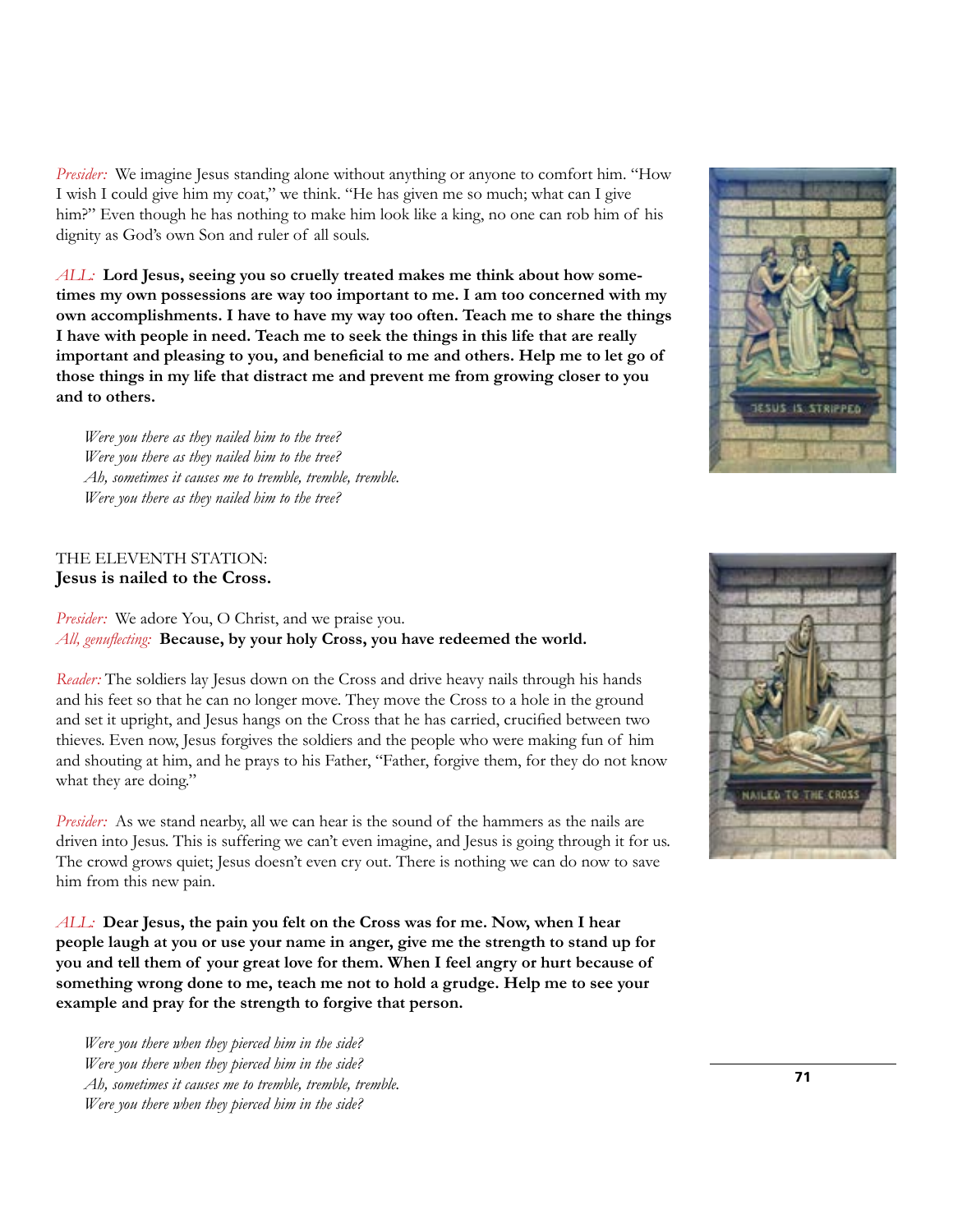*Presider:* We imagine Jesus standing alone without anything or anyone to comfort him. "How I wish I could give him my coat," we think. "He has given me so much; what can I give him?" Even though he has nothing to make him look like a king, no one can rob him of his dignity as God's own Son and ruler of all souls.

*ALL:* **Lord Jesus, seeing you so cruelly treated makes me think about how sometimes my own possessions are way too important to me. I am too concerned with my own accomplishments. I have to have my way too often. Teach me to share the things I have with people in need. Teach me to seek the things in this life that are really important and pleasing to you, and beneficial to me and others. Help me to let go of those things in my life that distract me and prevent me from growing closer to you and to others.**

*Were you there as they nailed him to the tree?*
*Were you there as they nailed him to the tree?*
*Ah, sometimes it causes me to tremble, tremble, tremble.*
*Were you there as they nailed him to the tree?*

THE ELEVENTH STATION:
**Jesus is nailed to the Cross.**

*Presider:* We adore You, O Christ, and we praise you.
*All, genuflecting:* **Because, by your holy Cross, you have redeemed the world.**

*Reader:* The soldiers lay Jesus down on the Cross and drive heavy nails through his hands and his feet so that he can no longer move. They move the Cross to a hole in the ground and set it upright, and Jesus hangs on the Cross that he has carried, crucified between two thieves. Even now, Jesus forgives the soldiers and the people who were making fun of him and shouting at him, and he prays to his Father, "Father, forgive them, for they do not know what they are doing."

*Presider:* As we stand nearby, all we can hear is the sound of the hammers as the nails are driven into Jesus. This is suffering we can't even imagine, and Jesus is going through it for us. The crowd grows quiet; Jesus doesn't even cry out. There is nothing we can do now to save him from this new pain.

*ALL:* **Dear Jesus, the pain you felt on the Cross was for me. Now, when I hear people laugh at you or use your name in anger, give me the strength to stand up for you and tell them of your great love for them. When I feel angry or hurt because of something wrong done to me, teach me not to hold a grudge. Help me to see your example and pray for the strength to forgive that person.**

*Were you there when they pierced him in the side?*
*Were you there when they pierced him in the side?*
*Ah, sometimes it causes me to tremble, tremble, tremble.*
*Were you there when they pierced him in the side?*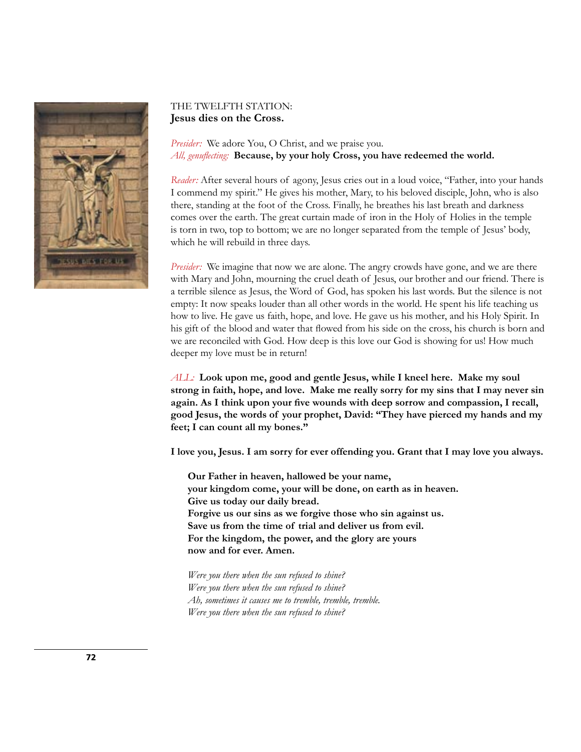THE TWELFTH STATION:
**Jesus dies on the Cross.**

*Presider:* We adore You, O Christ, and we praise you.
*All, genuflecting:* **Because, by your holy Cross, you have redeemed the world.**

*Reader:* After several hours of agony, Jesus cries out in a loud voice, "Father, into your hands I commend my spirit." He gives his mother, Mary, to his beloved disciple, John, who is also there, standing at the foot of the Cross. Finally, he breathes his last breath and darkness comes over the earth. The great curtain made of iron in the Holy of Holies in the temple is torn in two, top to bottom; we are no longer separated from the temple of Jesus' body, which he will rebuild in three days.

*Presider:* We imagine that now we are alone. The angry crowds have gone, and we are there with Mary and John, mourning the cruel death of Jesus, our brother and our friend. There is a terrible silence as Jesus, the Word of God, has spoken his last words. But the silence is not empty: It now speaks louder than all other words in the world. He spent his life teaching us how to live. He gave us faith, hope, and love. He gave us his mother, and his Holy Spirit. In his gift of the blood and water that flowed from his side on the cross, his church is born and we are reconciled with God. How deep is this love our God is showing for us! How much deeper my love must be in return!

*ALL:* **Look upon me, good and gentle Jesus, while I kneel here. Make my soul strong in faith, hope, and love. Make me really sorry for my sins that I may never sin again. As I think upon your five wounds with deep sorrow and compassion, I recall, good Jesus, the words of your prophet, David: "They have pierced my hands and my feet; I can count all my bones."**

**I love you, Jesus. I am sorry for ever offending you. Grant that I may love you always.**

**Our Father in heaven, hallowed be your name,**
**your kingdom come, your will be done, on earth as in heaven.**
**Give us today our daily bread.**
**Forgive us our sins as we forgive those who sin against us.**
**Save us from the time of trial and deliver us from evil.**
**For the kingdom, the power, and the glory are yours**
**now and for ever. Amen.**

*Were you there when the sun refused to shine?*
*Were you there when the sun refused to shine?*
*Ah, sometimes it causes me to tremble, tremble, tremble.*
*Were you there when the sun refused to shine?*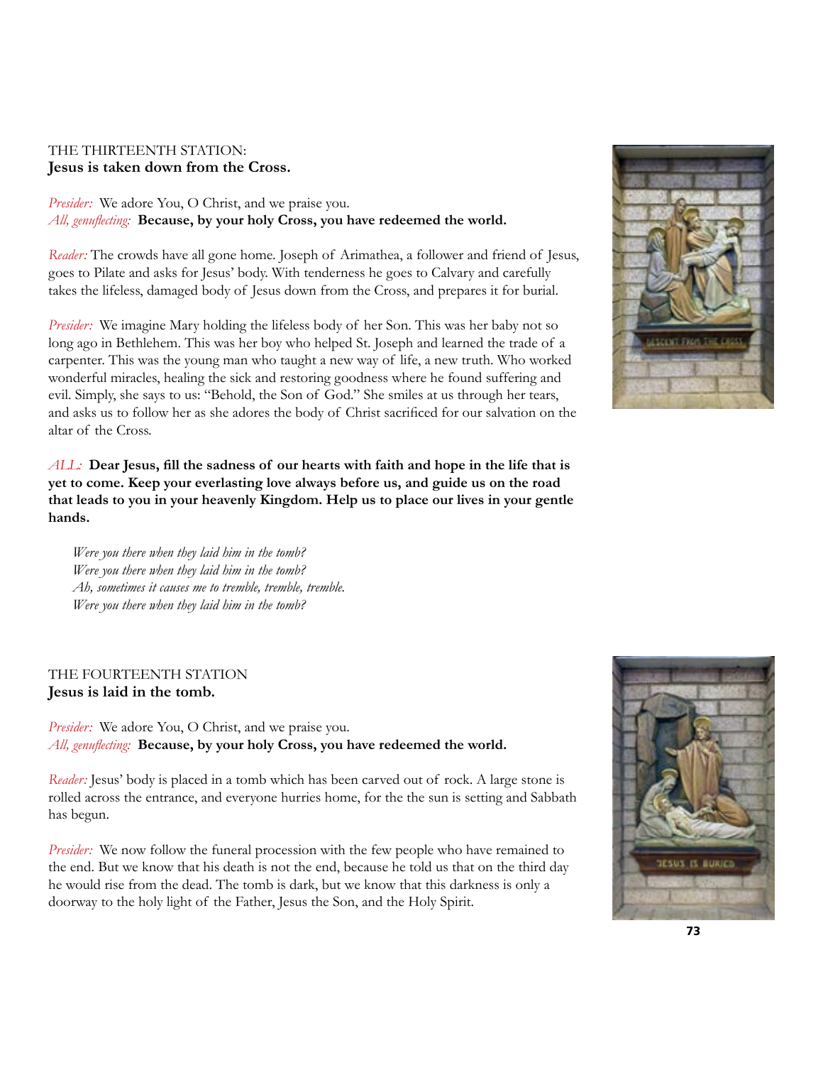THE THIRTEENTH STATION:
**Jesus is taken down from the Cross.**

*Presider:* We adore You, O Christ, and we praise you.
*All, genuflecting:* **Because, by your holy Cross, you have redeemed the world.**

*Reader:* The crowds have all gone home. Joseph of Arimathea, a follower and friend of Jesus, goes to Pilate and asks for Jesus' body. With tenderness he goes to Calvary and carefully takes the lifeless, damaged body of Jesus down from the Cross, and prepares it for burial.

*Presider:* We imagine Mary holding the lifeless body of her Son. This was her baby not so long ago in Bethlehem. This was her boy who helped St. Joseph and learned the trade of a carpenter. This was the young man who taught a new way of life, a new truth. Who worked wonderful miracles, healing the sick and restoring goodness where he found suffering and evil. Simply, she says to us: "Behold, the Son of God." She smiles at us through her tears, and asks us to follow her as she adores the body of Christ sacrificed for our salvation on the altar of the Cross.

*ALL:* **Dear Jesus, fill the sadness of our hearts with faith and hope in the life that is yet to come. Keep your everlasting love always before us, and guide us on the road that leads to you in your heavenly Kingdom. Help us to place our lives in your gentle hands.**

*Were you there when they laid him in the tomb?*
*Were you there when they laid him in the tomb?*
*Ah, sometimes it causes me to tremble, tremble, tremble.*
*Were you there when they laid him in the tomb?*

THE FOURTEENTH STATION
**Jesus is laid in the tomb.**

*Presider:* We adore You, O Christ, and we praise you.
*All, genuflecting:* **Because, by your holy Cross, you have redeemed the world.**

*Reader:* Jesus' body is placed in a tomb which has been carved out of rock. A large stone is rolled across the entrance, and everyone hurries home, for the the sun is setting and Sabbath has begun.

*Presider:* We now follow the funeral procession with the few people who have remained to the end. But we know that his death is not the end, because he told us that on the third day he would rise from the dead. The tomb is dark, but we know that this darkness is only a doorway to the holy light of the Father, Jesus the Son, and the Holy Spirit.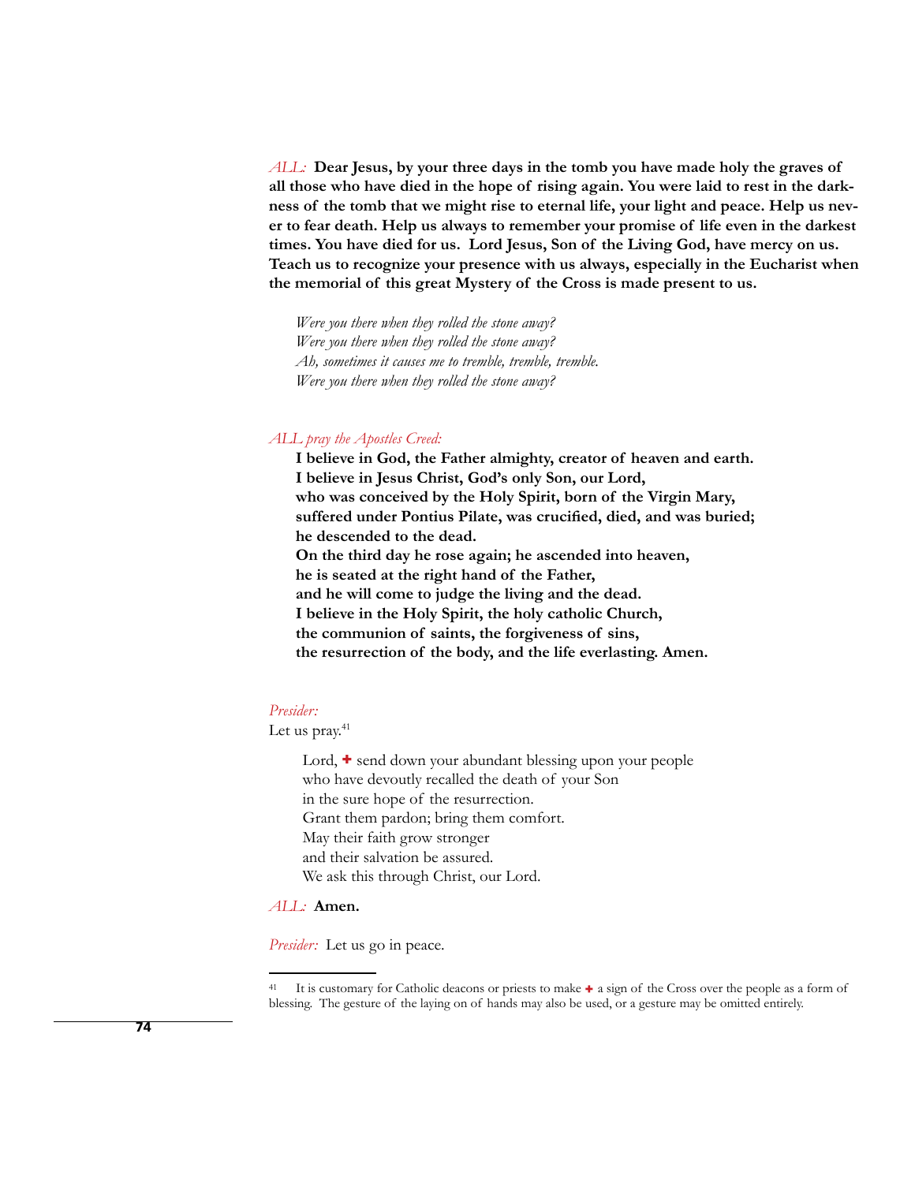*ALL:* **Dear Jesus, by your three days in the tomb you have made holy the graves of all those who have died in the hope of rising again. You were laid to rest in the darkness of the tomb that we might rise to eternal life, your light and peace. Help us never to fear death. Help us always to remember your promise of life even in the darkest times. You have died for us. Lord Jesus, Son of the Living God, have mercy on us. Teach us to recognize your presence with us always, especially in the Eucharist when the memorial of this great Mystery of the Cross is made present to us.**

*Were you there when they rolled the stone away?*
*Were you there when they rolled the stone away?*
*Ah, sometimes it causes me to tremble, tremble, tremble.*
*Were you there when they rolled the stone away?*

*ALL pray the Apostles Creed:*

**I believe in God, the Father almighty, creator of heaven and earth.**
**I believe in Jesus Christ, God's only Son, our Lord,**
**who was conceived by the Holy Spirit, born of the Virgin Mary,**
**suffered under Pontius Pilate, was crucified, died, and was buried;**
**he descended to the dead.**
**On the third day he rose again; he ascended into heaven,**
**he is seated at the right hand of the Father,**
**and he will come to judge the living and the dead.**
**I believe in the Holy Spirit, the holy catholic Church,**
**the communion of saints, the forgiveness of sins,**
**the resurrection of the body, and the life everlasting. Amen.**

*Presider:*
Let us pray.[41]

Lord, ✚ send down your abundant blessing upon your people
who have devoutly recalled the death of your Son
in the sure hope of the resurrection.
Grant them pardon; bring them comfort.
May their faith grow stronger
and their salvation be assured.
We ask this through Christ, our Lord.

*ALL:* **Amen.**

*Presider:* Let us go in peace.

---

[41] It is customary for Catholic deacons or priests to make ✚ a sign of the Cross over the people as a form of blessing. The gesture of the laying on of hands may also be used, or a gesture may be omitted entirely.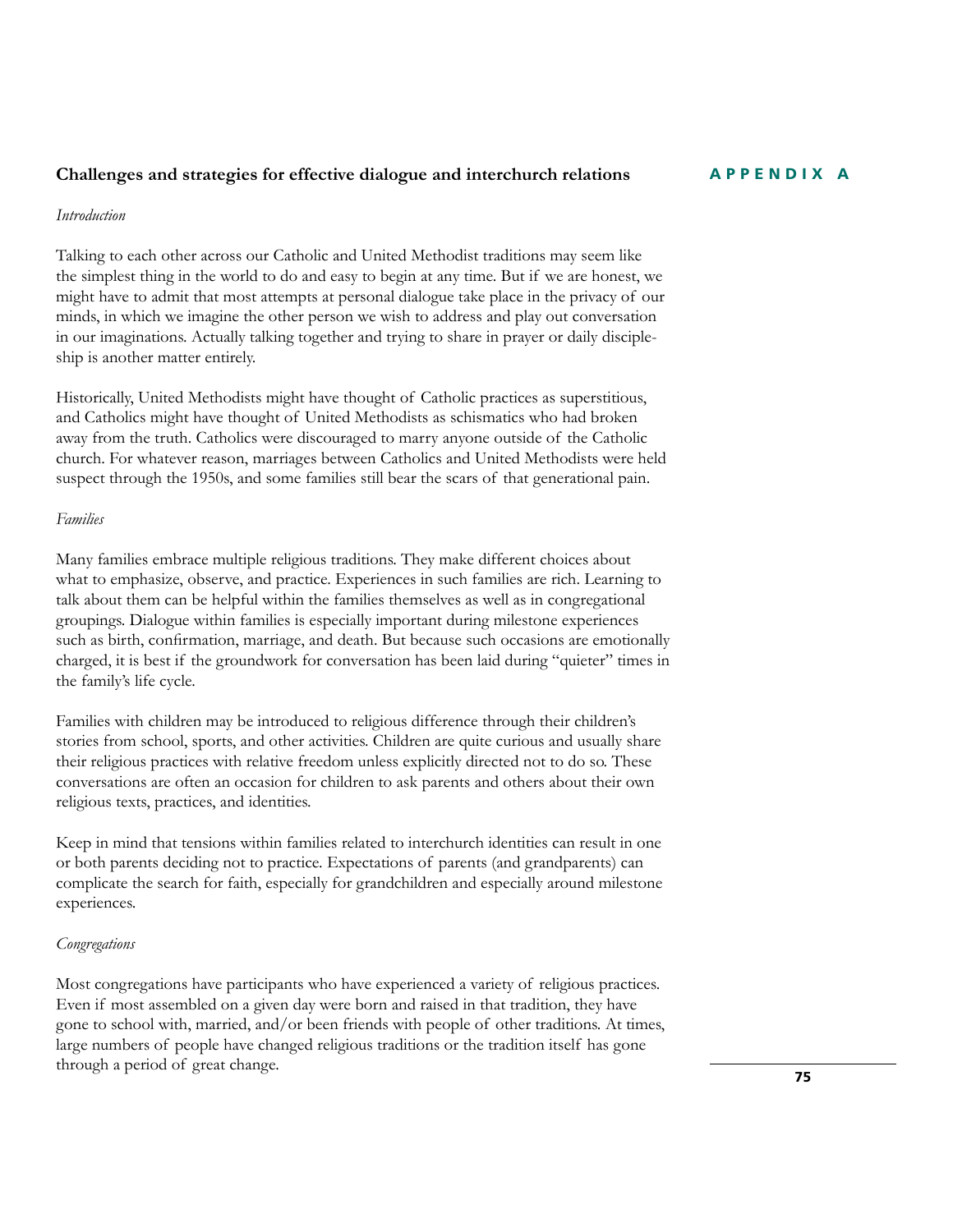## Challenges and strategies for effective dialogue and interchurch relations

**APPENDIX A**

*Introduction*

Talking to each other across our Catholic and United Methodist traditions may seem like the simplest thing in the world to do and easy to begin at any time. But if we are honest, we might have to admit that most attempts at personal dialogue take place in the privacy of our minds, in which we imagine the other person we wish to address and play out conversation in our imaginations. Actually talking together and trying to share in prayer or daily discipleship is another matter entirely.

Historically, United Methodists might have thought of Catholic practices as superstitious, and Catholics might have thought of United Methodists as schismatics who had broken away from the truth. Catholics were discouraged to marry anyone outside of the Catholic church. For whatever reason, marriages between Catholics and United Methodists were held suspect through the 1950s, and some families still bear the scars of that generational pain.

*Families*

Many families embrace multiple religious traditions. They make different choices about what to emphasize, observe, and practice. Experiences in such families are rich. Learning to talk about them can be helpful within the families themselves as well as in congregational groupings. Dialogue within families is especially important during milestone experiences such as birth, confirmation, marriage, and death. But because such occasions are emotionally charged, it is best if the groundwork for conversation has been laid during "quieter" times in the family's life cycle.

Families with children may be introduced to religious difference through their children's stories from school, sports, and other activities. Children are quite curious and usually share their religious practices with relative freedom unless explicitly directed not to do so. These conversations are often an occasion for children to ask parents and others about their own religious texts, practices, and identities.

Keep in mind that tensions within families related to interchurch identities can result in one or both parents deciding not to practice. Expectations of parents (and grandparents) can complicate the search for faith, especially for grandchildren and especially around milestone experiences.

*Congregations*

Most congregations have participants who have experienced a variety of religious practices. Even if most assembled on a given day were born and raised in that tradition, they have gone to school with, married, and/or been friends with people of other traditions. At times, large numbers of people have changed religious traditions or the tradition itself has gone through a period of great change.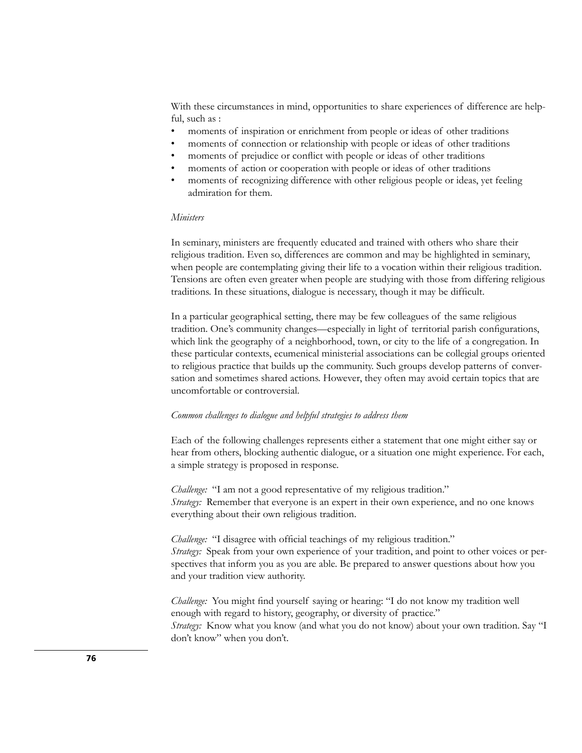With these circumstances in mind, opportunities to share experiences of difference are helpful, such as :

- moments of inspiration or enrichment from people or ideas of other traditions
- moments of connection or relationship with people or ideas of other traditions
- moments of prejudice or conflict with people or ideas of other traditions
- moments of action or cooperation with people or ideas of other traditions
- moments of recognizing difference with other religious people or ideas, yet feeling admiration for them.

*Ministers*

In seminary, ministers are frequently educated and trained with others who share their religious tradition. Even so, differences are common and may be highlighted in seminary, when people are contemplating giving their life to a vocation within their religious tradition. Tensions are often even greater when people are studying with those from differing religious traditions. In these situations, dialogue is necessary, though it may be difficult.

In a particular geographical setting, there may be few colleagues of the same religious tradition. One's community changes—especially in light of territorial parish configurations, which link the geography of a neighborhood, town, or city to the life of a congregation. In these particular contexts, ecumenical ministerial associations can be collegial groups oriented to religious practice that builds up the community. Such groups develop patterns of conversation and sometimes shared actions. However, they often may avoid certain topics that are uncomfortable or controversial.

*Common challenges to dialogue and helpful strategies to address them*

Each of the following challenges represents either a statement that one might either say or hear from others, blocking authentic dialogue, or a situation one might experience. For each, a simple strategy is proposed in response.

*Challenge:* "I am not a good representative of my religious tradition."
*Strategy:* Remember that everyone is an expert in their own experience, and no one knows everything about their own religious tradition.

*Challenge:* "I disagree with official teachings of my religious tradition."
*Strategy:* Speak from your own experience of your tradition, and point to other voices or perspectives that inform you as you are able. Be prepared to answer questions about how you and your tradition view authority.

*Challenge:* You might find yourself saying or hearing: "I do not know my tradition well enough with regard to history, geography, or diversity of practice."
*Strategy:* Know what you know (and what you do not know) about your own tradition. Say "I don't know" when you don't.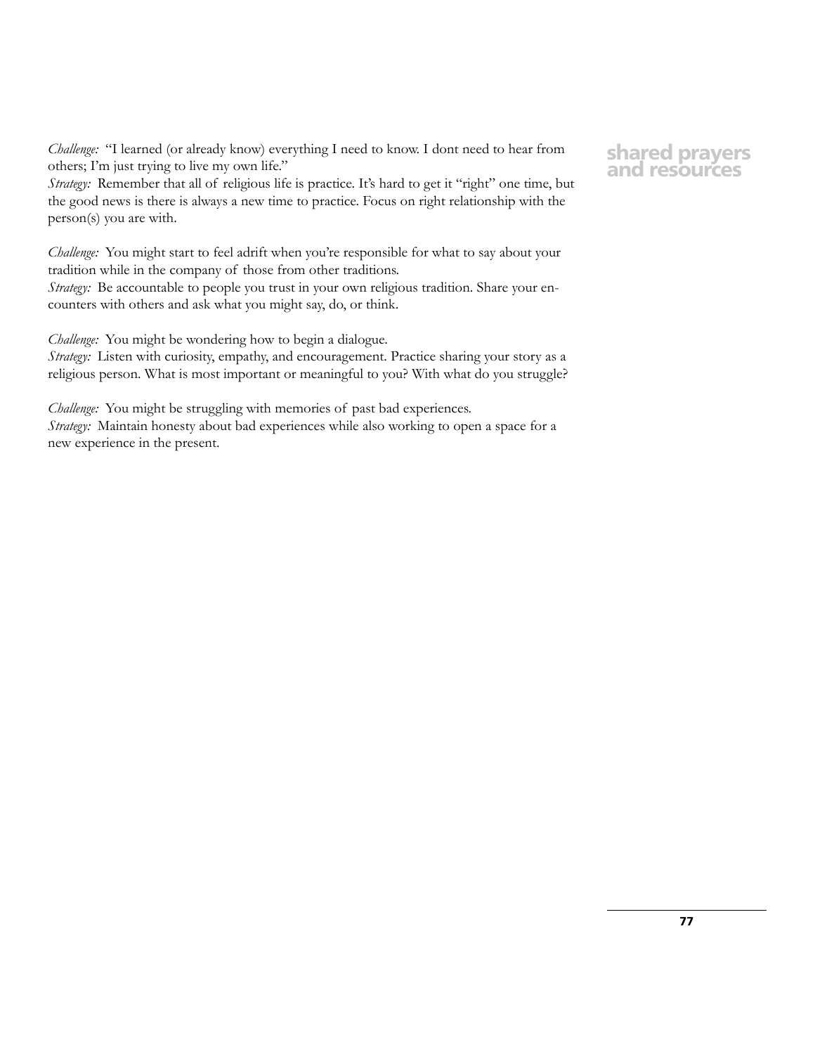*Challenge:* "I learned (or already know) everything I need to know. I dont need to hear from others; I'm just trying to live my own life."
*Strategy:* Remember that all of religious life is practice. It's hard to get it "right" one time, but the good news is there is always a new time to practice. Focus on right relationship with the person(s) you are with.

*Challenge:* You might start to feel adrift when you're responsible for what to say about your tradition while in the company of those from other traditions.
*Strategy:* Be accountable to people you trust in your own religious tradition. Share your encounters with others and ask what you might say, do, or think.

*Challenge:* You might be wondering how to begin a dialogue.
*Strategy:* Listen with curiosity, empathy, and encouragement. Practice sharing your story as a religious person. What is most important or meaningful to you? With what do you struggle?

*Challenge:* You might be struggling with memories of past bad experiences.
*Strategy:* Maintain honesty about bad experiences while also working to open a space for a new experience in the present.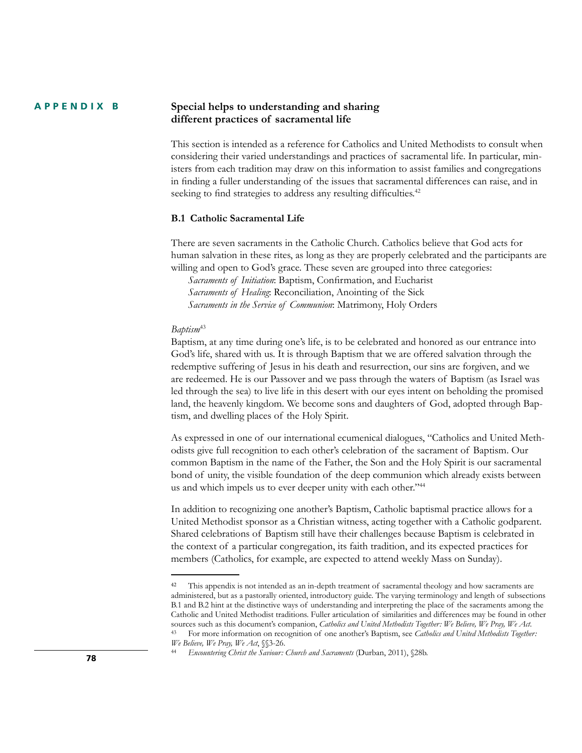## APPENDIX B

## Special helps to understanding and sharing different practices of sacramental life

This section is intended as a reference for Catholics and United Methodists to consult when considering their varied understandings and practices of sacramental life. In particular, ministers from each tradition may draw on this information to assist families and congregations in finding a fuller understanding of the issues that sacramental differences can raise, and in seeking to find strategies to address any resulting difficulties.[42]

### B.1 Catholic Sacramental Life

There are seven sacraments in the Catholic Church. Catholics believe that God acts for human salvation in these rites, as long as they are properly celebrated and the participants are willing and open to God's grace. These seven are grouped into three categories:

*Sacraments of Initiation*: Baptism, Confirmation, and Eucharist
*Sacraments of Healing*: Reconciliation, Anointing of the Sick
*Sacraments in the Service of Communion*: Matrimony, Holy Orders

*Baptism*[43]

Baptism, at any time during one's life, is to be celebrated and honored as our entrance into God's life, shared with us. It is through Baptism that we are offered salvation through the redemptive suffering of Jesus in his death and resurrection, our sins are forgiven, and we are redeemed. He is our Passover and we pass through the waters of Baptism (as Israel was led through the sea) to live life in this desert with our eyes intent on beholding the promised land, the heavenly kingdom. We become sons and daughters of God, adopted through Baptism, and dwelling places of the Holy Spirit.

As expressed in one of our international ecumenical dialogues, "Catholics and United Methodists give full recognition to each other's celebration of the sacrament of Baptism. Our common Baptism in the name of the Father, the Son and the Holy Spirit is our sacramental bond of unity, the visible foundation of the deep communion which already exists between us and which impels us to ever deeper unity with each other."[44]

In addition to recognizing one another's Baptism, Catholic baptismal practice allows for a United Methodist sponsor as a Christian witness, acting together with a Catholic godparent. Shared celebrations of Baptism still have their challenges because Baptism is celebrated in the context of a particular congregation, its faith tradition, and its expected practices for members (Catholics, for example, are expected to attend weekly Mass on Sunday).

---

[42] This appendix is not intended as an in-depth treatment of sacramental theology and how sacraments are administered, but as a pastorally oriented, introductory guide. The varying terminology and length of subsections B.1 and B.2 hint at the distinctive ways of understanding and interpreting the place of the sacraments among the Catholic and United Methodist traditions. Fuller articulation of similarities and differences may be found in other sources such as this document's companion, *Catholics and United Methodists Together: We Believe, We Pray, We Act*.

[43] For more information on recognition of one another's Baptism, see *Catholics and United Methodists Together: We Believe, We Pray, We Act*, §§3-26.

[44] *Encountering Christ the Saviour: Church and Sacraments* (Durban, 2011), §28b.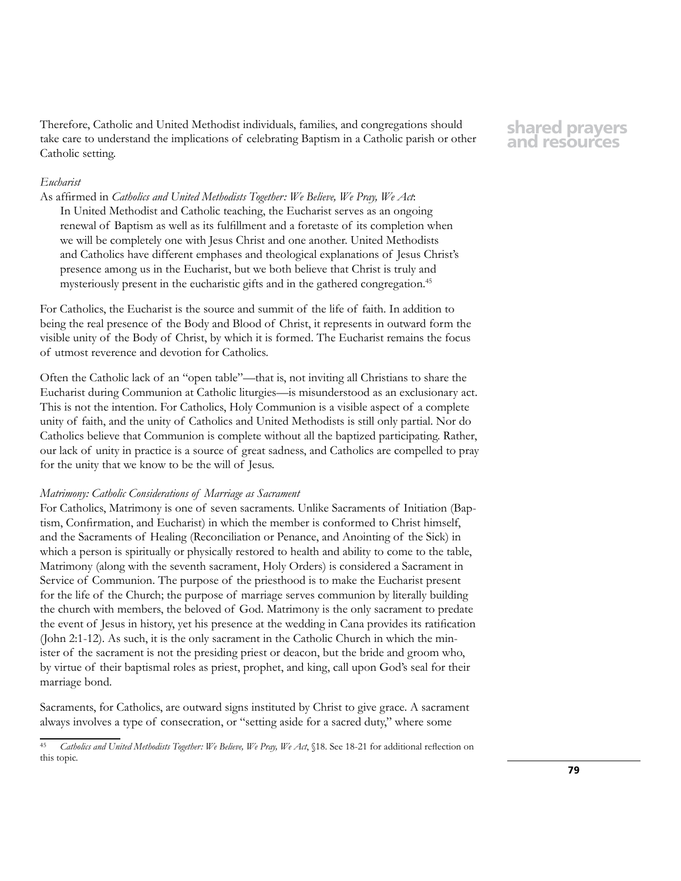Therefore, Catholic and United Methodist individuals, families, and congregations should take care to understand the implications of celebrating Baptism in a Catholic parish or other Catholic setting.

*Eucharist*

As affirmed in *Catholics and United Methodists Together: We Believe, We Pray, We Act*:

> In United Methodist and Catholic teaching, the Eucharist serves as an ongoing renewal of Baptism as well as its fulfillment and a foretaste of its completion when we will be completely one with Jesus Christ and one another. United Methodists and Catholics have different emphases and theological explanations of Jesus Christ's presence among us in the Eucharist, but we both believe that Christ is truly and mysteriously present in the eucharistic gifts and in the gathered congregation.[45]

For Catholics, the Eucharist is the source and summit of the life of faith. In addition to being the real presence of the Body and Blood of Christ, it represents in outward form the visible unity of the Body of Christ, by which it is formed. The Eucharist remains the focus of utmost reverence and devotion for Catholics.

Often the Catholic lack of an "open table"—that is, not inviting all Christians to share the Eucharist during Communion at Catholic liturgies—is misunderstood as an exclusionary act. This is not the intention. For Catholics, Holy Communion is a visible aspect of a complete unity of faith, and the unity of Catholics and United Methodists is still only partial. Nor do Catholics believe that Communion is complete without all the baptized participating. Rather, our lack of unity in practice is a source of great sadness, and Catholics are compelled to pray for the unity that we know to be the will of Jesus.

*Matrimony: Catholic Considerations of Marriage as Sacrament*

For Catholics, Matrimony is one of seven sacraments. Unlike Sacraments of Initiation (Baptism, Confirmation, and Eucharist) in which the member is conformed to Christ himself, and the Sacraments of Healing (Reconciliation or Penance, and Anointing of the Sick) in which a person is spiritually or physically restored to health and ability to come to the table, Matrimony (along with the seventh sacrament, Holy Orders) is considered a Sacrament in Service of Communion. The purpose of the priesthood is to make the Eucharist present for the life of the Church; the purpose of marriage serves communion by literally building the church with members, the beloved of God. Matrimony is the only sacrament to predate the event of Jesus in history, yet his presence at the wedding in Cana provides its ratification (John 2:1-12). As such, it is the only sacrament in the Catholic Church in which the minister of the sacrament is not the presiding priest or deacon, but the bride and groom who, by virtue of their baptismal roles as priest, prophet, and king, call upon God's seal for their marriage bond.

Sacraments, for Catholics, are outward signs instituted by Christ to give grace. A sacrament always involves a type of consecration, or "setting aside for a sacred duty," where some

---

[45] *Catholics and United Methodists Together: We Believe, We Pray, We Act*, §18. See 18-21 for additional reflection on this topic.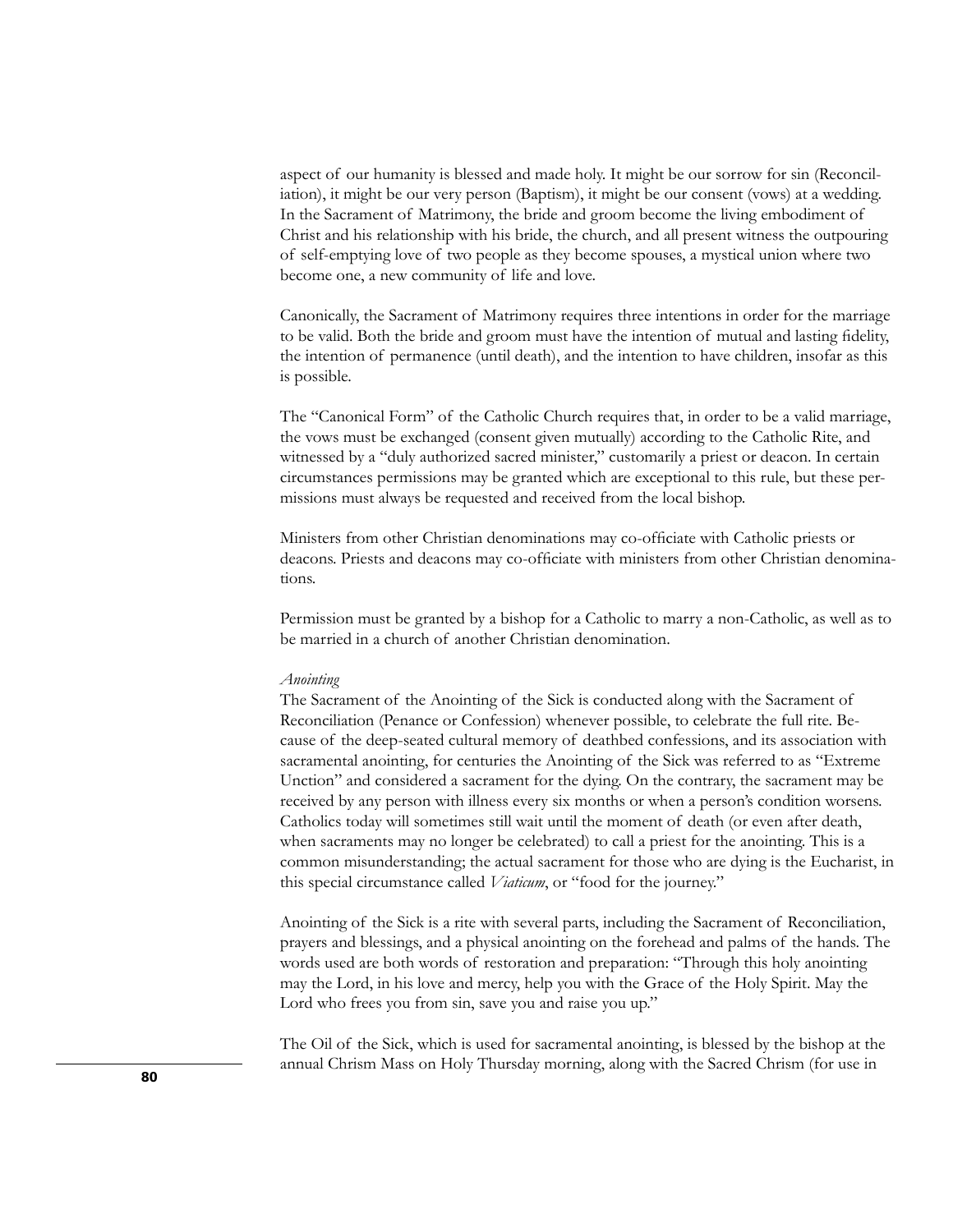aspect of our humanity is blessed and made holy. It might be our sorrow for sin (Reconciliation), it might be our very person (Baptism), it might be our consent (vows) at a wedding. In the Sacrament of Matrimony, the bride and groom become the living embodiment of Christ and his relationship with his bride, the church, and all present witness the outpouring of self-emptying love of two people as they become spouses, a mystical union where two become one, a new community of life and love.

Canonically, the Sacrament of Matrimony requires three intentions in order for the marriage to be valid. Both the bride and groom must have the intention of mutual and lasting fidelity, the intention of permanence (until death), and the intention to have children, insofar as this is possible.

The "Canonical Form" of the Catholic Church requires that, in order to be a valid marriage, the vows must be exchanged (consent given mutually) according to the Catholic Rite, and witnessed by a "duly authorized sacred minister," customarily a priest or deacon. In certain circumstances permissions may be granted which are exceptional to this rule, but these permissions must always be requested and received from the local bishop.

Ministers from other Christian denominations may co-officiate with Catholic priests or deacons. Priests and deacons may co-officiate with ministers from other Christian denominations.

Permission must be granted by a bishop for a Catholic to marry a non-Catholic, as well as to be married in a church of another Christian denomination.

*Anointing*

The Sacrament of the Anointing of the Sick is conducted along with the Sacrament of Reconciliation (Penance or Confession) whenever possible, to celebrate the full rite. Because of the deep-seated cultural memory of deathbed confessions, and its association with sacramental anointing, for centuries the Anointing of the Sick was referred to as "Extreme Unction" and considered a sacrament for the dying. On the contrary, the sacrament may be received by any person with illness every six months or when a person's condition worsens. Catholics today will sometimes still wait until the moment of death (or even after death, when sacraments may no longer be celebrated) to call a priest for the anointing. This is a common misunderstanding; the actual sacrament for those who are dying is the Eucharist, in this special circumstance called *Viaticum*, or "food for the journey."

Anointing of the Sick is a rite with several parts, including the Sacrament of Reconciliation, prayers and blessings, and a physical anointing on the forehead and palms of the hands. The words used are both words of restoration and preparation: "Through this holy anointing may the Lord, in his love and mercy, help you with the Grace of the Holy Spirit. May the Lord who frees you from sin, save you and raise you up."

The Oil of the Sick, which is used for sacramental anointing, is blessed by the bishop at the annual Chrism Mass on Holy Thursday morning, along with the Sacred Chrism (for use in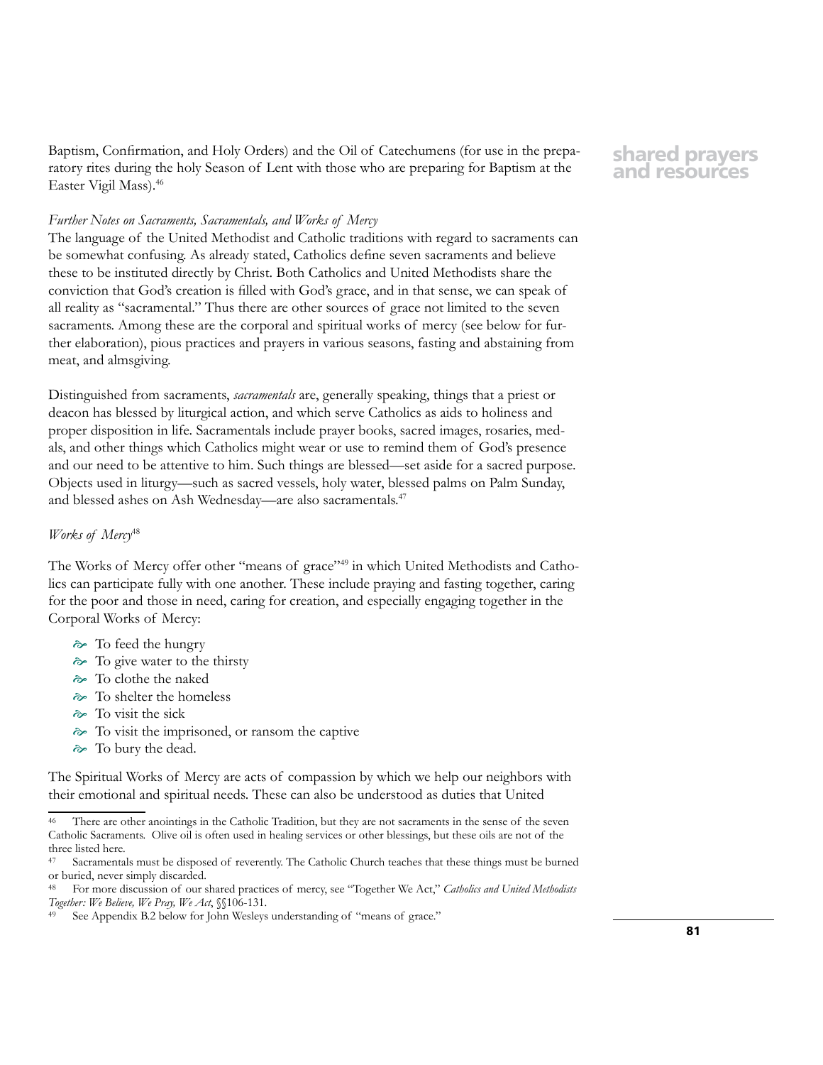Baptism, Confirmation, and Holy Orders) and the Oil of Catechumens (for use in the preparatory rites during the holy Season of Lent with those who are preparing for Baptism at the Easter Vigil Mass).[46]

*Further Notes on Sacraments, Sacramentals, and Works of Mercy*

The language of the United Methodist and Catholic traditions with regard to sacraments can be somewhat confusing. As already stated, Catholics define seven sacraments and believe these to be instituted directly by Christ. Both Catholics and United Methodists share the conviction that God's creation is filled with God's grace, and in that sense, we can speak of all reality as "sacramental." Thus there are other sources of grace not limited to the seven sacraments. Among these are the corporal and spiritual works of mercy (see below for further elaboration), pious practices and prayers in various seasons, fasting and abstaining from meat, and almsgiving.

Distinguished from sacraments, *sacramentals* are, generally speaking, things that a priest or deacon has blessed by liturgical action, and which serve Catholics as aids to holiness and proper disposition in life. Sacramentals include prayer books, sacred images, rosaries, medals, and other things which Catholics might wear or use to remind them of God's presence and our need to be attentive to him. Such things are blessed—set aside for a sacred purpose. Objects used in liturgy—such as sacred vessels, holy water, blessed palms on Palm Sunday, and blessed ashes on Ash Wednesday—are also sacramentals.[47]

*Works of Mercy*[48]

The Works of Mercy offer other "means of grace"[49] in which United Methodists and Catholics can participate fully with one another. These include praying and fasting together, caring for the poor and those in need, caring for creation, and especially engaging together in the Corporal Works of Mercy:

- To feed the hungry
- To give water to the thirsty
- To clothe the naked
- To shelter the homeless
- To visit the sick
- To visit the imprisoned, or ransom the captive
- To bury the dead.

The Spiritual Works of Mercy are acts of compassion by which we help our neighbors with their emotional and spiritual needs. These can also be understood as duties that United

---

46 There are other anointings in the Catholic Tradition, but they are not sacraments in the sense of the seven Catholic Sacraments. Olive oil is often used in healing services or other blessings, but these oils are not of the three listed here.

47 Sacramentals must be disposed of reverently. The Catholic Church teaches that these things must be burned or buried, never simply discarded.

48 For more discussion of our shared practices of mercy, see "Together We Act," *Catholics and United Methodists Together: We Believe, We Pray, We Act*, §§106-131.

49 See Appendix B.2 below for John Wesleys understanding of "means of grace."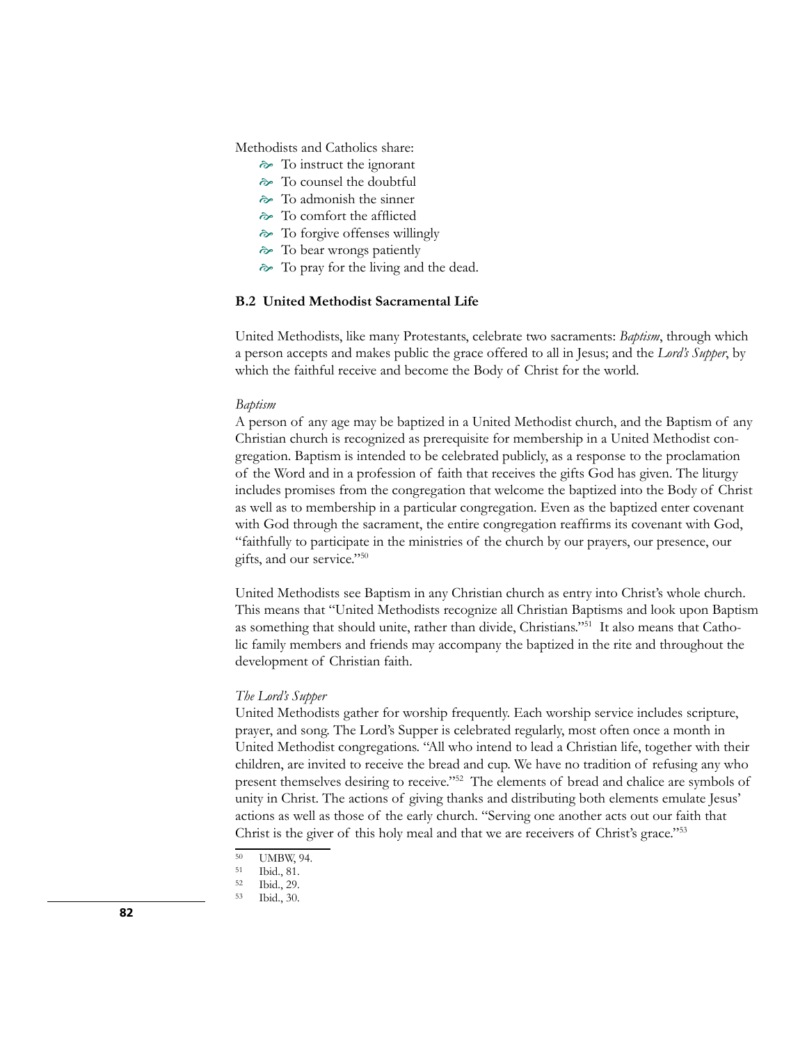Methodists and Catholics share:

- To instruct the ignorant
- To counsel the doubtful
- To admonish the sinner
- To comfort the afflicted
- To forgive offenses willingly
- To bear wrongs patiently
- To pray for the living and the dead.

### B.2 United Methodist Sacramental Life

United Methodists, like many Protestants, celebrate two sacraments: *Baptism*, through which a person accepts and makes public the grace offered to all in Jesus; and the *Lord's Supper*, by which the faithful receive and become the Body of Christ for the world.

*Baptism*

A person of any age may be baptized in a United Methodist church, and the Baptism of any Christian church is recognized as prerequisite for membership in a United Methodist congregation. Baptism is intended to be celebrated publicly, as a response to the proclamation of the Word and in a profession of faith that receives the gifts God has given. The liturgy includes promises from the congregation that welcome the baptized into the Body of Christ as well as to membership in a particular congregation. Even as the baptized enter covenant with God through the sacrament, the entire congregation reaffirms its covenant with God, "faithfully to participate in the ministries of the church by our prayers, our presence, our gifts, and our service."[50]

United Methodists see Baptism in any Christian church as entry into Christ's whole church. This means that "United Methodists recognize all Christian Baptisms and look upon Baptism as something that should unite, rather than divide, Christians."[51] It also means that Catholic family members and friends may accompany the baptized in the rite and throughout the development of Christian faith.

*The Lord's Supper*

United Methodists gather for worship frequently. Each worship service includes scripture, prayer, and song. The Lord's Supper is celebrated regularly, most often once a month in United Methodist congregations. "All who intend to lead a Christian life, together with their children, are invited to receive the bread and cup. We have no tradition of refusing any who present themselves desiring to receive."[52] The elements of bread and chalice are symbols of unity in Christ. The actions of giving thanks and distributing both elements emulate Jesus' actions as well as those of the early church. "Serving one another acts out our faith that Christ is the giver of this holy meal and that we are receivers of Christ's grace."[53]

---

[50] UMBW, 94.

[51] Ibid., 81.

[52] Ibid., 29.

[53] Ibid., 30.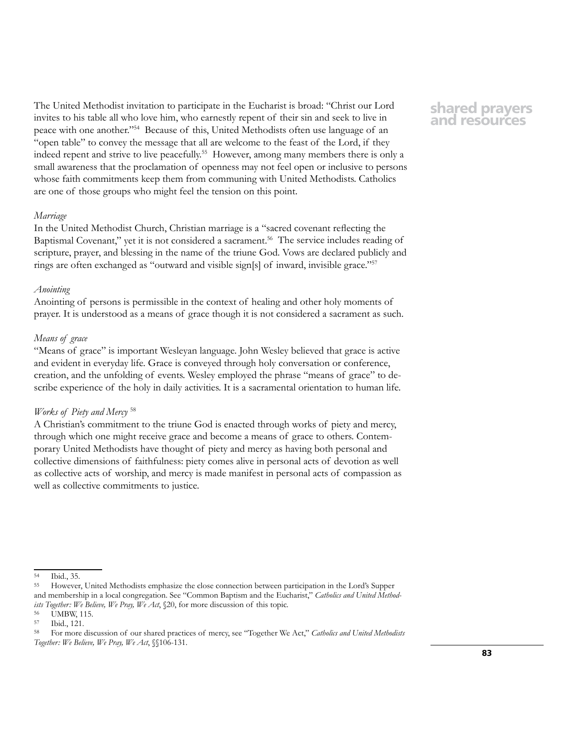The United Methodist invitation to participate in the Eucharist is broad: "Christ our Lord invites to his table all who love him, who earnestly repent of their sin and seek to live in peace with one another."[54] Because of this, United Methodists often use language of an "open table" to convey the message that all are welcome to the feast of the Lord, if they indeed repent and strive to live peacefully.[55] However, among many members there is only a small awareness that the proclamation of openness may not feel open or inclusive to persons whose faith commitments keep them from communing with United Methodists. Catholics are one of those groups who might feel the tension on this point.

*Marriage*

In the United Methodist Church, Christian marriage is a "sacred covenant reflecting the Baptismal Covenant," yet it is not considered a sacrament.[56] The service includes reading of scripture, prayer, and blessing in the name of the triune God. Vows are declared publicly and rings are often exchanged as "outward and visible sign[s] of inward, invisible grace."[57]

*Anointing*

Anointing of persons is permissible in the context of healing and other holy moments of prayer. It is understood as a means of grace though it is not considered a sacrament as such.

*Means of grace*

"Means of grace" is important Wesleyan language. John Wesley believed that grace is active and evident in everyday life. Grace is conveyed through holy conversation or conference, creation, and the unfolding of events. Wesley employed the phrase "means of grace" to describe experience of the holy in daily activities. It is a sacramental orientation to human life.

*Works of Piety and Mercy* [58]

A Christian's commitment to the triune God is enacted through works of piety and mercy, through which one might receive grace and become a means of grace to others. Contemporary United Methodists have thought of piety and mercy as having both personal and collective dimensions of faithfulness: piety comes alive in personal acts of devotion as well as collective acts of worship, and mercy is made manifest in personal acts of compassion as well as collective commitments to justice.

---

54 Ibid., 35.

55 However, United Methodists emphasize the close connection between participation in the Lord's Supper and membership in a local congregation. See "Common Baptism and the Eucharist," *Catholics and United Methodists Together: We Believe, We Pray, We Act*, §20, for more discussion of this topic.

56 UMBW, 115.

57 Ibid., 121.

58 For more discussion of our shared practices of mercy, see "Together We Act," *Catholics and United Methodists Together: We Believe, We Pray, We Act*, §§106-131.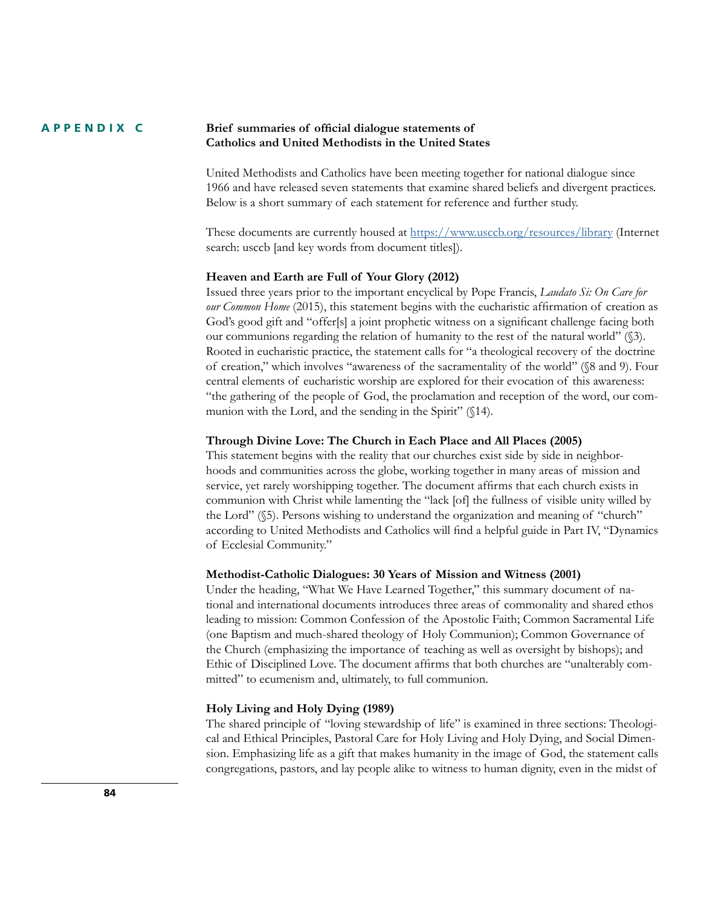## APPENDIX C

### Brief summaries of official dialogue statements of Catholics and United Methodists in the United States

United Methodists and Catholics have been meeting together for national dialogue since 1966 and have released seven statements that examine shared beliefs and divergent practices. Below is a short summary of each statement for reference and further study.

These documents are currently housed at https://www.usccb.org/resources/library (Internet search: usccb [and key words from document titles]).

**Heaven and Earth are Full of Your Glory (2012)**

Issued three years prior to the important encyclical by Pope Francis, *Laudato Si: On Care for our Common Home* (2015), this statement begins with the eucharistic affirmation of creation as God's good gift and "offer[s] a joint prophetic witness on a significant challenge facing both our communions regarding the relation of humanity to the rest of the natural world" (§3). Rooted in eucharistic practice, the statement calls for "a theological recovery of the doctrine of creation," which involves "awareness of the sacramentality of the world" (§8 and 9). Four central elements of eucharistic worship are explored for their evocation of this awareness: "the gathering of the people of God, the proclamation and reception of the word, our communion with the Lord, and the sending in the Spirit" (§14).

**Through Divine Love: The Church in Each Place and All Places (2005)**

This statement begins with the reality that our churches exist side by side in neighborhoods and communities across the globe, working together in many areas of mission and service, yet rarely worshipping together. The document affirms that each church exists in communion with Christ while lamenting the "lack [of] the fullness of visible unity willed by the Lord" (§5). Persons wishing to understand the organization and meaning of "church" according to United Methodists and Catholics will find a helpful guide in Part IV, "Dynamics of Ecclesial Community."

**Methodist-Catholic Dialogues: 30 Years of Mission and Witness (2001)**

Under the heading, "What We Have Learned Together," this summary document of national and international documents introduces three areas of commonality and shared ethos leading to mission: Common Confession of the Apostolic Faith; Common Sacramental Life (one Baptism and much-shared theology of Holy Communion); Common Governance of the Church (emphasizing the importance of teaching as well as oversight by bishops); and Ethic of Disciplined Love. The document affirms that both churches are "unalterably committed" to ecumenism and, ultimately, to full communion.

**Holy Living and Holy Dying (1989)**

The shared principle of "loving stewardship of life" is examined in three sections: Theological and Ethical Principles, Pastoral Care for Holy Living and Holy Dying, and Social Dimension. Emphasizing life as a gift that makes humanity in the image of God, the statement calls congregations, pastors, and lay people alike to witness to human dignity, even in the midst of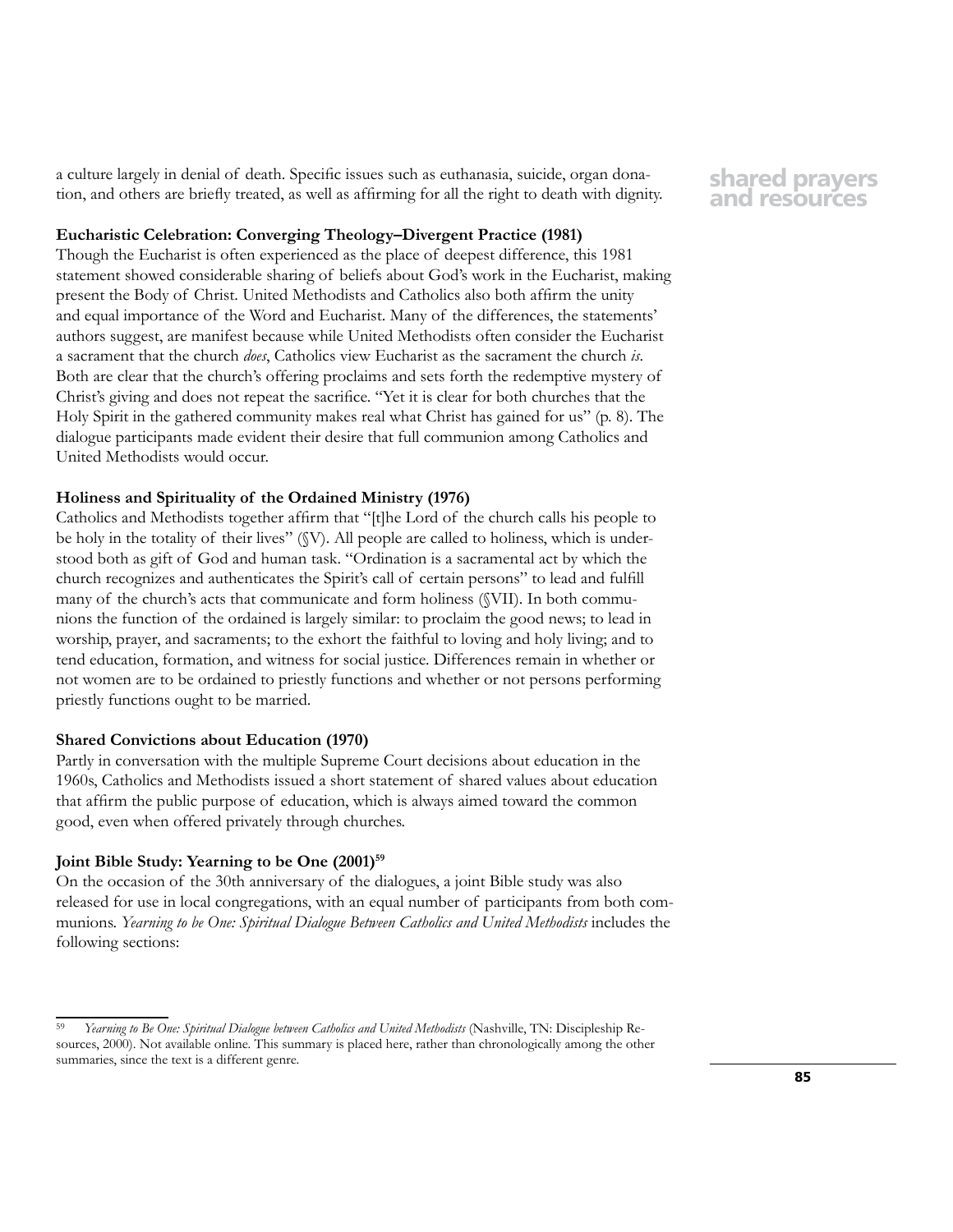a culture largely in denial of death. Specific issues such as euthanasia, suicide, organ donation, and others are briefly treated, as well as affirming for all the right to death with dignity.

**Eucharistic Celebration: Converging Theology–Divergent Practice (1981)**
Though the Eucharist is often experienced as the place of deepest difference, this 1981 statement showed considerable sharing of beliefs about God's work in the Eucharist, making present the Body of Christ. United Methodists and Catholics also both affirm the unity and equal importance of the Word and Eucharist. Many of the differences, the statements' authors suggest, are manifest because while United Methodists often consider the Eucharist a sacrament that the church *does*, Catholics view Eucharist as the sacrament the church *is*. Both are clear that the church's offering proclaims and sets forth the redemptive mystery of Christ's giving and does not repeat the sacrifice. "Yet it is clear for both churches that the Holy Spirit in the gathered community makes real what Christ has gained for us" (p. 8). The dialogue participants made evident their desire that full communion among Catholics and United Methodists would occur.

**Holiness and Spirituality of the Ordained Ministry (1976)**
Catholics and Methodists together affirm that "[t]he Lord of the church calls his people to be holy in the totality of their lives" (§V). All people are called to holiness, which is understood both as gift of God and human task. "Ordination is a sacramental act by which the church recognizes and authenticates the Spirit's call of certain persons" to lead and fulfill many of the church's acts that communicate and form holiness (§VII). In both communions the function of the ordained is largely similar: to proclaim the good news; to lead in worship, prayer, and sacraments; to the exhort the faithful to loving and holy living; and to tend education, formation, and witness for social justice. Differences remain in whether or not women are to be ordained to priestly functions and whether or not persons performing priestly functions ought to be married.

**Shared Convictions about Education (1970)**
Partly in conversation with the multiple Supreme Court decisions about education in the 1960s, Catholics and Methodists issued a short statement of shared values about education that affirm the public purpose of education, which is always aimed toward the common good, even when offered privately through churches.

**Joint Bible Study: Yearning to be One (2001)[59]**
On the occasion of the 30th anniversary of the dialogues, a joint Bible study was also released for use in local congregations, with an equal number of participants from both communions. *Yearning to be One: Spiritual Dialogue Between Catholics and United Methodists* includes the following sections:

---

[59] *Yearning to Be One: Spiritual Dialogue between Catholics and United Methodists* (Nashville, TN: Discipleship Resources, 2000). Not available online. This summary is placed here, rather than chronologically among the other summaries, since the text is a different genre.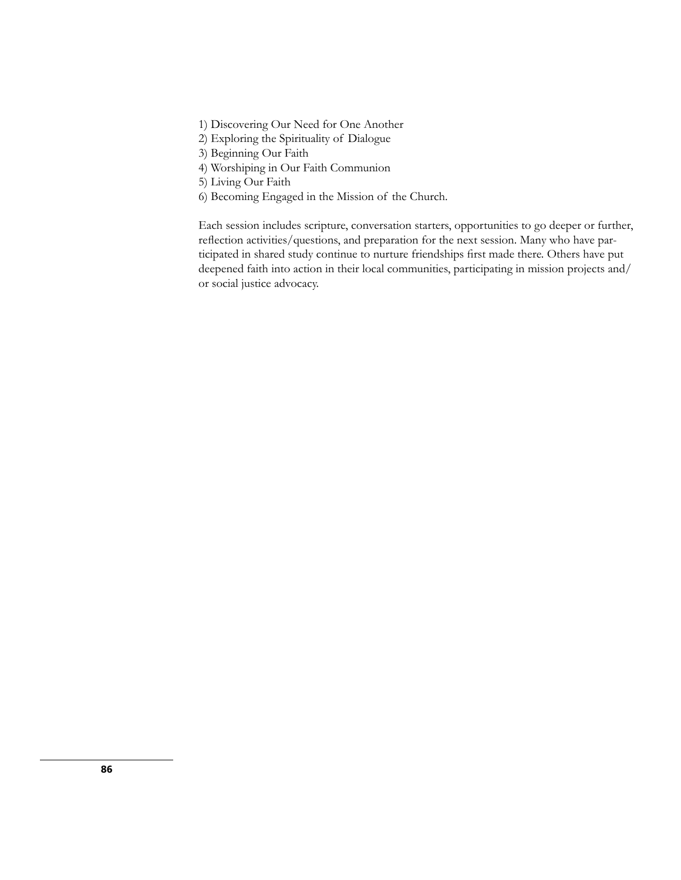1) Discovering Our Need for One Another
2) Exploring the Spirituality of Dialogue
3) Beginning Our Faith
4) Worshiping in Our Faith Communion
5) Living Our Faith
6) Becoming Engaged in the Mission of the Church.

Each session includes scripture, conversation starters, opportunities to go deeper or further, reflection activities/questions, and preparation for the next session. Many who have participated in shared study continue to nurture friendships first made there. Others have put deepened faith into action in their local communities, participating in mission projects and/or social justice advocacy.